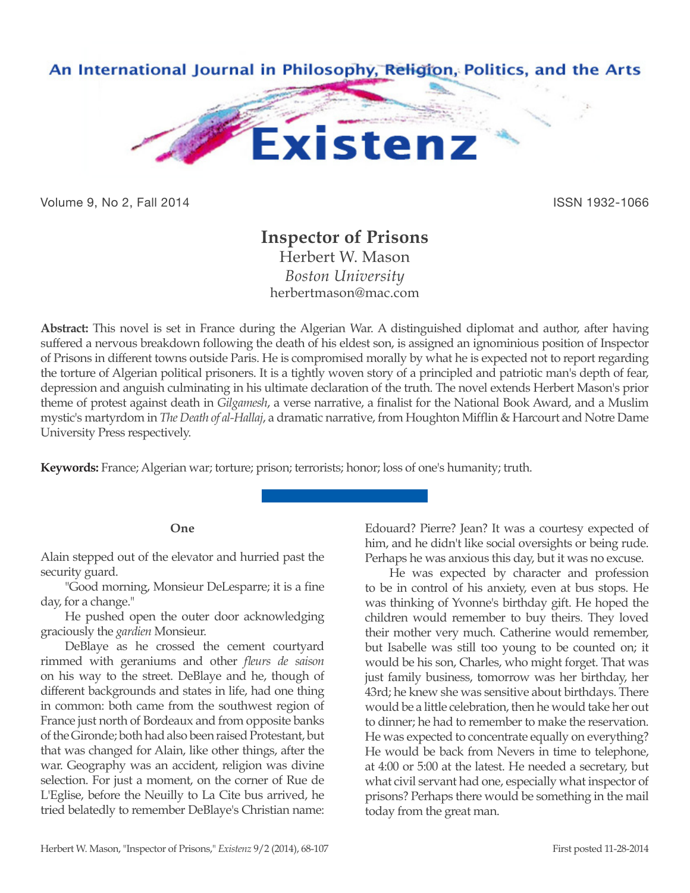# Inspector of Prisons

Herbert W. Mason

*Boston University*

herbertmason@mac.com

**Abstract:** This novel is set in France during the Algerian War. A distinguished diplomat and author, after having suffered a nervous breakdown following the death of his eldest son, is assigned an ignominious position of Inspector of Prisons in different towns outside Paris. He is compromised morally by what he is expected not to report regarding the torture of Algerian political prisoners. It is a tightly woven story of a principled and patriotic man's depth of fear, depression and anguish culminating in his ultimate declaration of the truth. The novel extends Herbert Mason's prior theme of protest against death in *Gilgamesh*, a verse narrative, a finalist for the National Book Award, and a Muslim mystic's martyrdom in *The Death of al-Hallaj*, a dramatic narrative, from Houghton Mifflin & Harcourt and Notre Dame University Press respectively.

**Keywords:** France; Algerian war; torture; prison; terrorists; honor; loss of one's humanity; truth.

## One

Alain stepped out of the elevator and hurried past the security guard.

"Good morning, Monsieur DeLesparre; it is a fine day, for a change."

He pushed open the outer door acknowledging graciously the *gardien* Monsieur.

DeBlaye as he crossed the cement courtyard rimmed with geraniums and other *fleurs de saison* on his way to the street. DeBlaye and he, though of different backgrounds and states in life, had one thing in common: both came from the southwest region of France just north of Bordeaux and from opposite banks of the Gironde; both had also been raised Protestant, but that was changed for Alain, like other things, after the war. Geography was an accident, religion was divine selection. For just a moment, on the corner of Rue de L'Eglise, before the Neuilly to La Cite bus arrived, he tried belatedly to remember DeBlaye's Christian name: Edouard? Pierre? Jean? It was a courtesy expected of him, and he didn't like social oversights or being rude. Perhaps he was anxious this day, but it was no excuse.

He was expected by character and profession to be in control of his anxiety, even at bus stops. He was thinking of Yvonne's birthday gift. He hoped the children would remember to buy theirs. They loved their mother very much. Catherine would remember, but Isabelle was still too young to be counted on; it would be his son, Charles, who might forget. That was just family business, tomorrow was her birthday, her 43rd; he knew she was sensitive about birthdays. There would be a little celebration, then he would take her out to dinner; he had to remember to make the reservation. He was expected to concentrate equally on everything? He would be back from Nevers in time to telephone, at 4:00 or 5:00 at the latest. He needed a secretary, but what civil servant had one, especially what inspector of prisons? Perhaps there would be something in the mail today from the great man.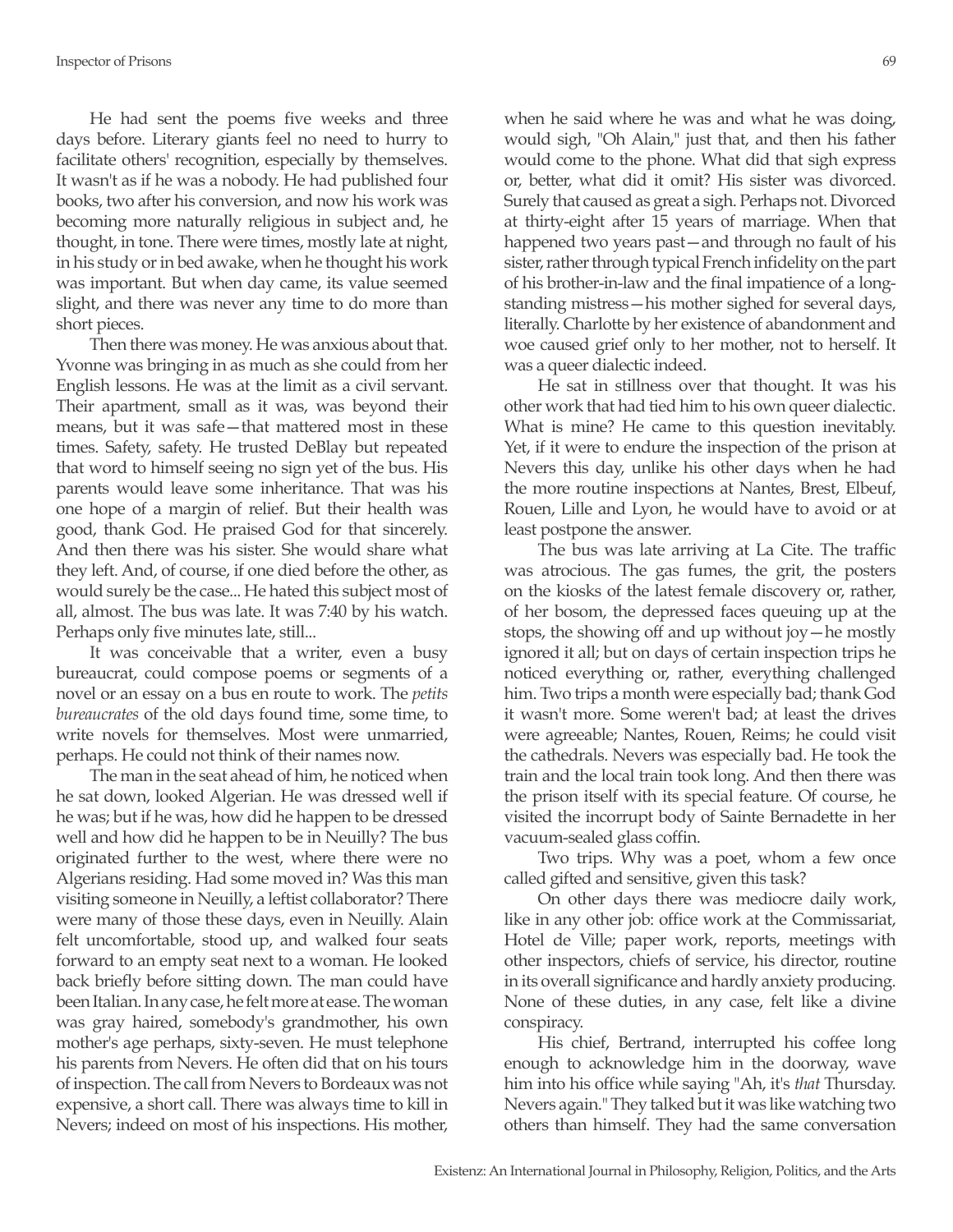He had sent the poems five weeks and three days before. Literary giants feel no need to hurry to facilitate others' recognition, especially by themselves. It wasn't as if he was a nobody. He had published four books, two after his conversion, and now his work was becoming more naturally religious in subject and, he thought, in tone. There were times, mostly late at night, in his study or in bed awake, when he thought his work was important. But when day came, its value seemed slight, and there was never any time to do more than short pieces.

Then there was money. He was anxious about that. Yvonne was bringing in as much as she could from her English lessons. He was at the limit as a civil servant. Their apartment, small as it was, was beyond their means, but it was safe—that mattered most in these times. Safety, safety. He trusted DeBlay but repeated that word to himself seeing no sign yet of the bus. His parents would leave some inheritance. That was his one hope of a margin of relief. But their health was good, thank God. He praised God for that sincerely. And then there was his sister. She would share what they left. And, of course, if one died before the other, as would surely be the case... He hated this subject most of all, almost. The bus was late. It was 7:40 by his watch. Perhaps only five minutes late, still...

It was conceivable that a writer, even a busy bureaucrat, could compose poems or segments of a novel or an essay on a bus en route to work. The *petits bureaucrates* of the old days found time, some time, to write novels for themselves. Most were unmarried, perhaps. He could not think of their names now.

The man in the seat ahead of him, he noticed when he sat down, looked Algerian. He was dressed well if he was; but if he was, how did he happen to be dressed well and how did he happen to be in Neuilly? The bus originated further to the west, where there were no Algerians residing. Had some moved in? Was this man visiting someone in Neuilly, a leftist collaborator? There were many of those these days, even in Neuilly. Alain felt uncomfortable, stood up, and walked four seats forward to an empty seat next to a woman. He looked back briefly before sitting down. The man could have been Italian. In any case, he felt more at ease. The woman was gray haired, somebody's grandmother, his own mother's age perhaps, sixty-seven. He must telephone his parents from Nevers. He often did that on his tours of inspection. The call from Nevers to Bordeaux was not expensive, a short call. There was always time to kill in Nevers; indeed on most of his inspections. His mother, when he said where he was and what he was doing, would sigh, "Oh Alain," just that, and then his father would come to the phone. What did that sigh express or, better, what did it omit? His sister was divorced. Surely that caused as great a sigh. Perhaps not. Divorced at thirty-eight after 15 years of marriage. When that happened two years past—and through no fault of his sister, rather through typical French infidelity on the part of his brother-in-law and the final impatience of a long-standing mistress—his mother sighed for several days, literally. Charlotte by her existence of abandonment and woe caused grief only to her mother, not to herself. It was a queer dialectic indeed.

He sat in stillness over that thought. It was his other work that had tied him to his own queer dialectic. What is mine? He came to this question inevitably. Yet, if it were to endure the inspection of the prison at Nevers this day, unlike his other days when he had the more routine inspections at Nantes, Brest, Elbeuf, Rouen, Lille and Lyon, he would have to avoid or at least postpone the answer.

The bus was late arriving at La Cite. The traffic was atrocious. The gas fumes, the grit, the posters on the kiosks of the latest female discovery or, rather, of her bosom, the depressed faces queuing up at the stops, the showing off and up without joy—he mostly ignored it all; but on days of certain inspection trips he noticed everything or, rather, everything challenged him. Two trips a month were especially bad; thank God it wasn't more. Some weren't bad; at least the drives were agreeable; Nantes, Rouen, Reims; he could visit the cathedrals. Nevers was especially bad. He took the train and the local train took long. And then there was the prison itself with its special feature. Of course, he visited the incorrupt body of Sainte Bernadette in her vacuum-sealed glass coffin.

Two trips. Why was a poet, whom a few once called gifted and sensitive, given this task?

On other days there was mediocre daily work, like in any other job: office work at the Commissariat, Hotel de Ville; paper work, reports, meetings with other inspectors, chiefs of service, his director, routine in its overall significance and hardly anxiety producing. None of these duties, in any case, felt like a divine conspiracy.

His chief, Bertrand, interrupted his coffee long enough to acknowledge him in the doorway, wave him into his office while saying "Ah, it's *that* Thursday. Nevers again." They talked but it was like watching two others than himself. They had the same conversation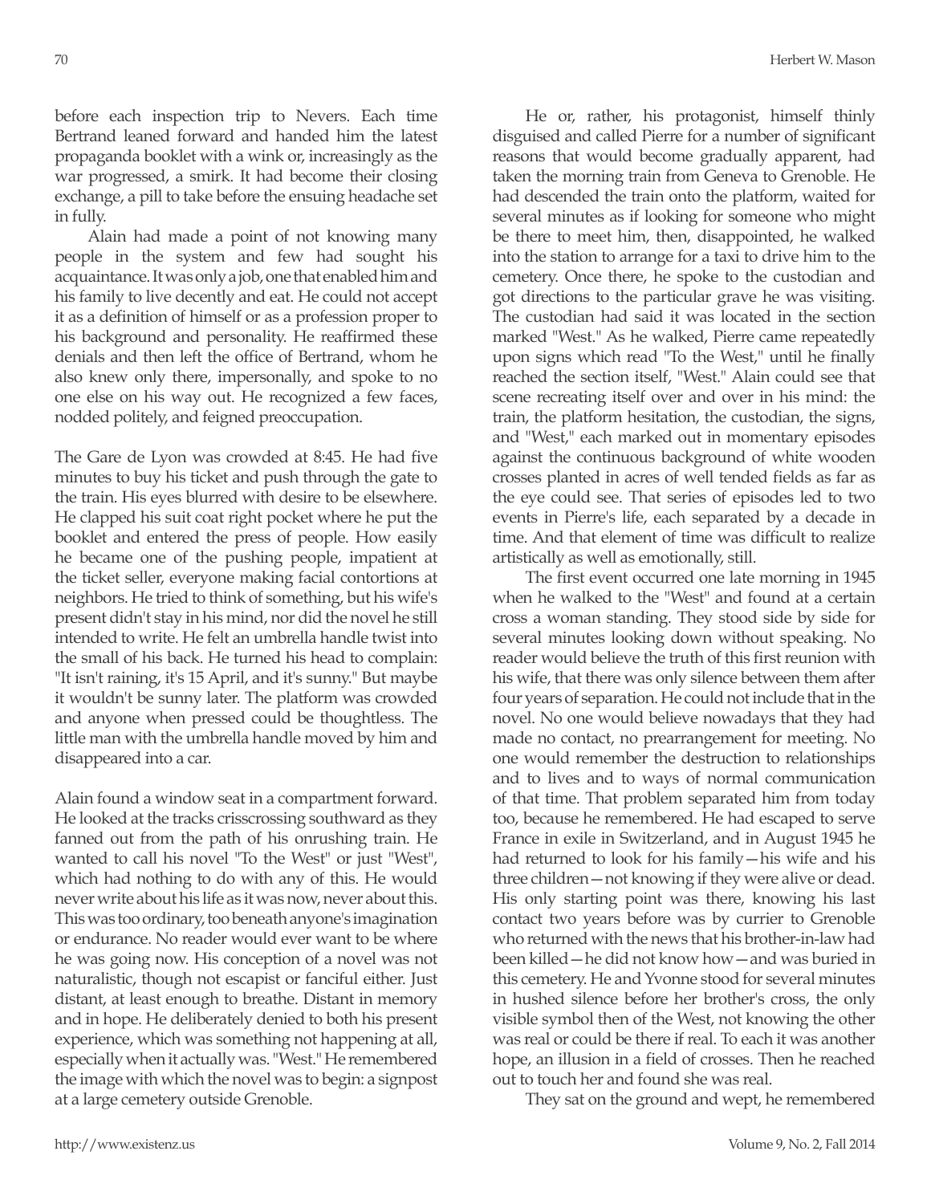before each inspection trip to Nevers. Each time Bertrand leaned forward and handed him the latest propaganda booklet with a wink or, increasingly as the war progressed, a smirk. It had become their closing exchange, a pill to take before the ensuing headache set in fully.

Alain had made a point of not knowing many people in the system and few had sought his acquaintance. It was only a job, one that enabled him and his family to live decently and eat. He could not accept it as a definition of himself or as a profession proper to his background and personality. He reaffirmed these denials and then left the office of Bertrand, whom he also knew only there, impersonally, and spoke to no one else on his way out. He recognized a few faces, nodded politely, and feigned preoccupation.

The Gare de Lyon was crowded at 8:45. He had five minutes to buy his ticket and push through the gate to the train. His eyes blurred with desire to be elsewhere. He clapped his suit coat right pocket where he put the booklet and entered the press of people. How easily he became one of the pushing people, impatient at the ticket seller, everyone making facial contortions at neighbors. He tried to think of something, but his wife's present didn't stay in his mind, nor did the novel he still intended to write. He felt an umbrella handle twist into the small of his back. He turned his head to complain: "It isn't raining, it's 15 April, and it's sunny." But maybe it wouldn't be sunny later. The platform was crowded and anyone when pressed could be thoughtless. The little man with the umbrella handle moved by him and disappeared into a car.

Alain found a window seat in a compartment forward. He looked at the tracks crisscrossing southward as they fanned out from the path of his onrushing train. He wanted to call his novel "To the West" or just "West", which had nothing to do with any of this. He would never write about his life as it was now, never about this. This was too ordinary, too beneath anyone's imagination or endurance. No reader would ever want to be where he was going now. His conception of a novel was not naturalistic, though not escapist or fanciful either. Just distant, at least enough to breathe. Distant in memory and in hope. He deliberately denied to both his present experience, which was something not happening at all, especially when it actually was. "West." He remembered the image with which the novel was to begin: a signpost at a large cemetery outside Grenoble.

He or, rather, his protagonist, himself thinly disguised and called Pierre for a number of significant reasons that would become gradually apparent, had taken the morning train from Geneva to Grenoble. He had descended the train onto the platform, waited for several minutes as if looking for someone who might be there to meet him, then, disappointed, he walked into the station to arrange for a taxi to drive him to the cemetery. Once there, he spoke to the custodian and got directions to the particular grave he was visiting. The custodian had said it was located in the section marked "West." As he walked, Pierre came repeatedly upon signs which read "To the West," until he finally reached the section itself, "West." Alain could see that scene recreating itself over and over in his mind: the train, the platform hesitation, the custodian, the signs, and "West," each marked out in momentary episodes against the continuous background of white wooden crosses planted in acres of well tended fields as far as the eye could see. That series of episodes led to two events in Pierre's life, each separated by a decade in time. And that element of time was difficult to realize artistically as well as emotionally, still.

The first event occurred one late morning in 1945 when he walked to the "West" and found at a certain cross a woman standing. They stood side by side for several minutes looking down without speaking. No reader would believe the truth of this first reunion with his wife, that there was only silence between them after four years of separation. He could not include that in the novel. No one would believe nowadays that they had made no contact, no prearrangement for meeting. No one would remember the destruction to relationships and to lives and to ways of normal communication of that time. That problem separated him from today too, because he remembered. He had escaped to serve France in exile in Switzerland, and in August 1945 he had returned to look for his family—his wife and his three children—not knowing if they were alive or dead. His only starting point was there, knowing his last contact two years before was by currier to Grenoble who returned with the news that his brother-in-law had been killed—he did not know how—and was buried in this cemetery. He and Yvonne stood for several minutes in hushed silence before her brother's cross, the only visible symbol then of the West, not knowing the other was real or could be there if real. To each it was another hope, an illusion in a field of crosses. Then he reached out to touch her and found she was real.

They sat on the ground and wept, he remembered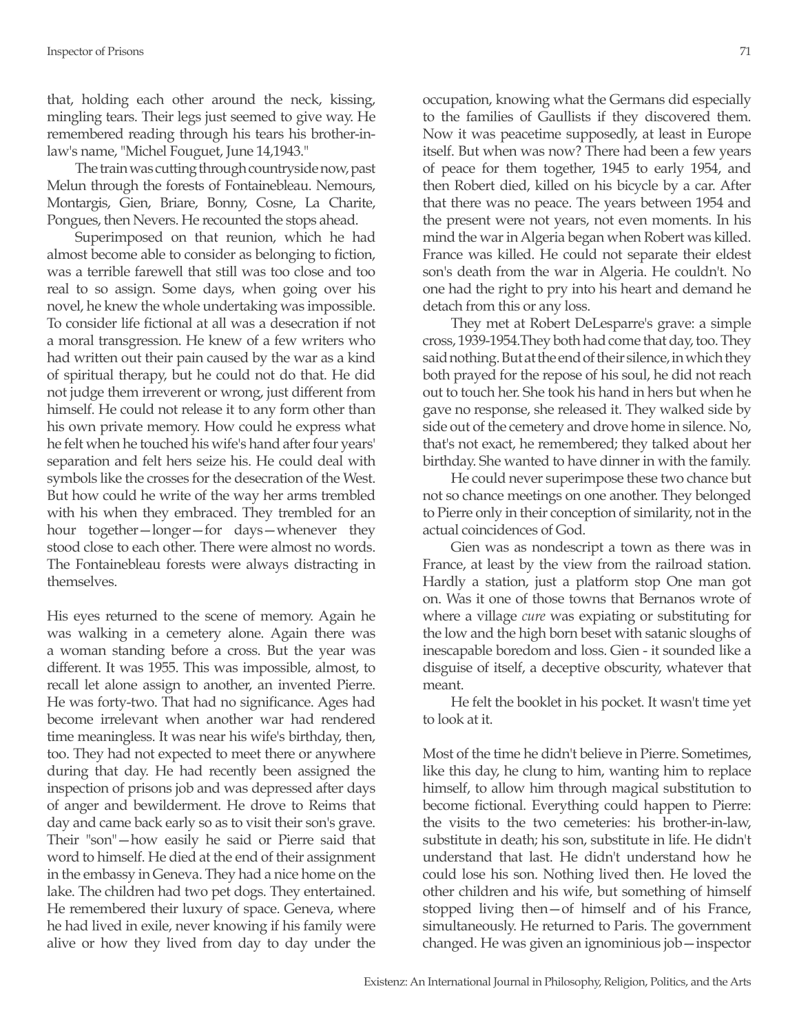that, holding each other around the neck, kissing, mingling tears. Their legs just seemed to give way. He remembered reading through his tears his brother-in-law's name, "Michel Fouguet, June 14,1943."

The train was cutting through countryside now, past Melun through the forests of Fontainebleau. Nemours, Montargis, Gien, Briare, Bonny, Cosne, La Charite, Pongues, then Nevers. He recounted the stops ahead.

Superimposed on that reunion, which he had almost become able to consider as belonging to fiction, was a terrible farewell that still was too close and too real to so assign. Some days, when going over his novel, he knew the whole undertaking was impossible. To consider life fictional at all was a desecration if not a moral transgression. He knew of a few writers who had written out their pain caused by the war as a kind of spiritual therapy, but he could not do that. He did not judge them irreverent or wrong, just different from himself. He could not release it to any form other than his own private memory. How could he express what he felt when he touched his wife's hand after four years' separation and felt hers seize his. He could deal with symbols like the crosses for the desecration of the West. But how could he write of the way her arms trembled with his when they embraced. They trembled for an hour together—longer—for days—whenever they stood close to each other. There were almost no words. The Fontainebleau forests were always distracting in themselves.

His eyes returned to the scene of memory. Again he was walking in a cemetery alone. Again there was a woman standing before a cross. But the year was different. It was 1955. This was impossible, almost, to recall let alone assign to another, an invented Pierre. He was forty-two. That had no significance. Ages had become irrelevant when another war had rendered time meaningless. It was near his wife's birthday, then, too. They had not expected to meet there or anywhere during that day. He had recently been assigned the inspection of prisons job and was depressed after days of anger and bewilderment. He drove to Reims that day and came back early so as to visit their son's grave. Their "son"—how easily he said or Pierre said that word to himself. He died at the end of their assignment in the embassy in Geneva. They had a nice home on the lake. The children had two pet dogs. They entertained. He remembered their luxury of space. Geneva, where he had lived in exile, never knowing if his family were alive or how they lived from day to day under the occupation, knowing what the Germans did especially to the families of Gaullists if they discovered them. Now it was peacetime supposedly, at least in Europe itself. But when was now? There had been a few years of peace for them together, 1945 to early 1954, and then Robert died, killed on his bicycle by a car. After that there was no peace. The years between 1954 and the present were not years, not even moments. In his mind the war in Algeria began when Robert was killed. France was killed. He could not separate their eldest son's death from the war in Algeria. He couldn't. No one had the right to pry into his heart and demand he detach from this or any loss.

They met at Robert DeLesparre's grave: a simple cross, 1939-1954. They both had come that day, too. They said nothing. But at the end of their silence, in which they both prayed for the repose of his soul, he did not reach out to touch her. She took his hand in hers but when he gave no response, she released it. They walked side by side out of the cemetery and drove home in silence. No, that's not exact, he remembered; they talked about her birthday. She wanted to have dinner in with the family.

He could never superimpose these two chance but not so chance meetings on one another. They belonged to Pierre only in their conception of similarity, not in the actual coincidences of God.

Gien was as nondescript a town as there was in France, at least by the view from the railroad station. Hardly a station, just a platform stop One man got on. Was it one of those towns that Bernanos wrote of where a village *cure* was expiating or substituting for the low and the high born beset with satanic sloughs of inescapable boredom and loss. Gien - it sounded like a disguise of itself, a deceptive obscurity, whatever that meant.

He felt the booklet in his pocket. It wasn't time yet to look at it.

Most of the time he didn't believe in Pierre. Sometimes, like this day, he clung to him, wanting him to replace himself, to allow him through magical substitution to become fictional. Everything could happen to Pierre: the visits to the two cemeteries: his brother-in-law, substitute in death; his son, substitute in life. He didn't understand that last. He didn't understand how he could lose his son. Nothing lived then. He loved the other children and his wife, but something of himself stopped living then—of himself and of his France, simultaneously. He returned to Paris. The government changed. He was given an ignominious job—inspector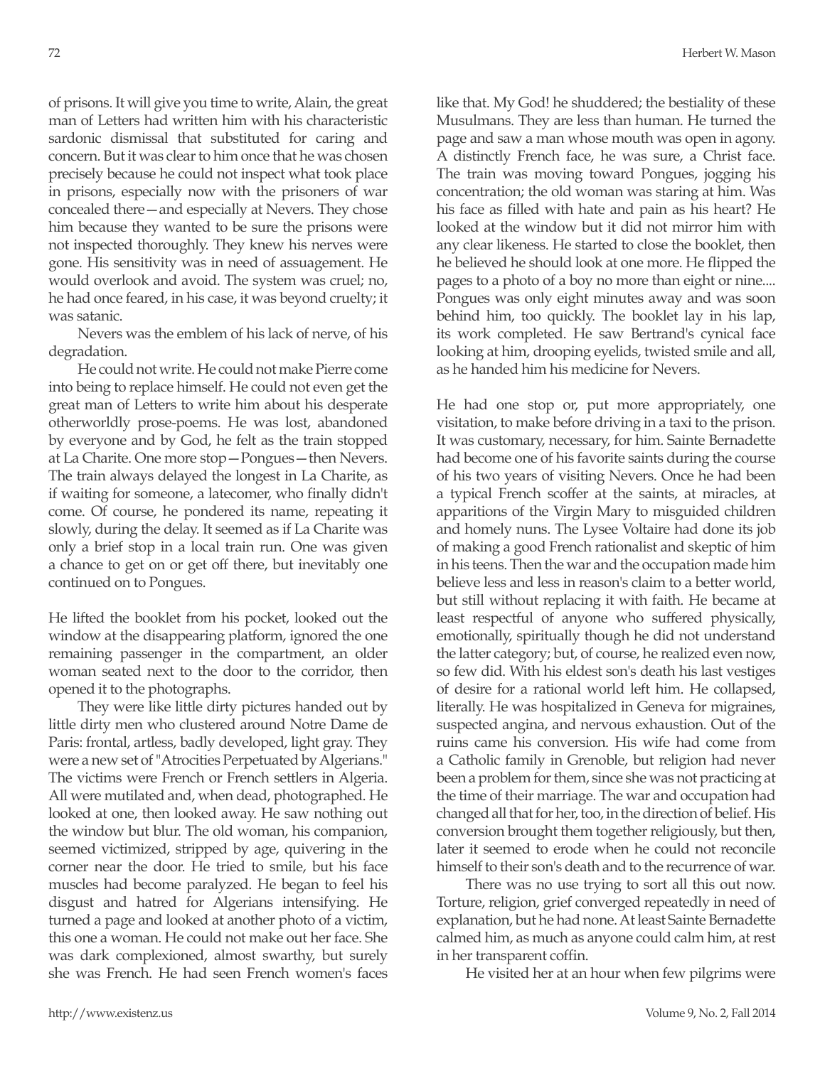of prisons. It will give you time to write, Alain, the great man of Letters had written him with his characteristic sardonic dismissal that substituted for caring and concern. But it was clear to him once that he was chosen precisely because he could not inspect what took place in prisons, especially now with the prisoners of war concealed there—and especially at Nevers. They chose him because they wanted to be sure the prisons were not inspected thoroughly. They knew his nerves were gone. His sensitivity was in need of assuagement. He would overlook and avoid. The system was cruel; no, he had once feared, in his case, it was beyond cruelty; it was satanic.

Nevers was the emblem of his lack of nerve, of his degradation.

He could not write. He could not make Pierre come into being to replace himself. He could not even get the great man of Letters to write him about his desperate otherworldly prose-poems. He was lost, abandoned by everyone and by God, he felt as the train stopped at La Charite. One more stop—Pongues—then Nevers. The train always delayed the longest in La Charite, as if waiting for someone, a latecomer, who finally didn't come. Of course, he pondered its name, repeating it slowly, during the delay. It seemed as if La Charite was only a brief stop in a local train run. One was given a chance to get on or get off there, but inevitably one continued on to Pongues.

He lifted the booklet from his pocket, looked out the window at the disappearing platform, ignored the one remaining passenger in the compartment, an older woman seated next to the door to the corridor, then opened it to the photographs.

They were like little dirty pictures handed out by little dirty men who clustered around Notre Dame de Paris: frontal, artless, badly developed, light gray. They were a new set of "Atrocities Perpetuated by Algerians." The victims were French or French settlers in Algeria. All were mutilated and, when dead, photographed. He looked at one, then looked away. He saw nothing out the window but blur. The old woman, his companion, seemed victimized, stripped by age, quivering in the corner near the door. He tried to smile, but his face muscles had become paralyzed. He began to feel his disgust and hatred for Algerians intensifying. He turned a page and looked at another photo of a victim, this one a woman. He could not make out her face. She was dark complexioned, almost swarthy, but surely she was French. He had seen French women's faces like that. My God! he shuddered; the bestiality of these Musulmans. They are less than human. He turned the page and saw a man whose mouth was open in agony. A distinctly French face, he was sure, a Christ face. The train was moving toward Pongues, jogging his concentration; the old woman was staring at him. Was his face as filled with hate and pain as his heart? He looked at the window but it did not mirror him with any clear likeness. He started to close the booklet, then he believed he should look at one more. He flipped the pages to a photo of a boy no more than eight or nine.... Pongues was only eight minutes away and was soon behind him, too quickly. The booklet lay in his lap, its work completed. He saw Bertrand's cynical face looking at him, drooping eyelids, twisted smile and all, as he handed him his medicine for Nevers.

He had one stop or, put more appropriately, one visitation, to make before driving in a taxi to the prison. It was customary, necessary, for him. Sainte Bernadette had become one of his favorite saints during the course of his two years of visiting Nevers. Once he had been a typical French scoffer at the saints, at miracles, at apparitions of the Virgin Mary to misguided children and homely nuns. The Lysee Voltaire had done its job of making a good French rationalist and skeptic of him in his teens. Then the war and the occupation made him believe less and less in reason's claim to a better world, but still without replacing it with faith. He became at least respectful of anyone who suffered physically, emotionally, spiritually though he did not understand the latter category; but, of course, he realized even now, so few did. With his eldest son's death his last vestiges of desire for a rational world left him. He collapsed, literally. He was hospitalized in Geneva for migraines, suspected angina, and nervous exhaustion. Out of the ruins came his conversion. His wife had come from a Catholic family in Grenoble, but religion had never been a problem for them, since she was not practicing at the time of their marriage. The war and occupation had changed all that for her, too, in the direction of belief. His conversion brought them together religiously, but then, later it seemed to erode when he could not reconcile himself to their son's death and to the recurrence of war.

There was no use trying to sort all this out now. Torture, religion, grief converged repeatedly in need of explanation, but he had none. At least Sainte Bernadette calmed him, as much as anyone could calm him, at rest in her transparent coffin.

He visited her at an hour when few pilgrims were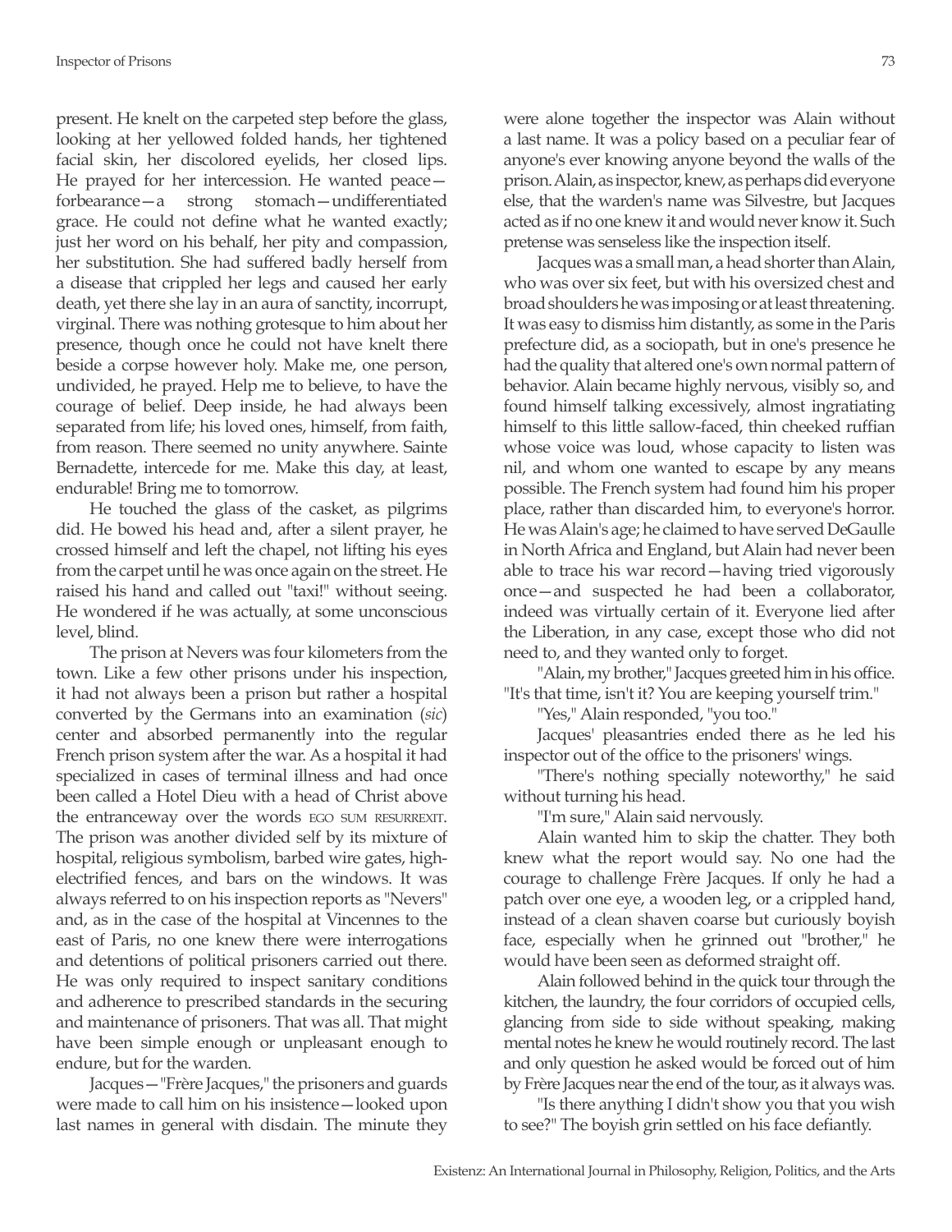present. He knelt on the carpeted step before the glass, looking at her yellowed folded hands, her tightened facial skin, her discolored eyelids, her closed lips. He prayed for her intercession. He wanted peace—forbearance—a strong stomach—undifferentiated grace. He could not define what he wanted exactly; just her word on his behalf, her pity and compassion, her substitution. She had suffered badly herself from a disease that crippled her legs and caused her early death, yet there she lay in an aura of sanctity, incorrupt, virginal. There was nothing grotesque to him about her presence, though once he could not have knelt there beside a corpse however holy. Make me, one person, undivided, he prayed. Help me to believe, to have the courage of belief. Deep inside, he had always been separated from life; his loved ones, himself, from faith, from reason. There seemed no unity anywhere. Sainte Bernadette, intercede for me. Make this day, at least, endurable! Bring me to tomorrow.

He touched the glass of the casket, as pilgrims did. He bowed his head and, after a silent prayer, he crossed himself and left the chapel, not lifting his eyes from the carpet until he was once again on the street. He raised his hand and called out "taxi!" without seeing. He wondered if he was actually, at some unconscious level, blind.

The prison at Nevers was four kilometers from the town. Like a few other prisons under his inspection, it had not always been a prison but rather a hospital converted by the Germans into an examination (*sic*) center and absorbed permanently into the regular French prison system after the war. As a hospital it had specialized in cases of terminal illness and had once been called a Hotel Dieu with a head of Christ above the entranceway over the words EGO SUM RESURREXIT. The prison was another divided self by its mixture of hospital, religious symbolism, barbed wire gates, high-electrified fences, and bars on the windows. It was always referred to on his inspection reports as "Nevers" and, as in the case of the hospital at Vincennes to the east of Paris, no one knew there were interrogations and detentions of political prisoners carried out there. He was only required to inspect sanitary conditions and adherence to prescribed standards in the securing and maintenance of prisoners. That was all. That might have been simple enough or unpleasant enough to endure, but for the warden.

Jacques—"Frère Jacques," the prisoners and guards were made to call him on his insistence—looked upon last names in general with disdain. The minute they were alone together the inspector was Alain without a last name. It was a policy based on a peculiar fear of anyone's ever knowing anyone beyond the walls of the prison. Alain, as inspector, knew, as perhaps did everyone else, that the warden's name was Silvestre, but Jacques acted as if no one knew it and would never know it. Such pretense was senseless like the inspection itself.

Jacques was a small man, a head shorter than Alain, who was over six feet, but with his oversized chest and broad shoulders he was imposing or at least threatening. It was easy to dismiss him distantly, as some in the Paris prefecture did, as a sociopath, but in one's presence he had the quality that altered one's own normal pattern of behavior. Alain became highly nervous, visibly so, and found himself talking excessively, almost ingratiating himself to this little sallow-faced, thin cheeked ruffian whose voice was loud, whose capacity to listen was nil, and whom one wanted to escape by any means possible. The French system had found him his proper place, rather than discarded him, to everyone's horror. He was Alain's age; he claimed to have served DeGaulle in North Africa and England, but Alain had never been able to trace his war record—having tried vigorously once—and suspected he had been a collaborator, indeed was virtually certain of it. Everyone lied after the Liberation, in any case, except those who did not need to, and they wanted only to forget.

"Alain, my brother," Jacques greeted him in his office. "It's that time, isn't it? You are keeping yourself trim."

"Yes," Alain responded, "you too."

Jacques' pleasantries ended there as he led his inspector out of the office to the prisoners' wings.

"There's nothing specially noteworthy," he said without turning his head.

"I'm sure," Alain said nervously.

Alain wanted him to skip the chatter. They both knew what the report would say. No one had the courage to challenge Frère Jacques. If only he had a patch over one eye, a wooden leg, or a crippled hand, instead of a clean shaven coarse but curiously boyish face, especially when he grinned out "brother," he would have been seen as deformed straight off.

Alain followed behind in the quick tour through the kitchen, the laundry, the four corridors of occupied cells, glancing from side to side without speaking, making mental notes he knew he would routinely record. The last and only question he asked would be forced out of him by Frère Jacques near the end of the tour, as it always was.

"Is there anything I didn't show you that you wish to see?" The boyish grin settled on his face defiantly.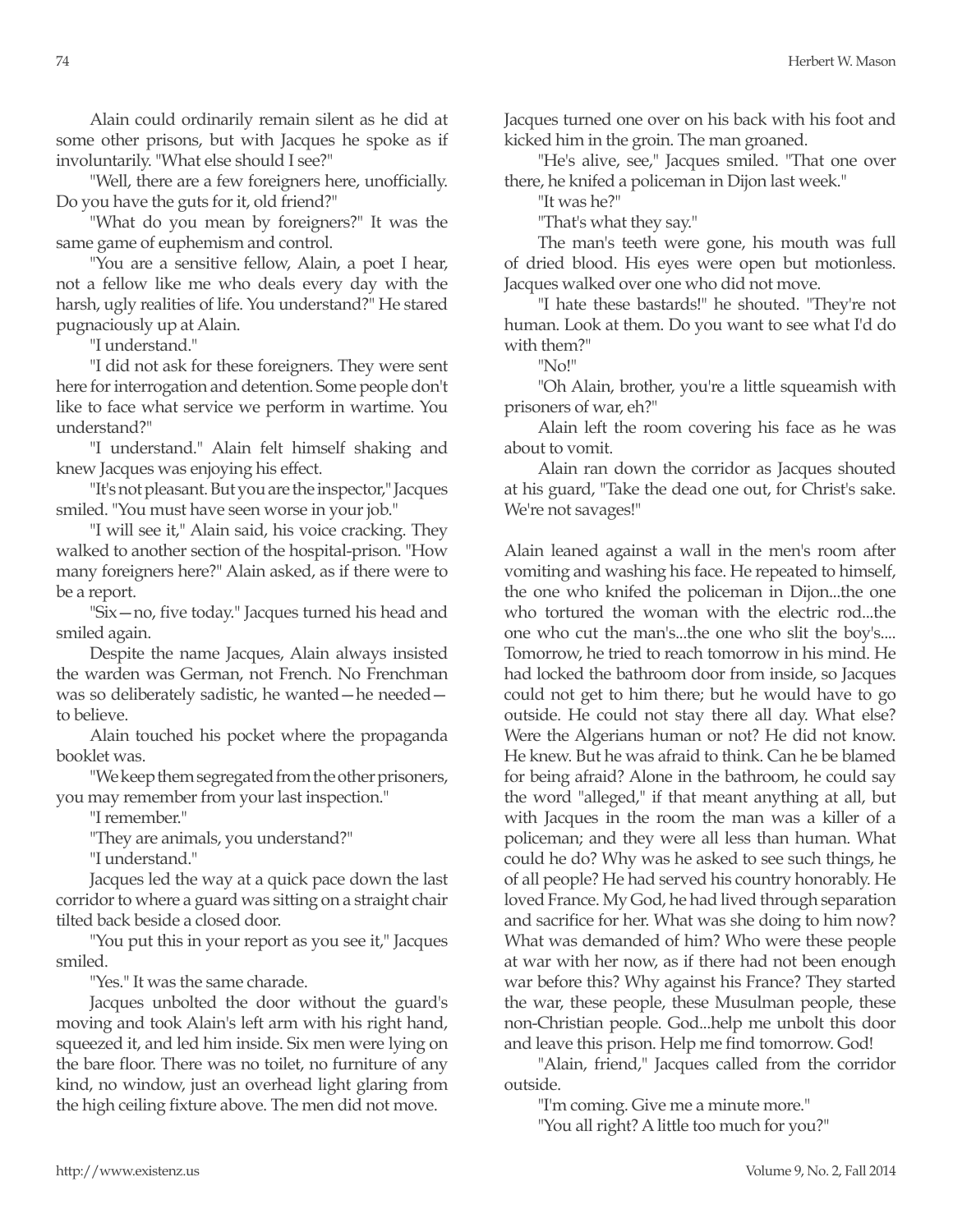Alain could ordinarily remain silent as he did at some other prisons, but with Jacques he spoke as if involuntarily. "What else should I see?"

"Well, there are a few foreigners here, unofficially. Do you have the guts for it, old friend?"

"What do you mean by foreigners?" It was the same game of euphemism and control.

"You are a sensitive fellow, Alain, a poet I hear, not a fellow like me who deals every day with the harsh, ugly realities of life. You understand?" He stared pugnaciously up at Alain.

"I understand."

"I did not ask for these foreigners. They were sent here for interrogation and detention. Some people don't like to face what service we perform in wartime. You understand?"

"I understand." Alain felt himself shaking and knew Jacques was enjoying his effect.

"It's not pleasant. But you are the inspector," Jacques smiled. "You must have seen worse in your job."

"I will see it," Alain said, his voice cracking. They walked to another section of the hospital-prison. "How many foreigners here?" Alain asked, as if there were to be a report.

"Six—no, five today." Jacques turned his head and smiled again.

Despite the name Jacques, Alain always insisted the warden was German, not French. No Frenchman was so deliberately sadistic, he wanted—he needed—to believe.

Alain touched his pocket where the propaganda booklet was.

"We keep them segregated from the other prisoners, you may remember from your last inspection."

"I remember."

"They are animals, you understand?"

"I understand."

Jacques led the way at a quick pace down the last corridor to where a guard was sitting on a straight chair tilted back beside a closed door.

"You put this in your report as you see it," Jacques smiled.

"Yes." It was the same charade.

Jacques unbolted the door without the guard's moving and took Alain's left arm with his right hand, squeezed it, and led him inside. Six men were lying on the bare floor. There was no toilet, no furniture of any kind, no window, just an overhead light glaring from the high ceiling fixture above. The men did not move. Jacques turned one over on his back with his foot and kicked him in the groin. The man groaned.

"He's alive, see," Jacques smiled. "That one over there, he knifed a policeman in Dijon last week."

"It was he?"

"That's what they say."

The man's teeth were gone, his mouth was full of dried blood. His eyes were open but motionless. Jacques walked over one who did not move.

"I hate these bastards!" he shouted. "They're not human. Look at them. Do you want to see what I'd do with them?"

"No!"

"Oh Alain, brother, you're a little squeamish with prisoners of war, eh?"

Alain left the room covering his face as he was about to vomit.

Alain ran down the corridor as Jacques shouted at his guard, "Take the dead one out, for Christ's sake. We're not savages!"

Alain leaned against a wall in the men's room after vomiting and washing his face. He repeated to himself, the one who knifed the policeman in Dijon...the one who tortured the woman with the electric rod...the one who cut the man's...the one who slit the boy's.... Tomorrow, he tried to reach tomorrow in his mind. He had locked the bathroom door from inside, so Jacques could not get to him there; but he would have to go outside. He could not stay there all day. What else? Were the Algerians human or not? He did not know. He knew. But he was afraid to think. Can he be blamed for being afraid? Alone in the bathroom, he could say the word "alleged," if that meant anything at all, but with Jacques in the room the man was a killer of a policeman; and they were all less than human. What could he do? Why was he asked to see such things, he of all people? He had served his country honorably. He loved France. My God, he had lived through separation and sacrifice for her. What was she doing to him now? What was demanded of him? Who were these people at war with her now, as if there had not been enough war before this? Why against his France? They started the war, these people, these Musulman people, these non-Christian people. God...help me unbolt this door and leave this prison. Help me find tomorrow. God!

"Alain, friend," Jacques called from the corridor outside.

"I'm coming. Give me a minute more."

"You all right? A little too much for you?"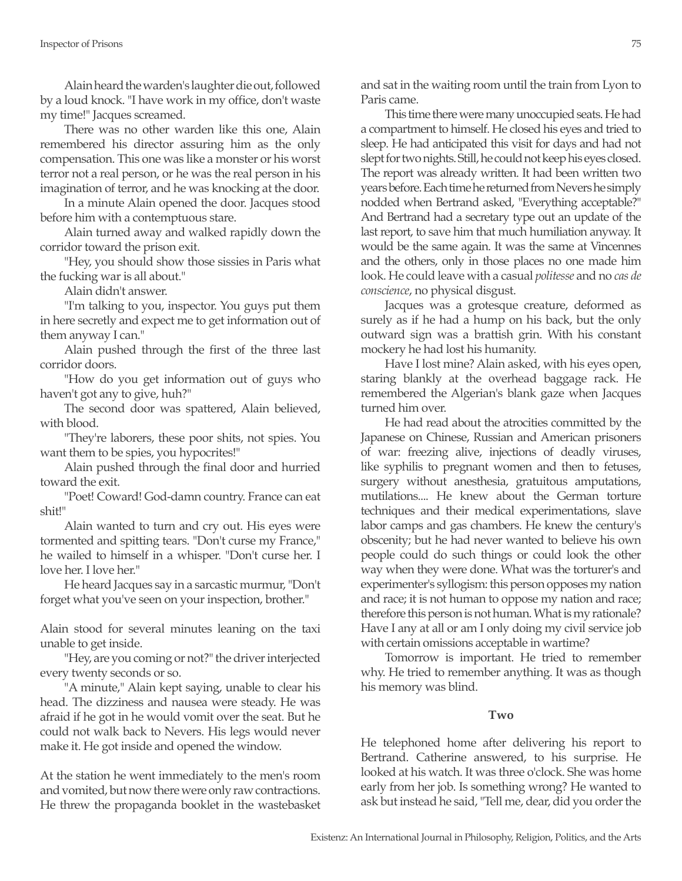Alain heard the warden's laughter die out, followed by a loud knock. "I have work in my office, don't waste my time!" Jacques screamed.

There was no other warden like this one, Alain remembered his director assuring him as the only compensation. This one was like a monster or his worst terror not a real person, or he was the real person in his imagination of terror, and he was knocking at the door.

In a minute Alain opened the door. Jacques stood before him with a contemptuous stare.

Alain turned away and walked rapidly down the corridor toward the prison exit.

"Hey, you should show those sissies in Paris what the fucking war is all about."

Alain didn't answer.

"I'm talking to you, inspector. You guys put them in here secretly and expect me to get information out of them anyway I can."

Alain pushed through the first of the three last corridor doors.

"How do you get information out of guys who haven't got any to give, huh?"

The second door was spattered, Alain believed, with blood.

"They're laborers, these poor shits, not spies. You want them to be spies, you hypocrites!"

Alain pushed through the final door and hurried toward the exit.

"Poet! Coward! God-damn country. France can eat shit!"

Alain wanted to turn and cry out. His eyes were tormented and spitting tears. "Don't curse my France," he wailed to himself in a whisper. "Don't curse her. I love her. I love her."

He heard Jacques say in a sarcastic murmur, "Don't forget what you've seen on your inspection, brother."

Alain stood for several minutes leaning on the taxi unable to get inside.

"Hey, are you coming or not?" the driver interjected every twenty seconds or so.

"A minute," Alain kept saying, unable to clear his head. The dizziness and nausea were steady. He was afraid if he got in he would vomit over the seat. But he could not walk back to Nevers. His legs would never make it. He got inside and opened the window.

At the station he went immediately to the men's room and vomited, but now there were only raw contractions. He threw the propaganda booklet in the wastebasket and sat in the waiting room until the train from Lyon to Paris came.

This time there were many unoccupied seats. He had a compartment to himself. He closed his eyes and tried to sleep. He had anticipated this visit for days and had not slept for two nights. Still, he could not keep his eyes closed. The report was already written. It had been written two years before. Each time he returned from Nevers he simply nodded when Bertrand asked, "Everything acceptable?" And Bertrand had a secretary type out an update of the last report, to save him that much humiliation anyway. It would be the same again. It was the same at Vincennes and the others, only in those places no one made him look. He could leave with a casual *politesse* and no *cas de conscience*, no physical disgust.

Jacques was a grotesque creature, deformed as surely as if he had a hump on his back, but the only outward sign was a brattish grin. With his constant mockery he had lost his humanity.

Have I lost mine? Alain asked, with his eyes open, staring blankly at the overhead baggage rack. He remembered the Algerian's blank gaze when Jacques turned him over.

He had read about the atrocities committed by the Japanese on Chinese, Russian and American prisoners of war: freezing alive, injections of deadly viruses, like syphilis to pregnant women and then to fetuses, surgery without anesthesia, gratuitous amputations, mutilations.... He knew about the German torture techniques and their medical experimentations, slave labor camps and gas chambers. He knew the century's obscenity; but he had never wanted to believe his own people could do such things or could look the other way when they were done. What was the torturer's and experimenter's syllogism: this person opposes my nation and race; it is not human to oppose my nation and race; therefore this person is not human. What is my rationale? Have I any at all or am I only doing my civil service job with certain omissions acceptable in wartime?

Tomorrow is important. He tried to remember why. He tried to remember anything. It was as though his memory was blind.

### Two

He telephoned home after delivering his report to Bertrand. Catherine answered, to his surprise. He looked at his watch. It was three o'clock. She was home early from her job. Is something wrong? He wanted to ask but instead he said, "Tell me, dear, did you order the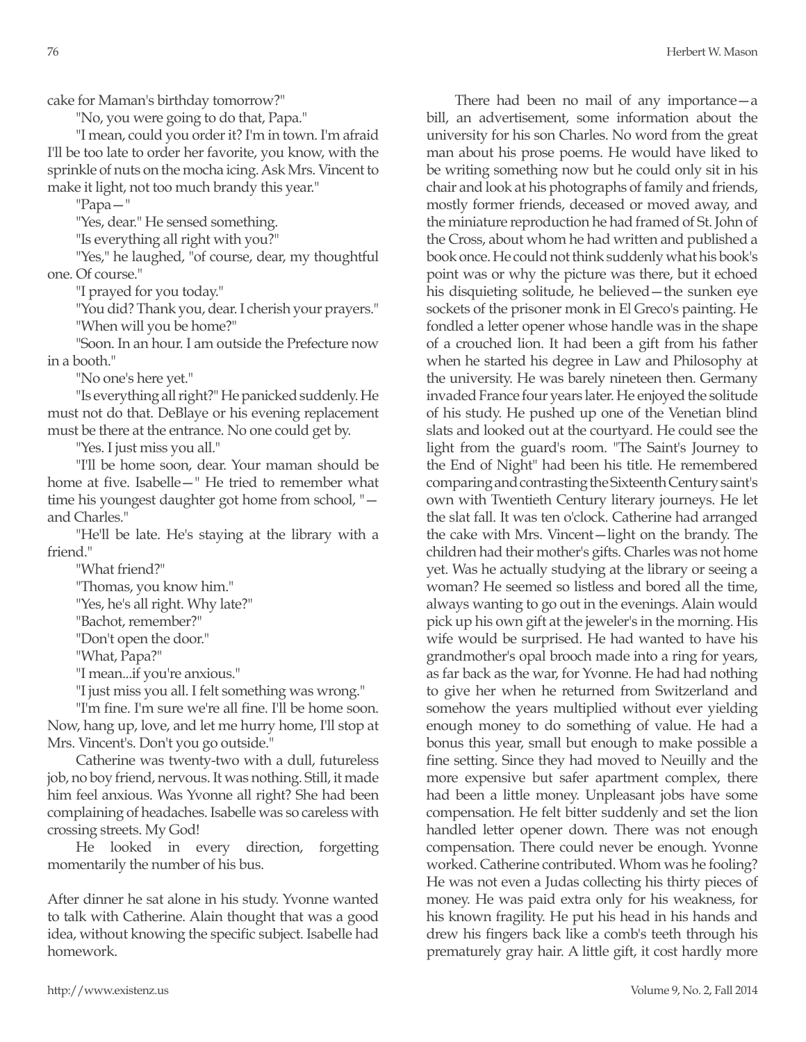cake for Maman's birthday tomorrow?"

"No, you were going to do that, Papa."

"I mean, could you order it? I'm in town. I'm afraid I'll be too late to order her favorite, you know, with the sprinkle of nuts on the mocha icing. Ask Mrs. Vincent to make it light, not too much brandy this year."

"Papa—"

"Yes, dear." He sensed something.

"Is everything all right with you?"

"Yes," he laughed, "of course, dear, my thoughtful one. Of course."

"I prayed for you today."

"You did? Thank you, dear. I cherish your prayers."

"When will you be home?"

"Soon. In an hour. I am outside the Prefecture now in a booth."

"No one's here yet."

"Is everything all right?" He panicked suddenly. He must not do that. DeBlaye or his evening replacement must be there at the entrance. No one could get by.

"Yes. I just miss you all."

"I'll be home soon, dear. Your maman should be home at five. Isabelle—" He tried to remember what time his youngest daughter got home from school, "—and Charles."

"He'll be late. He's staying at the library with a friend."

"What friend?"

"Thomas, you know him."

"Yes, he's all right. Why late?"

"Bachot, remember?"

"Don't open the door."

"What, Papa?"

"I mean...if you're anxious."

"I just miss you all. I felt something was wrong."

"I'm fine. I'm sure we're all fine. I'll be home soon. Now, hang up, love, and let me hurry home, I'll stop at Mrs. Vincent's. Don't you go outside."

Catherine was twenty-two with a dull, futureless job, no boy friend, nervous. It was nothing. Still, it made him feel anxious. Was Yvonne all right? She had been complaining of headaches. Isabelle was so careless with crossing streets. My God!

He looked in every direction, forgetting momentarily the number of his bus.

After dinner he sat alone in his study. Yvonne wanted to talk with Catherine. Alain thought that was a good idea, without knowing the specific subject. Isabelle had homework.

There had been no mail of any importance—a bill, an advertisement, some information about the university for his son Charles. No word from the great man about his prose poems. He would have liked to be writing something now but he could only sit in his chair and look at his photographs of family and friends, mostly former friends, deceased or moved away, and the miniature reproduction he had framed of St. John of the Cross, about whom he had written and published a book once. He could not think suddenly what his book's point was or why the picture was there, but it echoed his disquieting solitude, he believed—the sunken eye sockets of the prisoner monk in El Greco's painting. He fondled a letter opener whose handle was in the shape of a crouched lion. It had been a gift from his father when he started his degree in Law and Philosophy at the university. He was barely nineteen then. Germany invaded France four years later. He enjoyed the solitude of his study. He pushed up one of the Venetian blind slats and looked out at the courtyard. He could see the light from the guard's room. "The Saint's Journey to the End of Night" had been his title. He remembered comparing and contrasting the Sixteenth Century saint's own with Twentieth Century literary journeys. He let the slat fall. It was ten o'clock. Catherine had arranged the cake with Mrs. Vincent—light on the brandy. The children had their mother's gifts. Charles was not home yet. Was he actually studying at the library or seeing a woman? He seemed so listless and bored all the time, always wanting to go out in the evenings. Alain would pick up his own gift at the jeweler's in the morning. His wife would be surprised. He had wanted to have his grandmother's opal brooch made into a ring for years, as far back as the war, for Yvonne. He had had nothing to give her when he returned from Switzerland and somehow the years multiplied without ever yielding enough money to do something of value. He had a bonus this year, small but enough to make possible a fine setting. Since they had moved to Neuilly and the more expensive but safer apartment complex, there had been a little money. Unpleasant jobs have some compensation. He felt bitter suddenly and set the lion handled letter opener down. There was not enough compensation. There could never be enough. Yvonne worked. Catherine contributed. Whom was he fooling? He was not even a Judas collecting his thirty pieces of money. He was paid extra only for his weakness, for his known fragility. He put his head in his hands and drew his fingers back like a comb's teeth through his prematurely gray hair. A little gift, it cost hardly more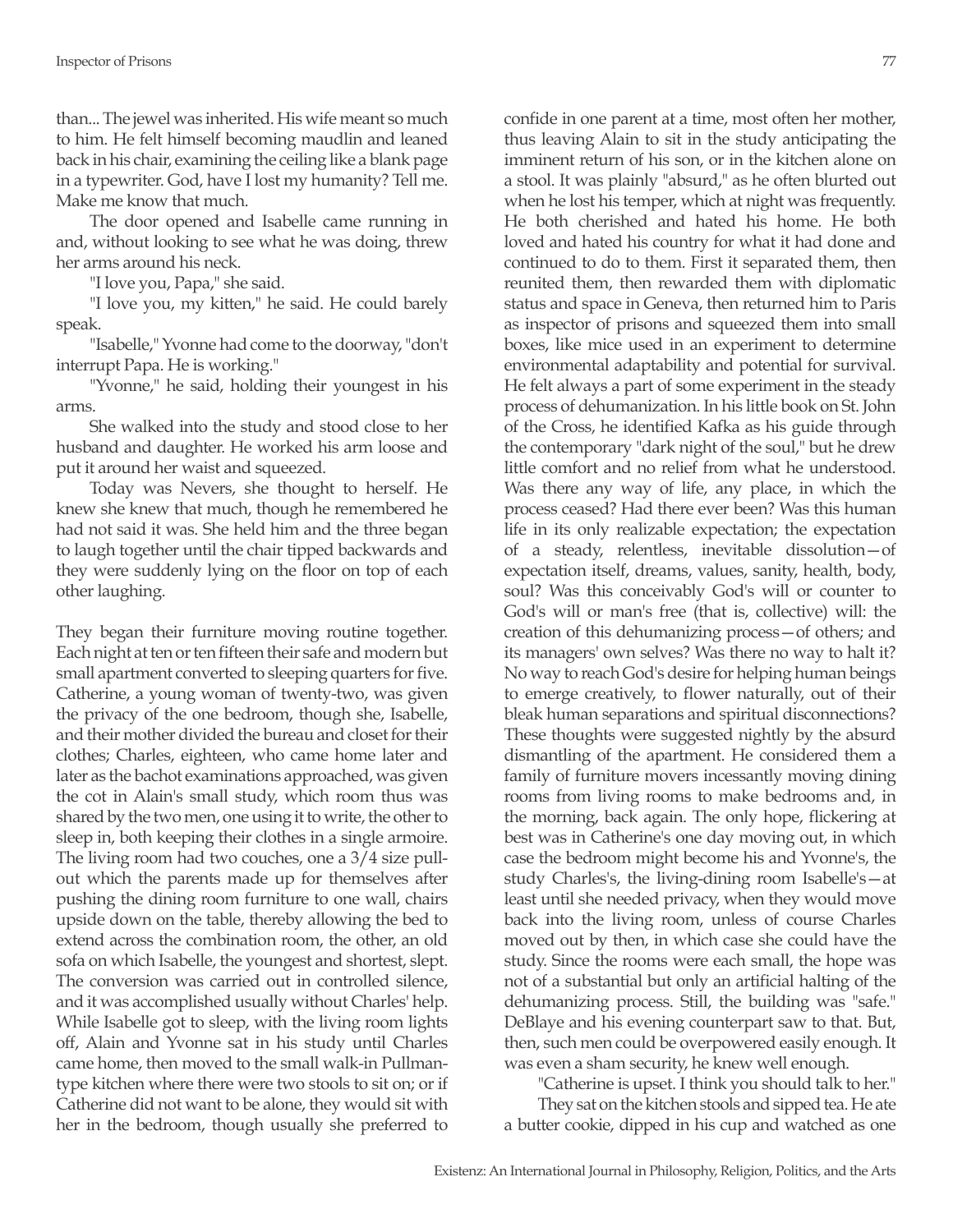than... The jewel was inherited. His wife meant so much to him. He felt himself becoming maudlin and leaned back in his chair, examining the ceiling like a blank page in a typewriter. God, have I lost my humanity? Tell me. Make me know that much.

The door opened and Isabelle came running in and, without looking to see what he was doing, threw her arms around his neck.

"I love you, Papa," she said.

"I love you, my kitten," he said. He could barely speak.

"Isabelle," Yvonne had come to the doorway, "don't interrupt Papa. He is working."

"Yvonne," he said, holding their youngest in his arms.

She walked into the study and stood close to her husband and daughter. He worked his arm loose and put it around her waist and squeezed.

Today was Nevers, she thought to herself. He knew she knew that much, though he remembered he had not said it was. She held him and the three began to laugh together until the chair tipped backwards and they were suddenly lying on the floor on top of each other laughing.

They began their furniture moving routine together. Each night at ten or ten fifteen their safe and modern but small apartment converted to sleeping quarters for five. Catherine, a young woman of twenty-two, was given the privacy of the one bedroom, though she, Isabelle, and their mother divided the bureau and closet for their clothes; Charles, eighteen, who came home later and later as the bachot examinations approached, was given the cot in Alain's small study, which room thus was shared by the two men, one using it to write, the other to sleep in, both keeping their clothes in a single armoire. The living room had two couches, one a 3/4 size pull-out which the parents made up for themselves after pushing the dining room furniture to one wall, chairs upside down on the table, thereby allowing the bed to extend across the combination room, the other, an old sofa on which Isabelle, the youngest and shortest, slept. The conversion was carried out in controlled silence, and it was accomplished usually without Charles' help. While Isabelle got to sleep, with the living room lights off, Alain and Yvonne sat in his study until Charles came home, then moved to the small walk-in Pullman-type kitchen where there were two stools to sit on; or if Catherine did not want to be alone, they would sit with her in the bedroom, though usually she preferred to confide in one parent at a time, most often her mother, thus leaving Alain to sit in the study anticipating the imminent return of his son, or in the kitchen alone on a stool. It was plainly "absurd," as he often blurted out when he lost his temper, which at night was frequently. He both cherished and hated his home. He both loved and hated his country for what it had done and continued to do to them. First it separated them, then reunited them, then rewarded them with diplomatic status and space in Geneva, then returned him to Paris as inspector of prisons and squeezed them into small boxes, like mice used in an experiment to determine environmental adaptability and potential for survival. He felt always a part of some experiment in the steady process of dehumanization. In his little book on St. John of the Cross, he identified Kafka as his guide through the contemporary "dark night of the soul," but he drew little comfort and no relief from what he understood. Was there any way of life, any place, in which the process ceased? Had there ever been? Was this human life in its only realizable expectation; the expectation of a steady, relentless, inevitable dissolution—of expectation itself, dreams, values, sanity, health, body, soul? Was this conceivably God's will or counter to God's will or man's free (that is, collective) will: the creation of this dehumanizing process—of others; and its managers' own selves? Was there no way to halt it? No way to reach God's desire for helping human beings to emerge creatively, to flower naturally, out of their bleak human separations and spiritual disconnections? These thoughts were suggested nightly by the absurd dismantling of the apartment. He considered them a family of furniture movers incessantly moving dining rooms from living rooms to make bedrooms and, in the morning, back again. The only hope, flickering at best was in Catherine's one day moving out, in which case the bedroom might become his and Yvonne's, the study Charles's, the living-dining room Isabelle's—at least until she needed privacy, when they would move back into the living room, unless of course Charles moved out by then, in which case she could have the study. Since the rooms were each small, the hope was not of a substantial but only an artificial halting of the dehumanizing process. Still, the building was "safe." DeBlaye and his evening counterpart saw to that. But, then, such men could be overpowered easily enough. It was even a sham security, he knew well enough.

"Catherine is upset. I think you should talk to her."

They sat on the kitchen stools and sipped tea. He ate a butter cookie, dipped in his cup and watched as one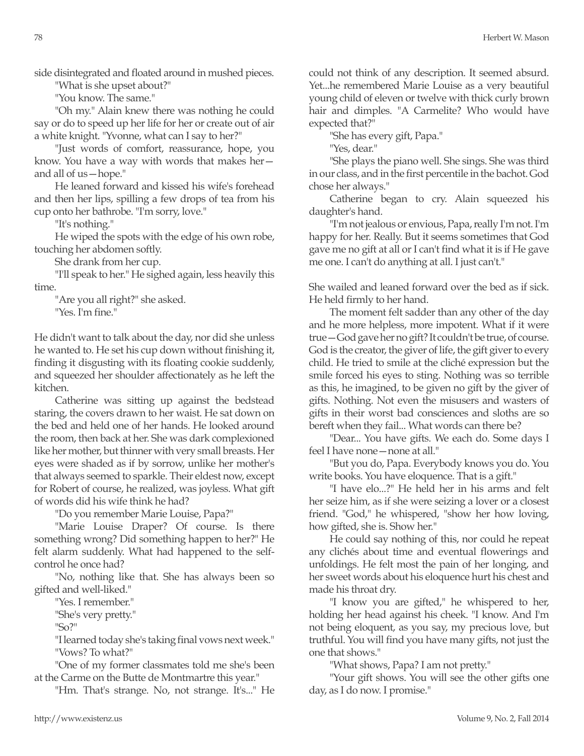side disintegrated and floated around in mushed pieces.

"What is she upset about?"

"You know. The same."

"Oh my." Alain knew there was nothing he could say or do to speed up her life for her or create out of air a white knight. "Yvonne, what can I say to her?"

"Just words of comfort, reassurance, hope, you know. You have a way with words that makes her—and all of us—hope."

He leaned forward and kissed his wife's forehead and then her lips, spilling a few drops of tea from his cup onto her bathrobe. "I'm sorry, love."

"It's nothing."

He wiped the spots with the edge of his own robe, touching her abdomen softly.

She drank from her cup.

"I'll speak to her." He sighed again, less heavily this time.

"Are you all right?" she asked.

"Yes. I'm fine."

He didn't want to talk about the day, nor did she unless he wanted to. He set his cup down without finishing it, finding it disgusting with its floating cookie suddenly, and squeezed her shoulder affectionately as he left the kitchen.

Catherine was sitting up against the bedstead staring, the covers drawn to her waist. He sat down on the bed and held one of her hands. He looked around the room, then back at her. She was dark complexioned like her mother, but thinner with very small breasts. Her eyes were shaded as if by sorrow, unlike her mother's that always seemed to sparkle. Their eldest now, except for Robert of course, he realized, was joyless. What gift of words did his wife think he had?

"Do you remember Marie Louise, Papa?"

"Marie Louise Draper? Of course. Is there something wrong? Did something happen to her?" He felt alarm suddenly. What had happened to the self-control he once had?

"No, nothing like that. She has always been so gifted and well-liked."

"Yes. I remember."

"She's very pretty."

"So?"

"I learned today she's taking final vows next week."

"Vows? To what?"

"One of my former classmates told me she's been at the Carme on the Butte de Montmartre this year."

"Hm. That's strange. No, not strange. It's..." He could not think of any description. It seemed absurd. Yet...he remembered Marie Louise as a very beautiful young child of eleven or twelve with thick curly brown hair and dimples. "A Carmelite? Who would have expected that?"

"She has every gift, Papa."

"Yes, dear."

"She plays the piano well. She sings. She was third in our class, and in the first percentile in the bachot. God chose her always."

Catherine began to cry. Alain squeezed his daughter's hand.

"I'm not jealous or envious, Papa, really I'm not. I'm happy for her. Really. But it seems sometimes that God gave me no gift at all or I can't find what it is if He gave me one. I can't do anything at all. I just can't."

She wailed and leaned forward over the bed as if sick. He held firmly to her hand.

The moment felt sadder than any other of the day and he more helpless, more impotent. What if it were true—God gave her no gift? It couldn't be true, of course. God is the creator, the giver of life, the gift giver to every child. He tried to smile at the cliché expression but the smile forced his eyes to sting. Nothing was so terrible as this, he imagined, to be given no gift by the giver of gifts. Nothing. Not even the misusers and wasters of gifts in their worst bad consciences and sloths are so bereft when they fail... What words can there be?

"Dear... You have gifts. We each do. Some days I feel I have none—none at all."

"But you do, Papa. Everybody knows you do. You write books. You have eloquence. That is a gift."

"I have elo...?" He held her in his arms and felt her seize him, as if she were seizing a lover or a closest friend. "God," he whispered, "show her how loving, how gifted, she is. Show her."

He could say nothing of this, nor could he repeat any clichés about time and eventual flowerings and unfoldings. He felt most the pain of her longing, and her sweet words about his eloquence hurt his chest and made his throat dry.

"I know you are gifted," he whispered to her, holding her head against his cheek. "I know. And I'm not being eloquent, as you say, my precious love, but truthful. You will find you have many gifts, not just the one that shows."

"What shows, Papa? I am not pretty."

"Your gift shows. You will see the other gifts one day, as I do now. I promise."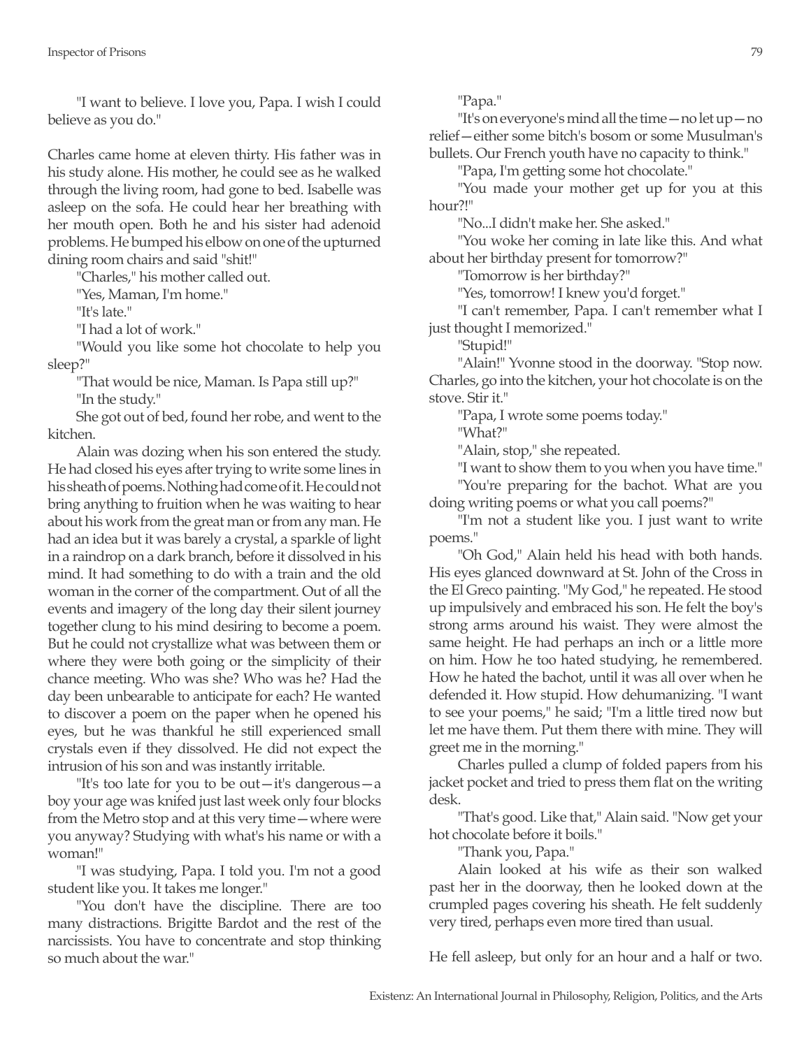"I want to believe. I love you, Papa. I wish I could believe as you do."

Charles came home at eleven thirty. His father was in his study alone. His mother, he could see as he walked through the living room, had gone to bed. Isabelle was asleep on the sofa. He could hear her breathing with her mouth open. Both he and his sister had adenoid problems. He bumped his elbow on one of the upturned dining room chairs and said "shit!"

"Charles," his mother called out.

"Yes, Maman, I'm home."

"It's late."

"I had a lot of work."

"Would you like some hot chocolate to help you sleep?"

"That would be nice, Maman. Is Papa still up?"

"In the study."

She got out of bed, found her robe, and went to the kitchen.

Alain was dozing when his son entered the study. He had closed his eyes after trying to write some lines in his sheath of poems. Nothing had come of it. He could not bring anything to fruition when he was waiting to hear about his work from the great man or from any man. He had an idea but it was barely a crystal, a sparkle of light in a raindrop on a dark branch, before it dissolved in his mind. It had something to do with a train and the old woman in the corner of the compartment. Out of all the events and imagery of the long day their silent journey together clung to his mind desiring to become a poem. But he could not crystallize what was between them or where they were both going or the simplicity of their chance meeting. Who was she? Who was he? Had the day been unbearable to anticipate for each? He wanted to discover a poem on the paper when he opened his eyes, but he was thankful he still experienced small crystals even if they dissolved. He did not expect the intrusion of his son and was instantly irritable.

"It's too late for you to be out—it's dangerous—a boy your age was knifed just last week only four blocks from the Metro stop and at this very time—where were you anyway? Studying with what's his name or with a woman!"

"I was studying, Papa. I told you. I'm not a good student like you. It takes me longer."

"You don't have the discipline. There are too many distractions. Brigitte Bardot and the rest of the narcissists. You have to concentrate and stop thinking so much about the war."

"Papa."

"It's on everyone's mind all the time—no let up—no relief—either some bitch's bosom or some Musulman's bullets. Our French youth have no capacity to think."

"Papa, I'm getting some hot chocolate."

"You made your mother get up for you at this hour?!"

"No...I didn't make her. She asked."

"You woke her coming in late like this. And what about her birthday present for tomorrow?"

"Tomorrow is her birthday?"

"Yes, tomorrow! I knew you'd forget."

"I can't remember, Papa. I can't remember what I just thought I memorized."

"Stupid!"

"Alain!" Yvonne stood in the doorway. "Stop now. Charles, go into the kitchen, your hot chocolate is on the stove. Stir it."

"Papa, I wrote some poems today."

"What?"

"Alain, stop," she repeated.

"I want to show them to you when you have time."

"You're preparing for the bachot. What are you doing writing poems or what you call poems?"

"I'm not a student like you. I just want to write poems."

"Oh God," Alain held his head with both hands. His eyes glanced downward at St. John of the Cross in the El Greco painting. "My God," he repeated. He stood up impulsively and embraced his son. He felt the boy's strong arms around his waist. They were almost the same height. He had perhaps an inch or a little more on him. How he too hated studying, he remembered. How he hated the bachot, until it was all over when he defended it. How stupid. How dehumanizing. "I want to see your poems," he said; "I'm a little tired now but let me have them. Put them there with mine. They will greet me in the morning."

Charles pulled a clump of folded papers from his jacket pocket and tried to press them flat on the writing desk.

"That's good. Like that," Alain said. "Now get your hot chocolate before it boils."

"Thank you, Papa."

Alain looked at his wife as their son walked past her in the doorway, then he looked down at the crumpled pages covering his sheath. He felt suddenly very tired, perhaps even more tired than usual.

He fell asleep, but only for an hour and a half or two.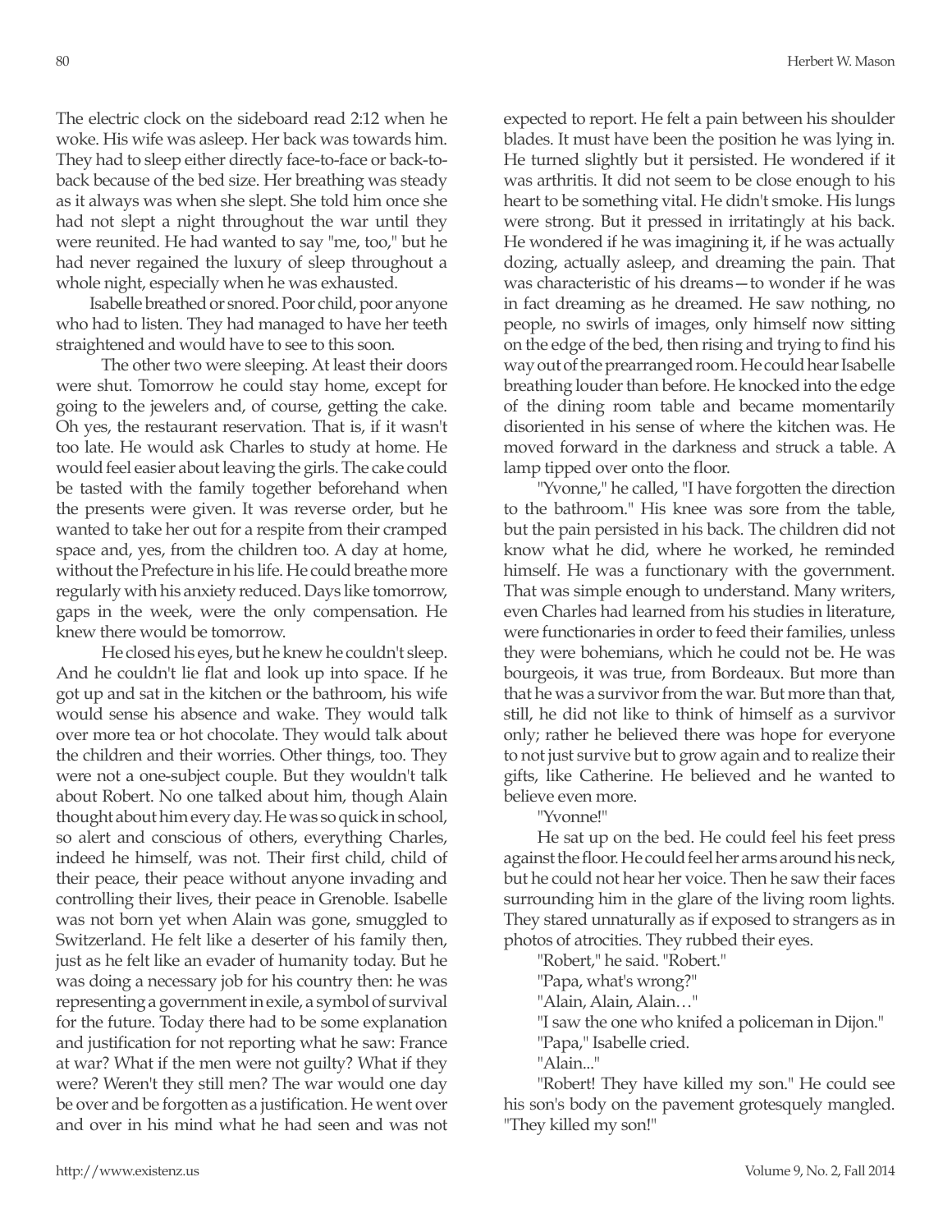The electric clock on the sideboard read 2:12 when he woke. His wife was asleep. Her back was towards him. They had to sleep either directly face-to-face or back-to-back because of the bed size. Her breathing was steady as it always was when she slept. She told him once she had not slept a night throughout the war until they were reunited. He had wanted to say "me, too," but he had never regained the luxury of sleep throughout a whole night, especially when he was exhausted.

Isabelle breathed or snored. Poor child, poor anyone who had to listen. They had managed to have her teeth straightened and would have to see to this soon.

The other two were sleeping. At least their doors were shut. Tomorrow he could stay home, except for going to the jewelers and, of course, getting the cake. Oh yes, the restaurant reservation. That is, if it wasn't too late. He would ask Charles to study at home. He would feel easier about leaving the girls. The cake could be tasted with the family together beforehand when the presents were given. It was reverse order, but he wanted to take her out for a respite from their cramped space and, yes, from the children too. A day at home, without the Prefecture in his life. He could breathe more regularly with his anxiety reduced. Days like tomorrow, gaps in the week, were the only compensation. He knew there would be tomorrow.

He closed his eyes, but he knew he couldn't sleep. And he couldn't lie flat and look up into space. If he got up and sat in the kitchen or the bathroom, his wife would sense his absence and wake. They would talk over more tea or hot chocolate. They would talk about the children and their worries. Other things, too. They were not a one-subject couple. But they wouldn't talk about Robert. No one talked about him, though Alain thought about him every day. He was so quick in school, so alert and conscious of others, everything Charles, indeed he himself, was not. Their first child, child of their peace, their peace without anyone invading and controlling their lives, their peace in Grenoble. Isabelle was not born yet when Alain was gone, smuggled to Switzerland. He felt like a deserter of his family then, just as he felt like an evader of humanity today. But he was doing a necessary job for his country then: he was representing a government in exile, a symbol of survival for the future. Today there had to be some explanation and justification for not reporting what he saw: France at war? What if the men were not guilty? What if they were? Weren't they still men? The war would one day be over and be forgotten as a justification. He went over and over in his mind what he had seen and was not expected to report. He felt a pain between his shoulder blades. It must have been the position he was lying in. He turned slightly but it persisted. He wondered if it was arthritis. It did not seem to be close enough to his heart to be something vital. He didn't smoke. His lungs were strong. But it pressed in irritatingly at his back. He wondered if he was imagining it, if he was actually dozing, actually asleep, and dreaming the pain. That was characteristic of his dreams—to wonder if he was in fact dreaming as he dreamed. He saw nothing, no people, no swirls of images, only himself now sitting on the edge of the bed, then rising and trying to find his way out of the prearranged room. He could hear Isabelle breathing louder than before. He knocked into the edge of the dining room table and became momentarily disoriented in his sense of where the kitchen was. He moved forward in the darkness and struck a table. A lamp tipped over onto the floor.

"Yvonne," he called, "I have forgotten the direction to the bathroom." His knee was sore from the table, but the pain persisted in his back. The children did not know what he did, where he worked, he reminded himself. He was a functionary with the government. That was simple enough to understand. Many writers, even Charles had learned from his studies in literature, were functionaries in order to feed their families, unless they were bohemians, which he could not be. He was bourgeois, it was true, from Bordeaux. But more than that he was a survivor from the war. But more than that, still, he did not like to think of himself as a survivor only; rather he believed there was hope for everyone to not just survive but to grow again and to realize their gifts, like Catherine. He believed and he wanted to believe even more.

"Yvonne!"

He sat up on the bed. He could feel his feet press against the floor. He could feel her arms around his neck, but he could not hear her voice. Then he saw their faces surrounding him in the glare of the living room lights. They stared unnaturally as if exposed to strangers as in photos of atrocities. They rubbed their eyes.

"Robert," he said. "Robert."

"Papa, what's wrong?"

"Alain, Alain, Alain…"

"I saw the one who knifed a policeman in Dijon."

"Papa," Isabelle cried.

"Alain..."

"Robert! They have killed my son." He could see his son's body on the pavement grotesquely mangled. "They killed my son!"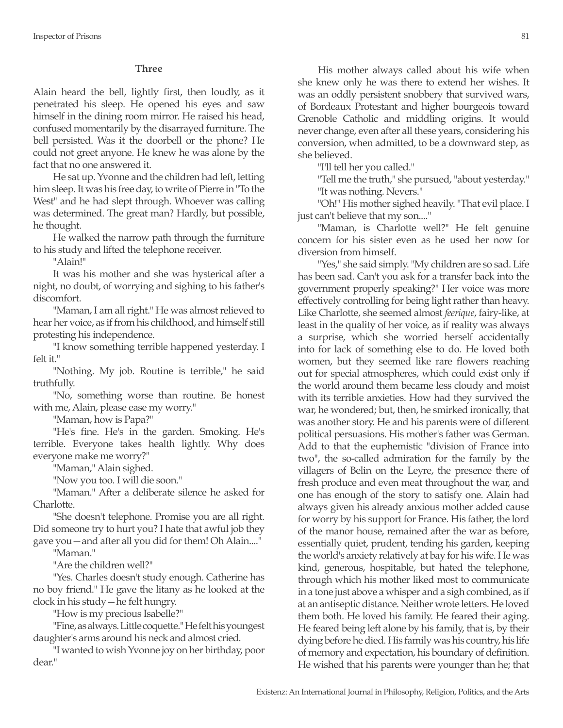### Three

Alain heard the bell, lightly first, then loudly, as it penetrated his sleep. He opened his eyes and saw himself in the dining room mirror. He raised his head, confused momentarily by the disarrayed furniture. The bell persisted. Was it the doorbell or the phone? He could not greet anyone. He knew he was alone by the fact that no one answered it.

He sat up. Yvonne and the children had left, letting him sleep. It was his free day, to write of Pierre in "To the West" and he had slept through. Whoever was calling was determined. The great man? Hardly, but possible, he thought.

He walked the narrow path through the furniture to his study and lifted the telephone receiver.

"Alain!"

It was his mother and she was hysterical after a night, no doubt, of worrying and sighing to his father's discomfort.

"Maman, I am all right." He was almost relieved to hear her voice, as if from his childhood, and himself still protesting his independence.

"I know something terrible happened yesterday. I felt it."

"Nothing. My job. Routine is terrible," he said truthfully.

"No, something worse than routine. Be honest with me, Alain, please ease my worry."

"Maman, how is Papa?"

"He's fine. He's in the garden. Smoking. He's terrible. Everyone takes health lightly. Why does everyone make me worry?"

"Maman," Alain sighed.

"Now you too. I will die soon."

"Maman." After a deliberate silence he asked for Charlotte.

"She doesn't telephone. Promise you are all right. Did someone try to hurt you? I hate that awful job they gave you—and after all you did for them! Oh Alain...."

"Maman."

"Are the children well?"

"Yes. Charles doesn't study enough. Catherine has no boy friend." He gave the litany as he looked at the clock in his study—he felt hungry.

"How is my precious Isabelle?"

"Fine, as always. Little coquette." He felt his youngest daughter's arms around his neck and almost cried.

"I wanted to wish Yvonne joy on her birthday, poor dear."

His mother always called about his wife when she knew only he was there to extend her wishes. It was an oddly persistent snobbery that survived wars, of Bordeaux Protestant and higher bourgeois toward Grenoble Catholic and middling origins. It would never change, even after all these years, considering his conversion, when admitted, to be a downward step, as she believed.

"I'll tell her you called."

"Tell me the truth," she pursued, "about yesterday."

"It was nothing. Nevers."

"Oh!" His mother sighed heavily. "That evil place. I just can't believe that my son...."

"Maman, is Charlotte well?" He felt genuine concern for his sister even as he used her now for diversion from himself.

"Yes," she said simply. "My children are so sad. Life has been sad. Can't you ask for a transfer back into the government properly speaking?" Her voice was more effectively controlling for being light rather than heavy. Like Charlotte, she seemed almost *feerique*, fairy-like, at least in the quality of her voice, as if reality was always a surprise, which she worried herself accidentally into for lack of something else to do. He loved both women, but they seemed like rare flowers reaching out for special atmospheres, which could exist only if the world around them became less cloudy and moist with its terrible anxieties. How had they survived the war, he wondered; but, then, he smirked ironically, that was another story. He and his parents were of different political persuasions. His mother's father was German. Add to that the euphemistic "division of France into two", the so-called admiration for the family by the villagers of Belin on the Leyre, the presence there of fresh produce and even meat throughout the war, and one has enough of the story to satisfy one. Alain had always given his already anxious mother added cause for worry by his support for France. His father, the lord of the manor house, remained after the war as before, essentially quiet, prudent, tending his garden, keeping the world's anxiety relatively at bay for his wife. He was kind, generous, hospitable, but hated the telephone, through which his mother liked most to communicate in a tone just above a whisper and a sigh combined, as if at an antiseptic distance. Neither wrote letters. He loved them both. He loved his family. He feared their aging. He feared being left alone by his family, that is, by their dying before he died. His family was his country, his life of memory and expectation, his boundary of definition. He wished that his parents were younger than he; that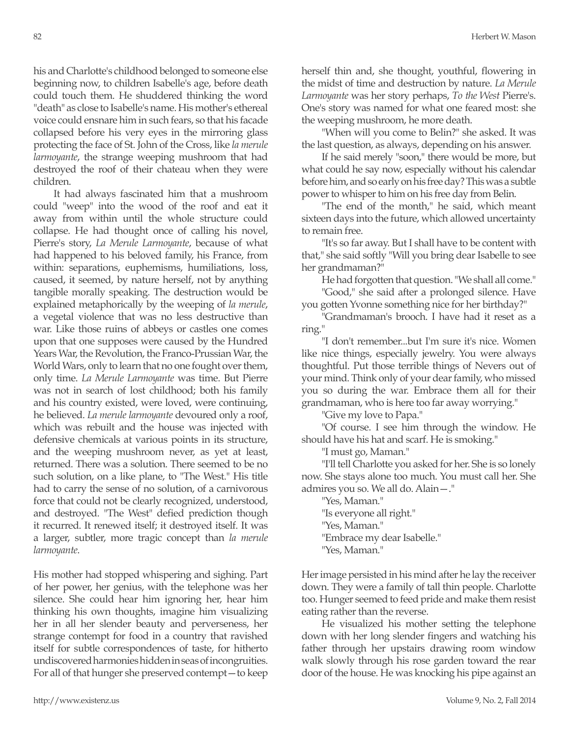his and Charlotte's childhood belonged to someone else beginning now, to children Isabelle's age, before death could touch them. He shuddered thinking the word "death" as close to Isabelle's name. His mother's ethereal voice could ensnare him in such fears, so that his facade collapsed before his very eyes in the mirroring glass protecting the face of St. John of the Cross, like *la merule larmoyante*, the strange weeping mushroom that had destroyed the roof of their chateau when they were children.

It had always fascinated him that a mushroom could "weep" into the wood of the roof and eat it away from within until the whole structure could collapse. He had thought once of calling his novel, Pierre's story, *La Merule Larmoyante*, because of what had happened to his beloved family, his France, from within: separations, euphemisms, humiliations, loss, caused, it seemed, by nature herself, not by anything tangible morally speaking. The destruction would be explained metaphorically by the weeping of *la merule*, a vegetal violence that was no less destructive than war. Like those ruins of abbeys or castles one comes upon that one supposes were caused by the Hundred Years War, the Revolution, the Franco-Prussian War, the World Wars, only to learn that no one fought over them, only time. *La Merule Larmoyante* was time. But Pierre was not in search of lost childhood; both his family and his country existed, were loved, were continuing, he believed. *La merule larmoyante* devoured only a roof, which was rebuilt and the house was injected with defensive chemicals at various points in its structure, and the weeping mushroom never, as yet at least, returned. There was a solution. There seemed to be no such solution, on a like plane, to "The West." His title had to carry the sense of no solution, of a carnivorous force that could not be clearly recognized, understood, and destroyed. "The West" defied prediction though it recurred. It renewed itself; it destroyed itself. It was a larger, subtler, more tragic concept than *la merule larmoyante*.

His mother had stopped whispering and sighing. Part of her power, her genius, with the telephone was her silence. She could hear him ignoring her, hear him thinking his own thoughts, imagine him visualizing her in all her slender beauty and perverseness, her strange contempt for food in a country that ravished itself for subtle correspondences of taste, for hitherto undiscovered harmonies hidden in seas of incongruities. For all of that hunger she preserved contempt—to keep herself thin and, she thought, youthful, flowering in the midst of time and destruction by nature. *La Merule Larmoyante* was her story perhaps, *To the West* Pierre's. One's story was named for what one feared most: she the weeping mushroom, he more death.

"When will you come to Belin?" she asked. It was the last question, as always, depending on his answer.

If he said merely "soon," there would be more, but what could he say now, especially without his calendar before him, and so early on his free day? This was a subtle power to whisper to him on his free day from Belin.

"The end of the month," he said, which meant sixteen days into the future, which allowed uncertainty to remain free.

"It's so far away. But I shall have to be content with that," she said softly "Will you bring dear Isabelle to see her grandmaman?"

He had forgotten that question. "We shall all come."

"Good," she said after a prolonged silence. Have you gotten Yvonne something nice for her birthday?"

"Grandmaman's brooch. I have had it reset as a ring."

"I don't remember...but I'm sure it's nice. Women like nice things, especially jewelry. You were always thoughtful. Put those terrible things of Nevers out of your mind. Think only of your dear family, who missed you so during the war. Embrace them all for their grandmaman, who is here too far away worrying."

"Give my love to Papa."

"Of course. I see him through the window. He should have his hat and scarf. He is smoking."

"I must go, Maman."

"I'll tell Charlotte you asked for her. She is so lonely now. She stays alone too much. You must call her. She admires you so. We all do. Alain—."

"Yes, Maman."

"Is everyone all right."

"Yes, Maman."

"Embrace my dear Isabelle."

"Yes, Maman."

Her image persisted in his mind after he lay the receiver down. They were a family of tall thin people. Charlotte too. Hunger seemed to feed pride and make them resist eating rather than the reverse.

He visualized his mother setting the telephone down with her long slender fingers and watching his father through her upstairs drawing room window walk slowly through his rose garden toward the rear door of the house. He was knocking his pipe against an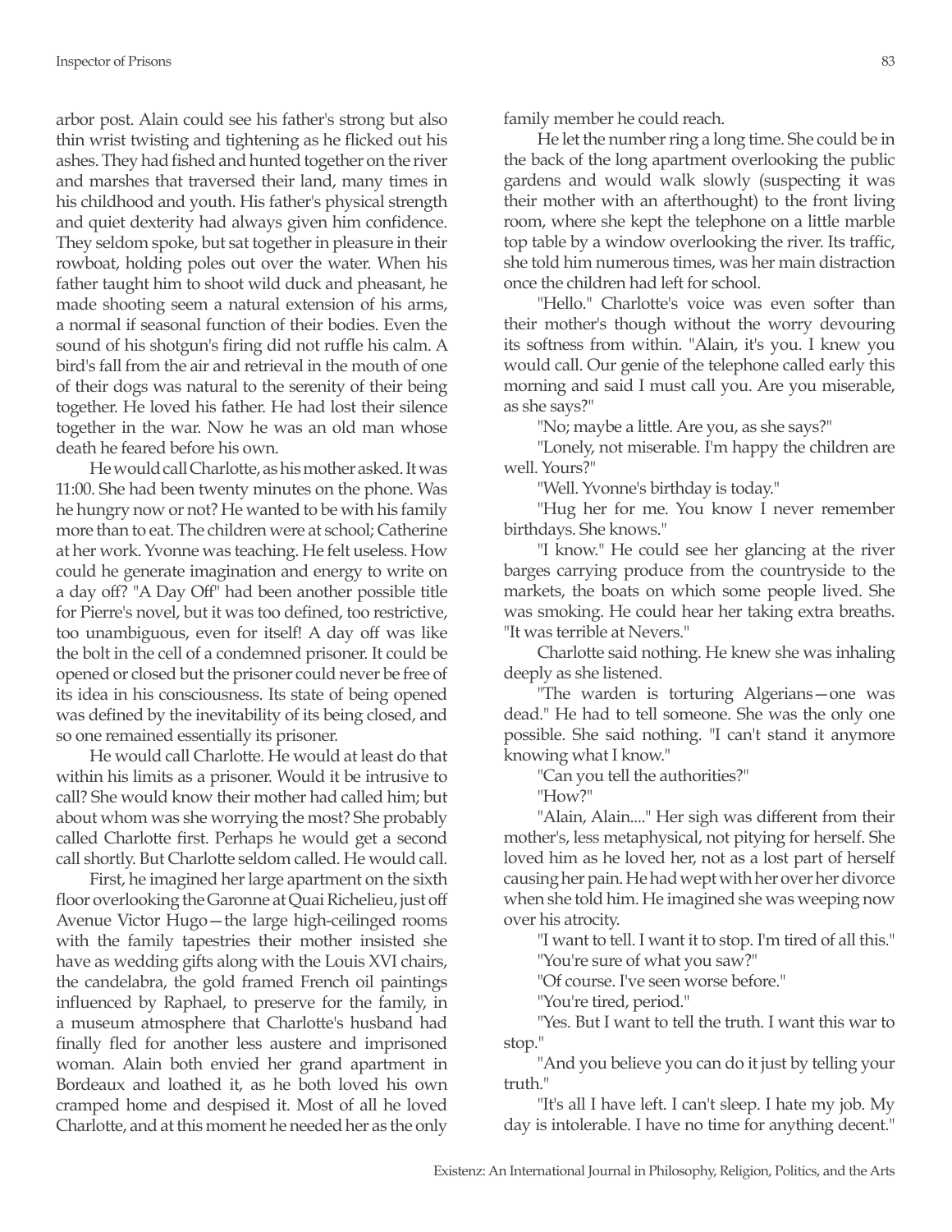arbor post. Alain could see his father's strong but also thin wrist twisting and tightening as he flicked out his ashes. They had fished and hunted together on the river and marshes that traversed their land, many times in his childhood and youth. His father's physical strength and quiet dexterity had always given him confidence. They seldom spoke, but sat together in pleasure in their rowboat, holding poles out over the water. When his father taught him to shoot wild duck and pheasant, he made shooting seem a natural extension of his arms, a normal if seasonal function of their bodies. Even the sound of his shotgun's firing did not ruffle his calm. A bird's fall from the air and retrieval in the mouth of one of their dogs was natural to the serenity of their being together. He loved his father. He had lost their silence together in the war. Now he was an old man whose death he feared before his own.

He would call Charlotte, as his mother asked. It was 11:00. She had been twenty minutes on the phone. Was he hungry now or not? He wanted to be with his family more than to eat. The children were at school; Catherine at her work. Yvonne was teaching. He felt useless. How could he generate imagination and energy to write on a day off? "A Day Off" had been another possible title for Pierre's novel, but it was too defined, too restrictive, too unambiguous, even for itself! A day off was like the bolt in the cell of a condemned prisoner. It could be opened or closed but the prisoner could never be free of its idea in his consciousness. Its state of being opened was defined by the inevitability of its being closed, and so one remained essentially its prisoner.

He would call Charlotte. He would at least do that within his limits as a prisoner. Would it be intrusive to call? She would know their mother had called him; but about whom was she worrying the most? She probably called Charlotte first. Perhaps he would get a second call shortly. But Charlotte seldom called. He would call.

First, he imagined her large apartment on the sixth floor overlooking the Garonne at Quai Richelieu, just off Avenue Victor Hugo—the large high-ceilinged rooms with the family tapestries their mother insisted she have as wedding gifts along with the Louis XVI chairs, the candelabra, the gold framed French oil paintings influenced by Raphael, to preserve for the family, in a museum atmosphere that Charlotte's husband had finally fled for another less austere and imprisoned woman. Alain both envied her grand apartment in Bordeaux and loathed it, as he both loved his own cramped home and despised it. Most of all he loved Charlotte, and at this moment he needed her as the only family member he could reach.

He let the number ring a long time. She could be in the back of the long apartment overlooking the public gardens and would walk slowly (suspecting it was their mother with an afterthought) to the front living room, where she kept the telephone on a little marble top table by a window overlooking the river. Its traffic, she told him numerous times, was her main distraction once the children had left for school.

"Hello." Charlotte's voice was even softer than their mother's though without the worry devouring its softness from within. "Alain, it's you. I knew you would call. Our genie of the telephone called early this morning and said I must call you. Are you miserable, as she says?"

"No; maybe a little. Are you, as she says?"

"Lonely, not miserable. I'm happy the children are well. Yours?"

"Well. Yvonne's birthday is today."

"Hug her for me. You know I never remember birthdays. She knows."

"I know." He could see her glancing at the river barges carrying produce from the countryside to the markets, the boats on which some people lived. She was smoking. He could hear her taking extra breaths. "It was terrible at Nevers."

Charlotte said nothing. He knew she was inhaling deeply as she listened.

"The warden is torturing Algerians—one was dead." He had to tell someone. She was the only one possible. She said nothing. "I can't stand it anymore knowing what I know."

"Can you tell the authorities?"

"How?"

"Alain, Alain...." Her sigh was different from their mother's, less metaphysical, not pitying for herself. She loved him as he loved her, not as a lost part of herself causing her pain. He had wept with her over her divorce when she told him. He imagined she was weeping now over his atrocity.

"I want to tell. I want it to stop. I'm tired of all this."

"You're sure of what you saw?"

"Of course. I've seen worse before."

"You're tired, period."

"Yes. But I want to tell the truth. I want this war to stop."

"And you believe you can do it just by telling your truth."

"It's all I have left. I can't sleep. I hate my job. My day is intolerable. I have no time for anything decent."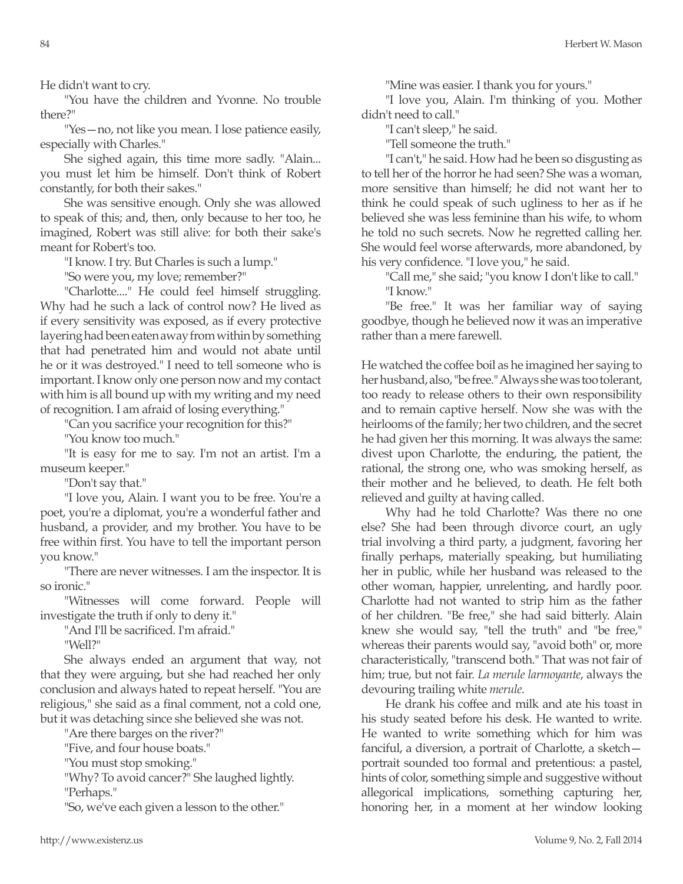He didn't want to cry.

"You have the children and Yvonne. No trouble there?"

"Yes—no, not like you mean. I lose patience easily, especially with Charles."

She sighed again, this time more sadly. "Alain... you must let him be himself. Don't think of Robert constantly, for both their sakes."

She was sensitive enough. Only she was allowed to speak of this; and, then, only because to her too, he imagined, Robert was still alive: for both their sake's meant for Robert's too.

"I know. I try. But Charles is such a lump."

"So were you, my love; remember?"

"Charlotte...." He could feel himself struggling. Why had he such a lack of control now? He lived as if every sensitivity was exposed, as if every protective layering had been eaten away from within by something that had penetrated him and would not abate until he or it was destroyed." I need to tell someone who is important. I know only one person now and my contact with him is all bound up with my writing and my need of recognition. I am afraid of losing everything."

"Can you sacrifice your recognition for this?"

"You know too much."

"It is easy for me to say. I'm not an artist. I'm a museum keeper."

"Don't say that."

"I love you, Alain. I want you to be free. You're a poet, you're a diplomat, you're a wonderful father and husband, a provider, and my brother. You have to be free within first. You have to tell the important person you know."

"There are never witnesses. I am the inspector. It is so ironic."

"Witnesses will come forward. People will investigate the truth if only to deny it."

"And I'll be sacrificed. I'm afraid."

"Well?"

She always ended an argument that way, not that they were arguing, but she had reached her only conclusion and always hated to repeat herself. "You are religious," she said as a final comment, not a cold one, but it was detaching since she believed she was not.

"Are there barges on the river?"

"Five, and four house boats."

"You must stop smoking."

"Why? To avoid cancer?" She laughed lightly.

"Perhaps."

"So, we've each given a lesson to the other."

"Mine was easier. I thank you for yours."

"I love you, Alain. I'm thinking of you. Mother didn't need to call."

"I can't sleep," he said.

"Tell someone the truth."

"I can't," he said. How had he been so disgusting as to tell her of the horror he had seen? She was a woman, more sensitive than himself; he did not want her to think he could speak of such ugliness to her as if he believed she was less feminine than his wife, to whom he told no such secrets. Now he regretted calling her. She would feel worse afterwards, more abandoned, by his very confidence. "I love you," he said.

"Call me," she said; "you know I don't like to call."

"I know."

"Be free." It was her familiar way of saying goodbye, though he believed now it was an imperative rather than a mere farewell.

He watched the coffee boil as he imagined her saying to her husband, also, "be free." Always she was too tolerant, too ready to release others to their own responsibility and to remain captive herself. Now she was with the heirlooms of the family; her two children, and the secret he had given her this morning. It was always the same: divest upon Charlotte, the enduring, the patient, the rational, the strong one, who was smoking herself, as their mother and he believed, to death. He felt both relieved and guilty at having called.

Why had he told Charlotte? Was there no one else? She had been through divorce court, an ugly trial involving a third party, a judgment, favoring her finally perhaps, materially speaking, but humiliating her in public, while her husband was released to the other woman, happier, unrelenting, and hardly poor. Charlotte had not wanted to strip him as the father of her children. "Be free," she had said bitterly. Alain knew she would say, "tell the truth" and "be free," whereas their parents would say, "avoid both" or, more characteristically, "transcend both." That was not fair of him; true, but not fair. *La merule larmoyante*, always the devouring trailing white *merule*.

He drank his coffee and milk and ate his toast in his study seated before his desk. He wanted to write. He wanted to write something which for him was fanciful, a diversion, a portrait of Charlotte, a sketch—portrait sounded too formal and pretentious: a pastel, hints of color, something simple and suggestive without allegorical implications, something capturing her, honoring her, in a moment at her window looking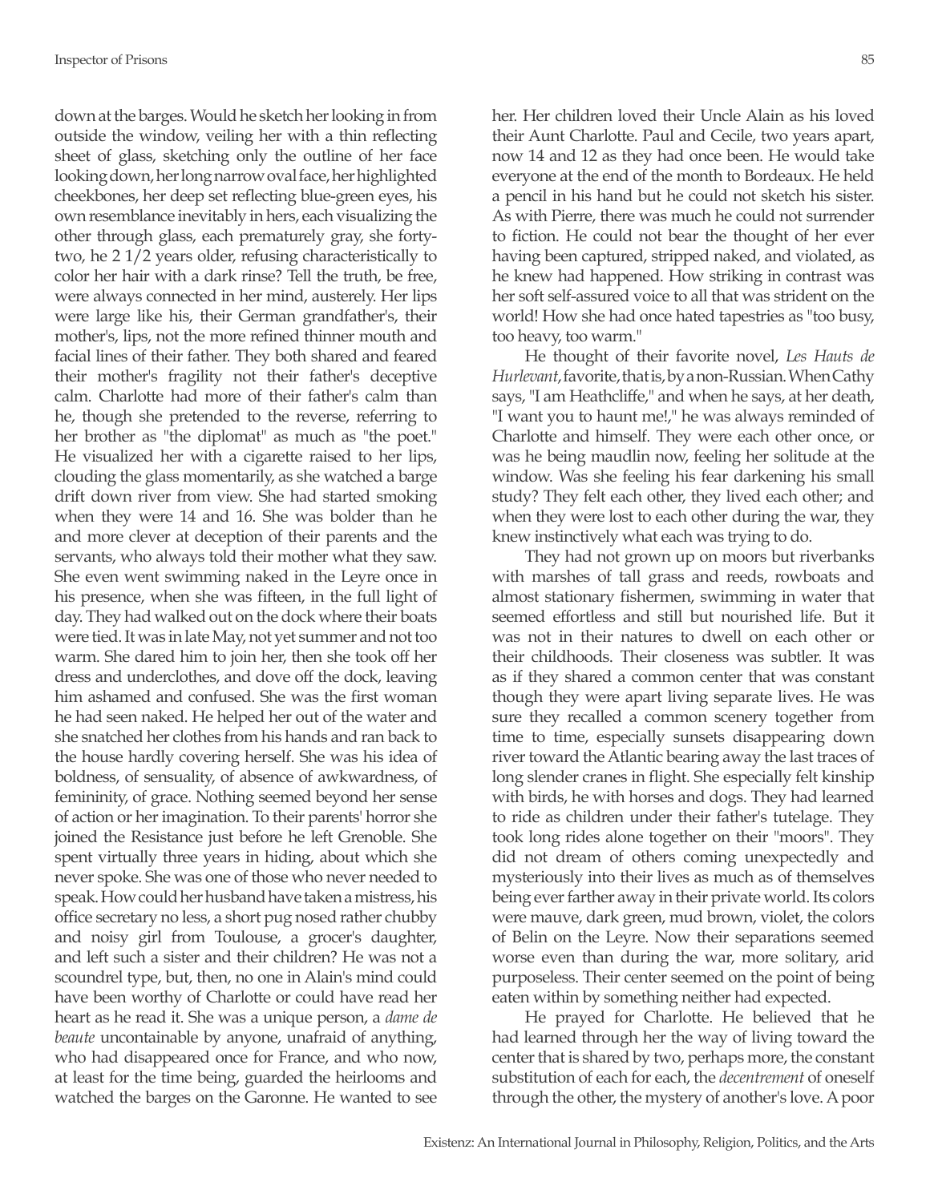down at the barges. Would he sketch her looking in from outside the window, veiling her with a thin reflecting sheet of glass, sketching only the outline of her face looking down, her long narrow oval face, her highlighted cheekbones, her deep set reflecting blue-green eyes, his own resemblance inevitably in hers, each visualizing the other through glass, each prematurely gray, she forty-two, he 2 1/2 years older, refusing characteristically to color her hair with a dark rinse? Tell the truth, be free, were always connected in her mind, austerely. Her lips were large like his, their German grandfather's, their mother's, lips, not the more refined thinner mouth and facial lines of their father. They both shared and feared their mother's fragility not their father's deceptive calm. Charlotte had more of their father's calm than he, though she pretended to the reverse, referring to her brother as "the diplomat" as much as "the poet." He visualized her with a cigarette raised to her lips, clouding the glass momentarily, as she watched a barge drift down river from view. She had started smoking when they were 14 and 16. She was bolder than he and more clever at deception of their parents and the servants, who always told their mother what they saw. She even went swimming naked in the Leyre once in his presence, when she was fifteen, in the full light of day. They had walked out on the dock where their boats were tied. It was in late May, not yet summer and not too warm. She dared him to join her, then she took off her dress and underclothes, and dove off the dock, leaving him ashamed and confused. She was the first woman he had seen naked. He helped her out of the water and she snatched her clothes from his hands and ran back to the house hardly covering herself. She was his idea of boldness, of sensuality, of absence of awkwardness, of femininity, of grace. Nothing seemed beyond her sense of action or her imagination. To their parents' horror she joined the Resistance just before he left Grenoble. She spent virtually three years in hiding, about which she never spoke. She was one of those who never needed to speak. How could her husband have taken a mistress, his office secretary no less, a short pug nosed rather chubby and noisy girl from Toulouse, a grocer's daughter, and left such a sister and their children? He was not a scoundrel type, but, then, no one in Alain's mind could have been worthy of Charlotte or could have read her heart as he read it. She was a unique person, a *dame de beaute* uncontainable by anyone, unafraid of anything, who had disappeared once for France, and who now, at least for the time being, guarded the heirlooms and watched the barges on the Garonne. He wanted to see her. Her children loved their Uncle Alain as his loved their Aunt Charlotte. Paul and Cecile, two years apart, now 14 and 12 as they had once been. He would take everyone at the end of the month to Bordeaux. He held a pencil in his hand but he could not sketch his sister. As with Pierre, there was much he could not surrender to fiction. He could not bear the thought of her ever having been captured, stripped naked, and violated, as he knew had happened. How striking in contrast was her soft self-assured voice to all that was strident on the world! How she had once hated tapestries as "too busy, too heavy, too warm."

He thought of their favorite novel, *Les Hauts de Hurlevant*, favorite, that is, by a non-Russian. When Cathy says, "I am Heathcliffe," and when he says, at her death, "I want you to haunt me!," he was always reminded of Charlotte and himself. They were each other once, or was he being maudlin now, feeling her solitude at the window. Was she feeling his fear darkening his small study? They felt each other, they lived each other; and when they were lost to each other during the war, they knew instinctively what each was trying to do.

They had not grown up on moors but riverbanks with marshes of tall grass and reeds, rowboats and almost stationary fishermen, swimming in water that seemed effortless and still but nourished life. But it was not in their natures to dwell on each other or their childhoods. Their closeness was subtler. It was as if they shared a common center that was constant though they were apart living separate lives. He was sure they recalled a common scenery together from time to time, especially sunsets disappearing down river toward the Atlantic bearing away the last traces of long slender cranes in flight. She especially felt kinship with birds, he with horses and dogs. They had learned to ride as children under their father's tutelage. They took long rides alone together on their "moors". They did not dream of others coming unexpectedly and mysteriously into their lives as much as of themselves being ever farther away in their private world. Its colors were mauve, dark green, mud brown, violet, the colors of Belin on the Leyre. Now their separations seemed worse even than during the war, more solitary, arid purposeless. Their center seemed on the point of being eaten within by something neither had expected.

He prayed for Charlotte. He believed that he had learned through her the way of living toward the center that is shared by two, perhaps more, the constant substitution of each for each, the *decentrement* of oneself through the other, the mystery of another's love. A poor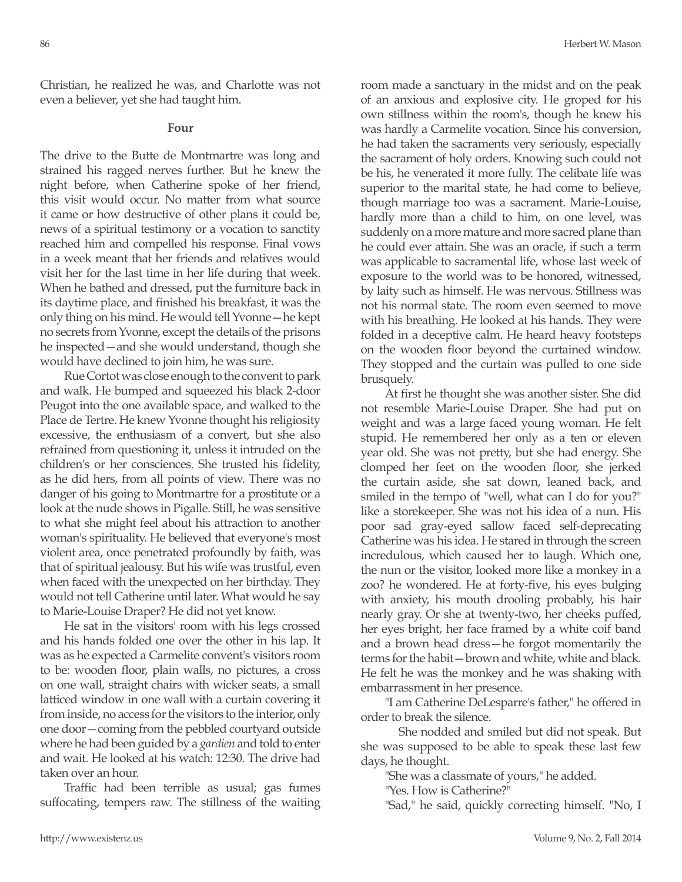Christian, he realized he was, and Charlotte was not even a believer, yet she had taught him.

**Four**

The drive to the Butte de Montmartre was long and strained his ragged nerves further. But he knew the night before, when Catherine spoke of her friend, this visit would occur. No matter from what source it came or how destructive of other plans it could be, news of a spiritual testimony or a vocation to sanctity reached him and compelled his response. Final vows in a week meant that her friends and relatives would visit her for the last time in her life during that week. When he bathed and dressed, put the furniture back in its daytime place, and finished his breakfast, it was the only thing on his mind. He would tell Yvonne—he kept no secrets from Yvonne, except the details of the prisons he inspected—and she would understand, though she would have declined to join him, he was sure.

Rue Cortot was close enough to the convent to park and walk. He bumped and squeezed his black 2-door Peugot into the one available space, and walked to the Place de Tertre. He knew Yvonne thought his religiosity excessive, the enthusiasm of a convert, but she also refrained from questioning it, unless it intruded on the children's or her consciences. She trusted his fidelity, as he did hers, from all points of view. There was no danger of his going to Montmartre for a prostitute or a look at the nude shows in Pigalle. Still, he was sensitive to what she might feel about his attraction to another woman's spirituality. He believed that everyone's most violent area, once penetrated profoundly by faith, was that of spiritual jealousy. But his wife was trustful, even when faced with the unexpected on her birthday. They would not tell Catherine until later. What would he say to Marie-Louise Draper? He did not yet know.

He sat in the visitors' room with his legs crossed and his hands folded one over the other in his lap. It was as he expected a Carmelite convent's visitors room to be: wooden floor, plain walls, no pictures, a cross on one wall, straight chairs with wicker seats, a small latticed window in one wall with a curtain covering it from inside, no access for the visitors to the interior, only one door—coming from the pebbled courtyard outside where he had been guided by a *gardien* and told to enter and wait. He looked at his watch: 12:30. The drive had taken over an hour.

Traffic had been terrible as usual; gas fumes suffocating, tempers raw. The stillness of the waiting room made a sanctuary in the midst and on the peak of an anxious and explosive city. He groped for his own stillness within the room's, though he knew his was hardly a Carmelite vocation. Since his conversion, he had taken the sacraments very seriously, especially the sacrament of holy orders. Knowing such could not be his, he venerated it more fully. The celibate life was superior to the marital state, he had come to believe, though marriage too was a sacrament. Marie-Louise, hardly more than a child to him, on one level, was suddenly on a more mature and more sacred plane than he could ever attain. She was an oracle, if such a term was applicable to sacramental life, whose last week of exposure to the world was to be honored, witnessed, by laity such as himself. He was nervous. Stillness was not his normal state. The room even seemed to move with his breathing. He looked at his hands. They were folded in a deceptive calm. He heard heavy footsteps on the wooden floor beyond the curtained window. They stopped and the curtain was pulled to one side brusquely.

At first he thought she was another sister. She did not resemble Marie-Louise Draper. She had put on weight and was a large faced young woman. He felt stupid. He remembered her only as a ten or eleven year old. She was not pretty, but she had energy. She clomped her feet on the wooden floor, she jerked the curtain aside, she sat down, leaned back, and smiled in the tempo of "well, what can I do for you?" like a storekeeper. She was not his idea of a nun. His poor sad gray-eyed sallow faced self-deprecating Catherine was his idea. He stared in through the screen incredulous, which caused her to laugh. Which one, the nun or the visitor, looked more like a monkey in a zoo? he wondered. He at forty-five, his eyes bulging with anxiety, his mouth drooling probably, his hair nearly gray. Or she at twenty-two, her cheeks puffed, her eyes bright, her face framed by a white coif band and a brown head dress—he forgot momentarily the terms for the habit—brown and white, white and black. He felt he was the monkey and he was shaking with embarrassment in her presence.

"I am Catherine DeLesparre's father," he offered in order to break the silence.

She nodded and smiled but did not speak. But she was supposed to be able to speak these last few days, he thought.

"She was a classmate of yours," he added.

"Yes. How is Catherine?"

"Sad," he said, quickly correcting himself. "No, I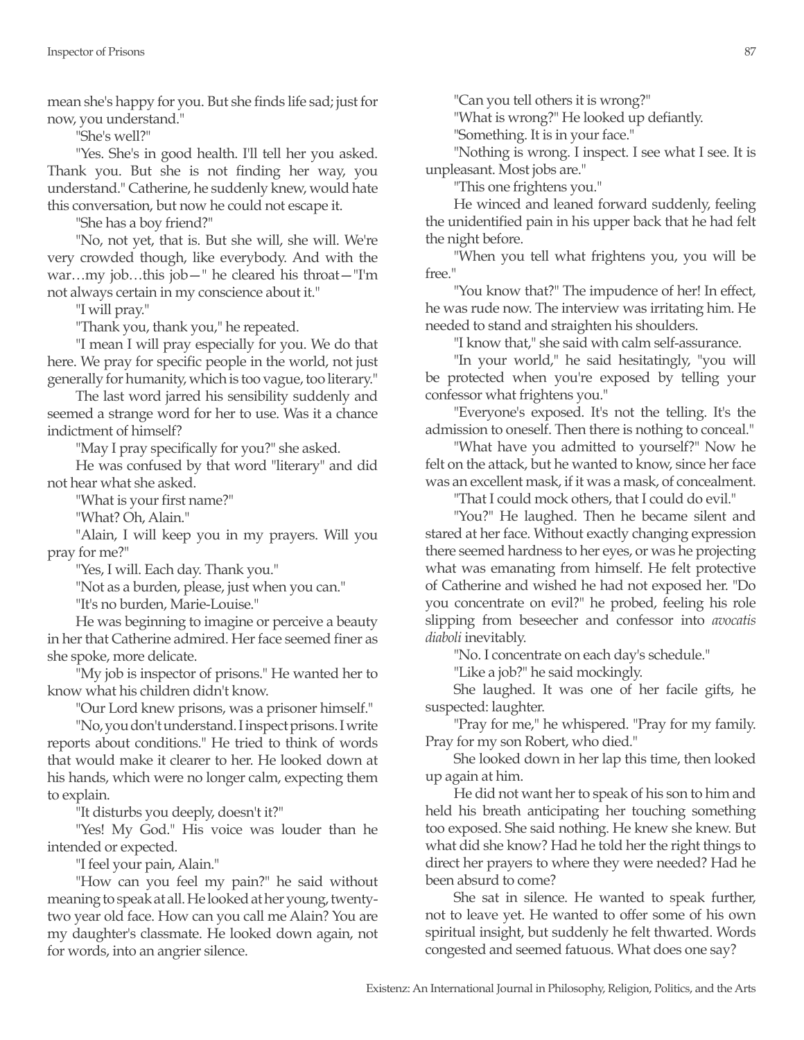mean she's happy for you. But she finds life sad; just for now, you understand."

"She's well?"

"Yes. She's in good health. I'll tell her you asked. Thank you. But she is not finding her way, you understand." Catherine, he suddenly knew, would hate this conversation, but now he could not escape it.

"She has a boy friend?"

"No, not yet, that is. But she will, she will. We're very crowded though, like everybody. And with the war…my job…this job—" he cleared his throat—"I'm not always certain in my conscience about it."

"I will pray."

"Thank you, thank you," he repeated.

"I mean I will pray especially for you. We do that here. We pray for specific people in the world, not just generally for humanity, which is too vague, too literary."

The last word jarred his sensibility suddenly and seemed a strange word for her to use. Was it a chance indictment of himself?

"May I pray specifically for you?" she asked.

He was confused by that word "literary" and did not hear what she asked.

"What is your first name?"

"What? Oh, Alain."

"Alain, I will keep you in my prayers. Will you pray for me?"

"Yes, I will. Each day. Thank you."

"Not as a burden, please, just when you can."

"It's no burden, Marie-Louise."

He was beginning to imagine or perceive a beauty in her that Catherine admired. Her face seemed finer as she spoke, more delicate.

"My job is inspector of prisons." He wanted her to know what his children didn't know.

"Our Lord knew prisons, was a prisoner himself."

"No, you don't understand. I inspect prisons. I write reports about conditions." He tried to think of words that would make it clearer to her. He looked down at his hands, which were no longer calm, expecting them to explain.

"It disturbs you deeply, doesn't it?"

"Yes! My God." His voice was louder than he intended or expected.

"I feel your pain, Alain."

"How can you feel my pain?" he said without meaning to speak at all. He looked at her young, twenty-two year old face. How can you call me Alain? You are my daughter's classmate. He looked down again, not for words, into an angrier silence.

"Can you tell others it is wrong?"

"What is wrong?" He looked up defiantly.

"Something. It is in your face."

"Nothing is wrong. I inspect. I see what I see. It is unpleasant. Most jobs are."

"This one frightens you."

He winced and leaned forward suddenly, feeling the unidentified pain in his upper back that he had felt the night before.

"When you tell what frightens you, you will be free."

"You know that?" The impudence of her! In effect, he was rude now. The interview was irritating him. He needed to stand and straighten his shoulders.

"I know that," she said with calm self-assurance.

"In your world," he said hesitatingly, "you will be protected when you're exposed by telling your confessor what frightens you."

"Everyone's exposed. It's not the telling. It's the admission to oneself. Then there is nothing to conceal."

"What have you admitted to yourself?" Now he felt on the attack, but he wanted to know, since her face was an excellent mask, if it was a mask, of concealment.

"That I could mock others, that I could do evil."

"You?" He laughed. Then he became silent and stared at her face. Without exactly changing expression there seemed hardness to her eyes, or was he projecting what was emanating from himself. He felt protective of Catherine and wished he had not exposed her. "Do you concentrate on evil?" he probed, feeling his role slipping from beseecher and confessor into *avocatis diaboli* inevitably.

"No. I concentrate on each day's schedule."

"Like a job?" he said mockingly.

She laughed. It was one of her facile gifts, he suspected: laughter.

"Pray for me," he whispered. "Pray for my family. Pray for my son Robert, who died."

She looked down in her lap this time, then looked up again at him.

He did not want her to speak of his son to him and held his breath anticipating her touching something too exposed. She said nothing. He knew she knew. But what did she know? Had he told her the right things to direct her prayers to where they were needed? Had he been absurd to come?

She sat in silence. He wanted to speak further, not to leave yet. He wanted to offer some of his own spiritual insight, but suddenly he felt thwarted. Words congested and seemed fatuous. What does one say?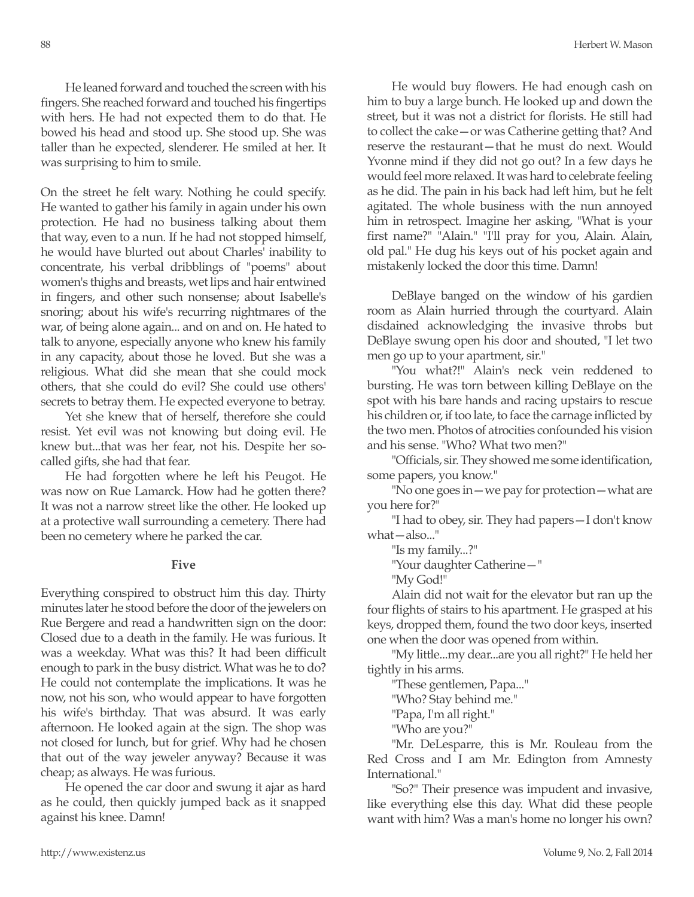He leaned forward and touched the screen with his fingers. She reached forward and touched his fingertips with hers. He had not expected them to do that. He bowed his head and stood up. She stood up. She was taller than he expected, slenderer. He smiled at her. It was surprising to him to smile.

On the street he felt wary. Nothing he could specify. He wanted to gather his family in again under his own protection. He had no business talking about them that way, even to a nun. If he had not stopped himself, he would have blurted out about Charles' inability to concentrate, his verbal dribblings of "poems" about women's thighs and breasts, wet lips and hair entwined in fingers, and other such nonsense; about Isabelle's snoring; about his wife's recurring nightmares of the war, of being alone again... and on and on. He hated to talk to anyone, especially anyone who knew his family in any capacity, about those he loved. But she was a religious. What did she mean that she could mock others, that she could do evil? She could use others' secrets to betray them. He expected everyone to betray.

Yet she knew that of herself, therefore she could resist. Yet evil was not knowing but doing evil. He knew but...that was her fear, not his. Despite her so-called gifts, she had that fear.

He had forgotten where he left his Peugot. He was now on Rue Lamarck. How had he gotten there? It was not a narrow street like the other. He looked up at a protective wall surrounding a cemetery. There had been no cemetery where he parked the car.

## Five

Everything conspired to obstruct him this day. Thirty minutes later he stood before the door of the jewelers on Rue Bergere and read a handwritten sign on the door: Closed due to a death in the family. He was furious. It was a weekday. What was this? It had been difficult enough to park in the busy district. What was he to do? He could not contemplate the implications. It was he now, not his son, who would appear to have forgotten his wife's birthday. That was absurd. It was early afternoon. He looked again at the sign. The shop was not closed for lunch, but for grief. Why had he chosen that out of the way jeweler anyway? Because it was cheap; as always. He was furious.

He opened the car door and swung it ajar as hard as he could, then quickly jumped back as it snapped against his knee. Damn!

He would buy flowers. He had enough cash on him to buy a large bunch. He looked up and down the street, but it was not a district for florists. He still had to collect the cake—or was Catherine getting that? And reserve the restaurant—that he must do next. Would Yvonne mind if they did not go out? In a few days he would feel more relaxed. It was hard to celebrate feeling as he did. The pain in his back had left him, but he felt agitated. The whole business with the nun annoyed him in retrospect. Imagine her asking, "What is your first name?" "Alain." "I'll pray for you, Alain. Alain, old pal." He dug his keys out of his pocket again and mistakenly locked the door this time. Damn!

DeBlaye banged on the window of his gardien room as Alain hurried through the courtyard. Alain disdained acknowledging the invasive throbs but DeBlaye swung open his door and shouted, "I let two men go up to your apartment, sir."

"You what?!" Alain's neck vein reddened to bursting. He was torn between killing DeBlaye on the spot with his bare hands and racing upstairs to rescue his children or, if too late, to face the carnage inflicted by the two men. Photos of atrocities confounded his vision and his sense. "Who? What two men?"

"Officials, sir. They showed me some identification, some papers, you know."

"No one goes in—we pay for protection—what are you here for?"

"I had to obey, sir. They had papers—I don't know what—also..."

"Is my family...?"

"Your daughter Catherine—"

"My God!"

Alain did not wait for the elevator but ran up the four flights of stairs to his apartment. He grasped at his keys, dropped them, found the two door keys, inserted one when the door was opened from within.

"My little...my dear...are you all right?" He held her tightly in his arms.

"These gentlemen, Papa..."

"Who? Stay behind me."

"Papa, I'm all right."

"Who are you?"

"Mr. DeLesparre, this is Mr. Rouleau from the Red Cross and I am Mr. Edington from Amnesty International."

"So?" Their presence was impudent and invasive, like everything else this day. What did these people want with him? Was a man's home no longer his own?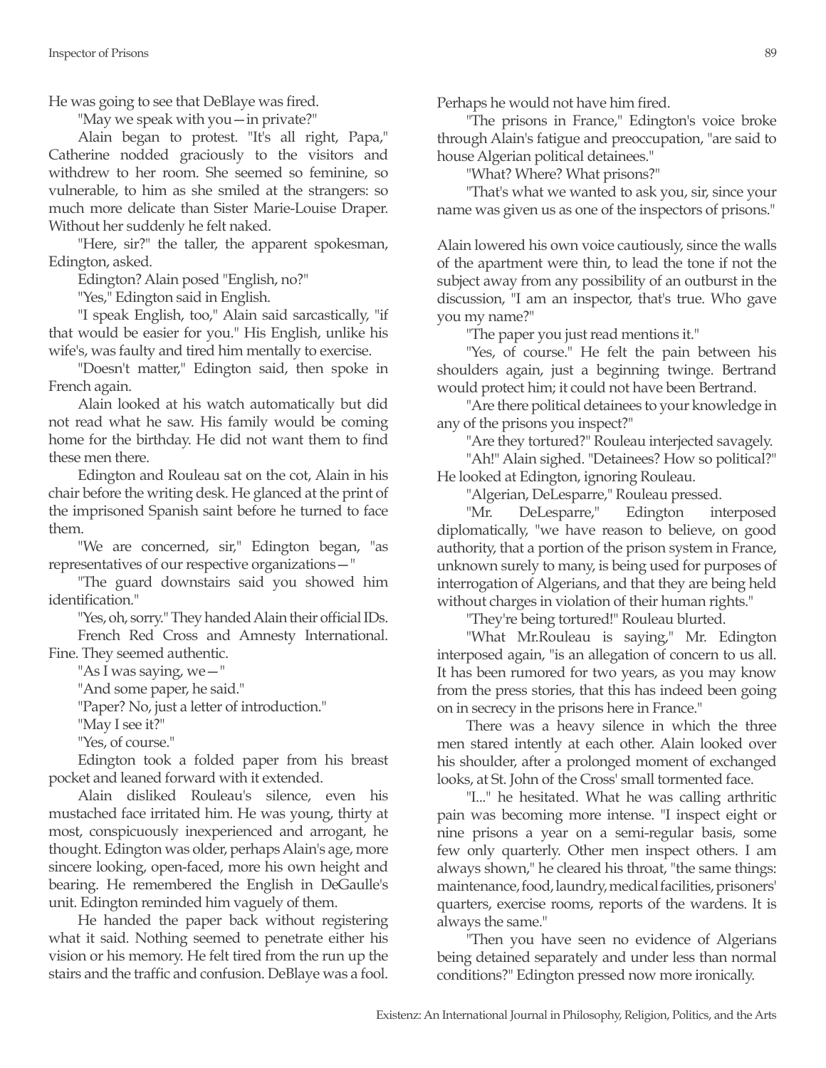He was going to see that DeBlaye was fired.

"May we speak with you—in private?"

Alain began to protest. "It's all right, Papa," Catherine nodded graciously to the visitors and withdrew to her room. She seemed so feminine, so vulnerable, to him as she smiled at the strangers: so much more delicate than Sister Marie-Louise Draper. Without her suddenly he felt naked.

"Here, sir?" the taller, the apparent spokesman, Edington, asked.

Edington? Alain posed "English, no?"

"Yes," Edington said in English.

"I speak English, too," Alain said sarcastically, "if that would be easier for you." His English, unlike his wife's, was faulty and tired him mentally to exercise.

"Doesn't matter," Edington said, then spoke in French again.

Alain looked at his watch automatically but did not read what he saw. His family would be coming home for the birthday. He did not want them to find these men there.

Edington and Rouleau sat on the cot, Alain in his chair before the writing desk. He glanced at the print of the imprisoned Spanish saint before he turned to face them.

"We are concerned, sir," Edington began, "as representatives of our respective organizations—"

"The guard downstairs said you showed him identification."

"Yes, oh, sorry." They handed Alain their official IDs.

French Red Cross and Amnesty International. Fine. They seemed authentic.

"As I was saying, we—"

"And some paper, he said."

"Paper? No, just a letter of introduction."

"May I see it?"

"Yes, of course."

Edington took a folded paper from his breast pocket and leaned forward with it extended.

Alain disliked Rouleau's silence, even his mustached face irritated him. He was young, thirty at most, conspicuously inexperienced and arrogant, he thought. Edington was older, perhaps Alain's age, more sincere looking, open-faced, more his own height and bearing. He remembered the English in DeGaulle's unit. Edington reminded him vaguely of them.

He handed the paper back without registering what it said. Nothing seemed to penetrate either his vision or his memory. He felt tired from the run up the stairs and the traffic and confusion. DeBlaye was a fool. Perhaps he would not have him fired.

"The prisons in France," Edington's voice broke through Alain's fatigue and preoccupation, "are said to house Algerian political detainees."

"What? Where? What prisons?"

"That's what we wanted to ask you, sir, since your name was given us as one of the inspectors of prisons."

Alain lowered his own voice cautiously, since the walls of the apartment were thin, to lead the tone if not the subject away from any possibility of an outburst in the discussion, "I am an inspector, that's true. Who gave you my name?"

"The paper you just read mentions it."

"Yes, of course." He felt the pain between his shoulders again, just a beginning twinge. Bertrand would protect him; it could not have been Bertrand.

"Are there political detainees to your knowledge in any of the prisons you inspect?"

"Are they tortured?" Rouleau interjected savagely.

"Ah!" Alain sighed. "Detainees? How so political?" He looked at Edington, ignoring Rouleau.

"Algerian, DeLesparre," Rouleau pressed.

"Mr. DeLesparre," Edington interposed diplomatically, "we have reason to believe, on good authority, that a portion of the prison system in France, unknown surely to many, is being used for purposes of interrogation of Algerians, and that they are being held without charges in violation of their human rights."

"They're being tortured!" Rouleau blurted.

"What Mr.Rouleau is saying," Mr. Edington interposed again, "is an allegation of concern to us all. It has been rumored for two years, as you may know from the press stories, that this has indeed been going on in secrecy in the prisons here in France."

There was a heavy silence in which the three men stared intently at each other. Alain looked over his shoulder, after a prolonged moment of exchanged looks, at St. John of the Cross' small tormented face.

"I..." he hesitated. What he was calling arthritic pain was becoming more intense. "I inspect eight or nine prisons a year on a semi-regular basis, some few only quarterly. Other men inspect others. I am always shown," he cleared his throat, "the same things: maintenance, food, laundry, medical facilities, prisoners' quarters, exercise rooms, reports of the wardens. It is always the same."

"Then you have seen no evidence of Algerians being detained separately and under less than normal conditions?" Edington pressed now more ironically.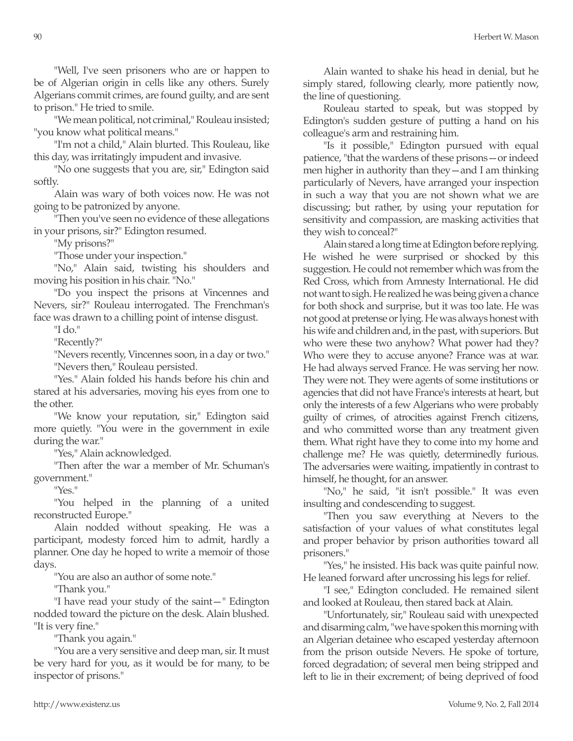"Well, I've seen prisoners who are or happen to be of Algerian origin in cells like any others. Surely Algerians commit crimes, are found guilty, and are sent to prison." He tried to smile.

"We mean political, not criminal," Rouleau insisted; "you know what political means."

"I'm not a child," Alain blurted. This Rouleau, like this day, was irritatingly impudent and invasive.

"No one suggests that you are, sir," Edington said softly.

Alain was wary of both voices now. He was not going to be patronized by anyone.

"Then you've seen no evidence of these allegations in your prisons, sir?" Edington resumed.

"My prisons?"

"Those under your inspection."

"No," Alain said, twisting his shoulders and moving his position in his chair. "No."

"Do you inspect the prisons at Vincennes and Nevers, sir?" Rouleau interrogated. The Frenchman's face was drawn to a chilling point of intense disgust.

"I do."

"Recently?"

"Nevers recently, Vincennes soon, in a day or two."

"Nevers then," Rouleau persisted.

"Yes." Alain folded his hands before his chin and stared at his adversaries, moving his eyes from one to the other.

"We know your reputation, sir," Edington said more quietly. "You were in the government in exile during the war."

"Yes," Alain acknowledged.

"Then after the war a member of Mr. Schuman's government."

"Yes."

"You helped in the planning of a united reconstructed Europe."

Alain nodded without speaking. He was a participant, modesty forced him to admit, hardly a planner. One day he hoped to write a memoir of those days.

"You are also an author of some note."

"Thank you."

"I have read your study of the saint—" Edington nodded toward the picture on the desk. Alain blushed. "It is very fine."

"Thank you again."

"You are a very sensitive and deep man, sir. It must be very hard for you, as it would be for many, to be inspector of prisons."

Alain wanted to shake his head in denial, but he simply stared, following clearly, more patiently now, the line of questioning.

Rouleau started to speak, but was stopped by Edington's sudden gesture of putting a hand on his colleague's arm and restraining him.

"Is it possible," Edington pursued with equal patience, "that the wardens of these prisons—or indeed men higher in authority than they—and I am thinking particularly of Nevers, have arranged your inspection in such a way that you are not shown what we are discussing; but rather, by using your reputation for sensitivity and compassion, are masking activities that they wish to conceal?"

Alain stared a long time at Edington before replying. He wished he were surprised or shocked by this suggestion. He could not remember which was from the Red Cross, which from Amnesty International. He did not want to sigh. He realized he was being given a chance for both shock and surprise, but it was too late. He was not good at pretense or lying. He was always honest with his wife and children and, in the past, with superiors. But who were these two anyhow? What power had they? Who were they to accuse anyone? France was at war. He had always served France. He was serving her now. They were not. They were agents of some institutions or agencies that did not have France's interests at heart, but only the interests of a few Algerians who were probably guilty of crimes, of atrocities against French citizens, and who committed worse than any treatment given them. What right have they to come into my home and challenge me? He was quietly, determinedly furious. The adversaries were waiting, impatiently in contrast to himself, he thought, for an answer.

"No," he said, "it isn't possible." It was even insulting and condescending to suggest.

"Then you saw everything at Nevers to the satisfaction of your values of what constitutes legal and proper behavior by prison authorities toward all prisoners."

"Yes," he insisted. His back was quite painful now. He leaned forward after uncrossing his legs for relief.

"I see," Edington concluded. He remained silent and looked at Rouleau, then stared back at Alain.

"Unfortunately, sir," Rouleau said with unexpected and disarming calm, "we have spoken this morning with an Algerian detainee who escaped yesterday afternoon from the prison outside Nevers. He spoke of torture, forced degradation; of several men being stripped and left to lie in their excrement; of being deprived of food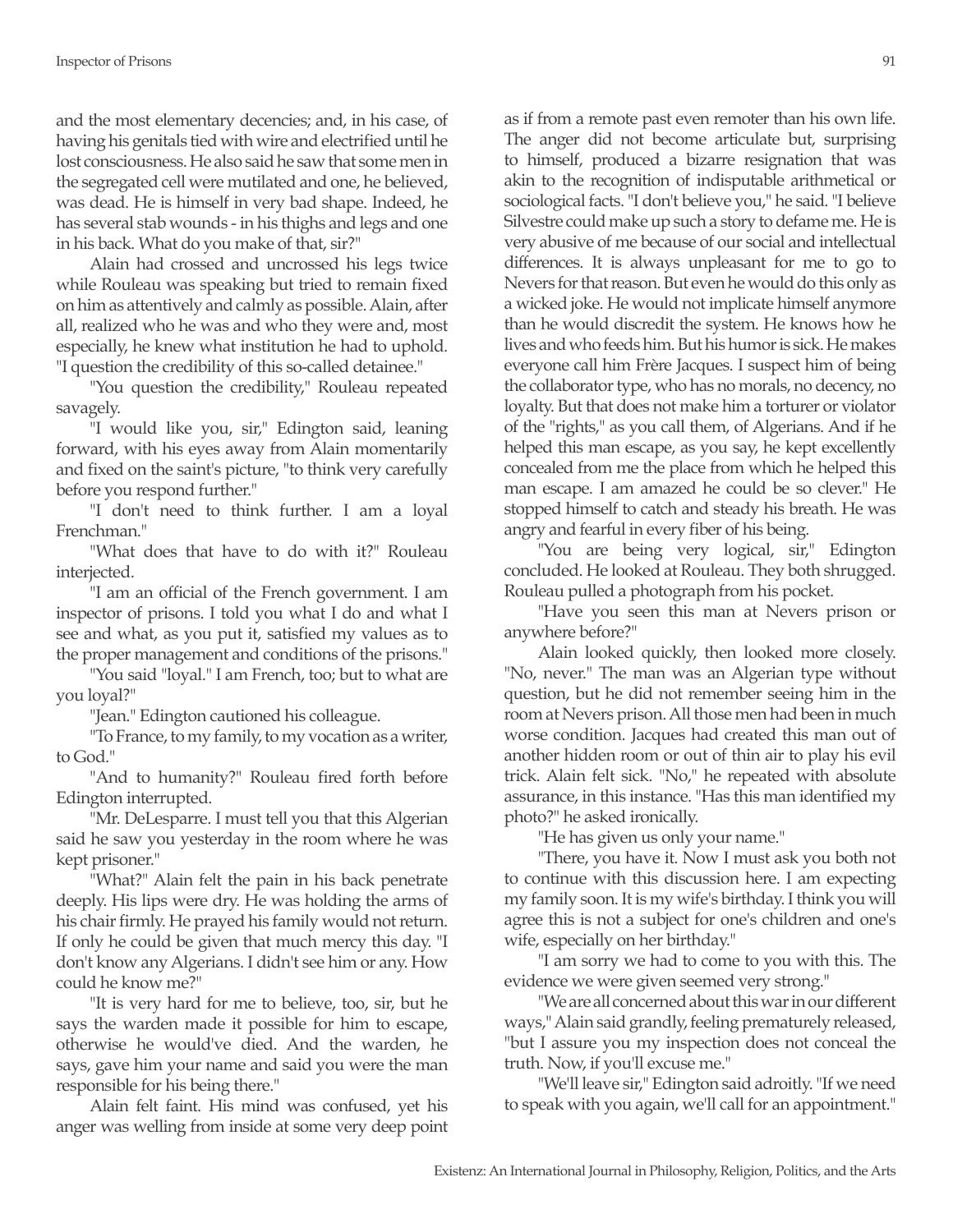and the most elementary decencies; and, in his case, of having his genitals tied with wire and electrified until he lost consciousness. He also said he saw that some men in the segregated cell were mutilated and one, he believed, was dead. He is himself in very bad shape. Indeed, he has several stab wounds - in his thighs and legs and one in his back. What do you make of that, sir?"

Alain had crossed and uncrossed his legs twice while Rouleau was speaking but tried to remain fixed on him as attentively and calmly as possible. Alain, after all, realized who he was and who they were and, most especially, he knew what institution he had to uphold. "I question the credibility of this so-called detainee."

"You question the credibility," Rouleau repeated savagely.

"I would like you, sir," Edington said, leaning forward, with his eyes away from Alain momentarily and fixed on the saint's picture, "to think very carefully before you respond further."

"I don't need to think further. I am a loyal Frenchman."

"What does that have to do with it?" Rouleau interjected.

"I am an official of the French government. I am inspector of prisons. I told you what I do and what I see and what, as you put it, satisfied my values as to the proper management and conditions of the prisons."

"You said "loyal." I am French, too; but to what are you loyal?"

"Jean." Edington cautioned his colleague.

"To France, to my family, to my vocation as a writer, to God."

"And to humanity?" Rouleau fired forth before Edington interrupted.

"Mr. DeLesparre. I must tell you that this Algerian said he saw you yesterday in the room where he was kept prisoner."

"What?" Alain felt the pain in his back penetrate deeply. His lips were dry. He was holding the arms of his chair firmly. He prayed his family would not return. If only he could be given that much mercy this day. "I don't know any Algerians. I didn't see him or any. How could he know me?"

"It is very hard for me to believe, too, sir, but he says the warden made it possible for him to escape, otherwise he would've died. And the warden, he says, gave him your name and said you were the man responsible for his being there."

Alain felt faint. His mind was confused, yet his anger was welling from inside at some very deep point as if from a remote past even remoter than his own life. The anger did not become articulate but, surprising to himself, produced a bizarre resignation that was akin to the recognition of indisputable arithmetical or sociological facts. "I don't believe you," he said. "I believe Silvestre could make up such a story to defame me. He is very abusive of me because of our social and intellectual differences. It is always unpleasant for me to go to Nevers for that reason. But even he would do this only as a wicked joke. He would not implicate himself anymore than he would discredit the system. He knows how he lives and who feeds him. But his humor is sick. He makes everyone call him Frère Jacques. I suspect him of being the collaborator type, who has no morals, no decency, no loyalty. But that does not make him a torturer or violator of the "rights," as you call them, of Algerians. And if he helped this man escape, as you say, he kept excellently concealed from me the place from which he helped this man escape. I am amazed he could be so clever." He stopped himself to catch and steady his breath. He was angry and fearful in every fiber of his being.

"You are being very logical, sir," Edington concluded. He looked at Rouleau. They both shrugged. Rouleau pulled a photograph from his pocket.

"Have you seen this man at Nevers prison or anywhere before?"

Alain looked quickly, then looked more closely. "No, never." The man was an Algerian type without question, but he did not remember seeing him in the room at Nevers prison. All those men had been in much worse condition. Jacques had created this man out of another hidden room or out of thin air to play his evil trick. Alain felt sick. "No," he repeated with absolute assurance, in this instance. "Has this man identified my photo?" he asked ironically.

"He has given us only your name."

"There, you have it. Now I must ask you both not to continue with this discussion here. I am expecting my family soon. It is my wife's birthday. I think you will agree this is not a subject for one's children and one's wife, especially on her birthday."

"I am sorry we had to come to you with this. The evidence we were given seemed very strong."

"We are all concerned about this war in our different ways," Alain said grandly, feeling prematurely released, "but I assure you my inspection does not conceal the truth. Now, if you'll excuse me."

"We'll leave sir," Edington said adroitly. "If we need to speak with you again, we'll call for an appointment."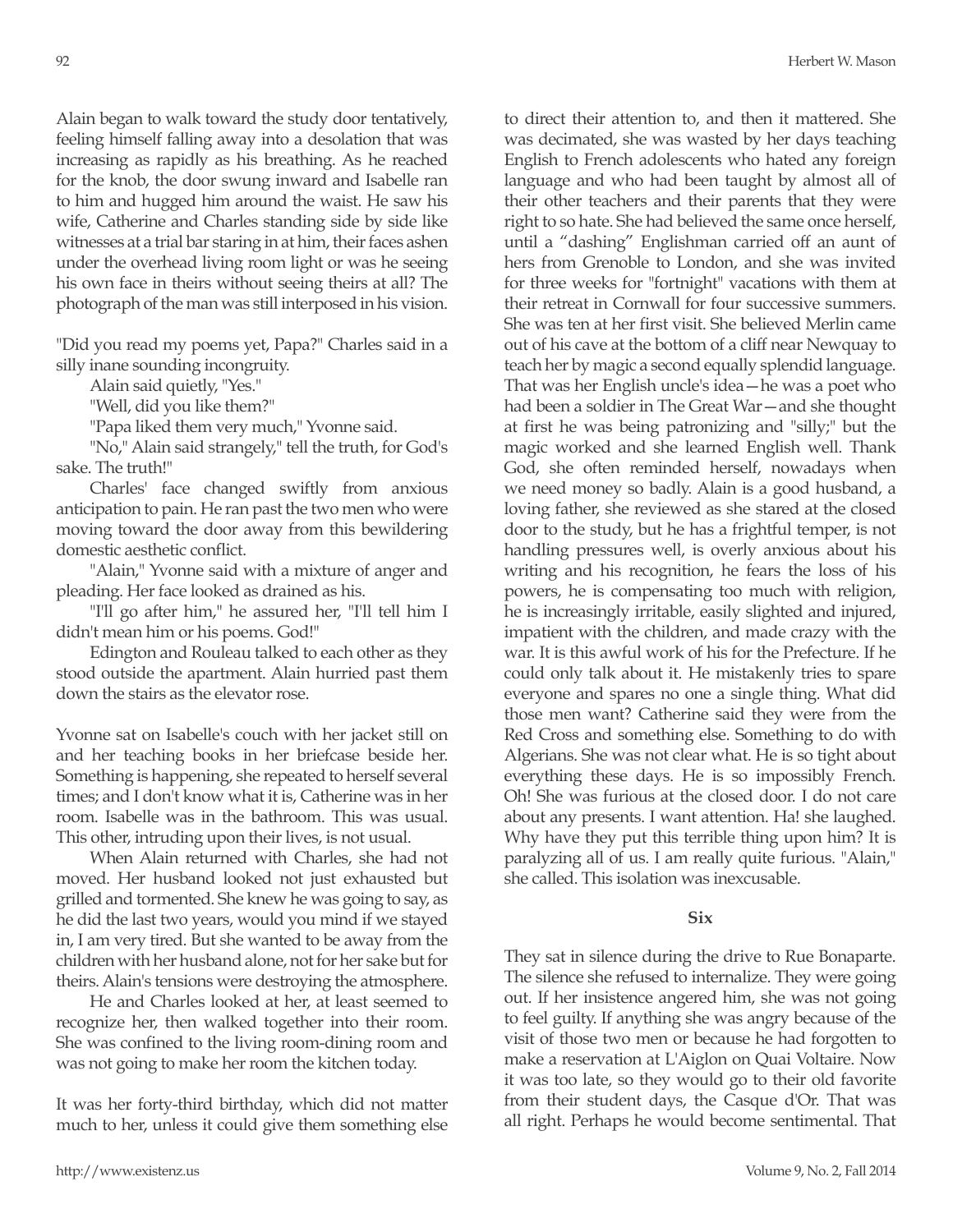Alain began to walk toward the study door tentatively, feeling himself falling away into a desolation that was increasing as rapidly as his breathing. As he reached for the knob, the door swung inward and Isabelle ran to him and hugged him around the waist. He saw his wife, Catherine and Charles standing side by side like witnesses at a trial bar staring in at him, their faces ashen under the overhead living room light or was he seeing his own face in theirs without seeing theirs at all? The photograph of the man was still interposed in his vision.

"Did you read my poems yet, Papa?" Charles said in a silly inane sounding incongruity.

Alain said quietly, "Yes."

"Well, did you like them?"

"Papa liked them very much," Yvonne said.

"No," Alain said strangely," tell the truth, for God's sake. The truth!"

Charles' face changed swiftly from anxious anticipation to pain. He ran past the two men who were moving toward the door away from this bewildering domestic aesthetic conflict.

"Alain," Yvonne said with a mixture of anger and pleading. Her face looked as drained as his.

"I'll go after him," he assured her, "I'll tell him I didn't mean him or his poems. God!"

Edington and Rouleau talked to each other as they stood outside the apartment. Alain hurried past them down the stairs as the elevator rose.

Yvonne sat on Isabelle's couch with her jacket still on and her teaching books in her briefcase beside her. Something is happening, she repeated to herself several times; and I don't know what it is, Catherine was in her room. Isabelle was in the bathroom. This was usual. This other, intruding upon their lives, is not usual.

When Alain returned with Charles, she had not moved. Her husband looked not just exhausted but grilled and tormented. She knew he was going to say, as he did the last two years, would you mind if we stayed in, I am very tired. But she wanted to be away from the children with her husband alone, not for her sake but for theirs. Alain's tensions were destroying the atmosphere.

He and Charles looked at her, at least seemed to recognize her, then walked together into their room. She was confined to the living room-dining room and was not going to make her room the kitchen today.

It was her forty-third birthday, which did not matter much to her, unless it could give them something else to direct their attention to, and then it mattered. She was decimated, she was wasted by her days teaching English to French adolescents who hated any foreign language and who had been taught by almost all of their other teachers and their parents that they were right to so hate. She had believed the same once herself, until a "dashing" Englishman carried off an aunt of hers from Grenoble to London, and she was invited for three weeks for "fortnight" vacations with them at their retreat in Cornwall for four successive summers. She was ten at her first visit. She believed Merlin came out of his cave at the bottom of a cliff near Newquay to teach her by magic a second equally splendid language. That was her English uncle's idea—he was a poet who had been a soldier in The Great War—and she thought at first he was being patronizing and "silly;" but the magic worked and she learned English well. Thank God, she often reminded herself, nowadays when we need money so badly. Alain is a good husband, a loving father, she reviewed as she stared at the closed door to the study, but he has a frightful temper, is not handling pressures well, is overly anxious about his writing and his recognition, he fears the loss of his powers, he is compensating too much with religion, he is increasingly irritable, easily slighted and injured, impatient with the children, and made crazy with the war. It is this awful work of his for the Prefecture. If he could only talk about it. He mistakenly tries to spare everyone and spares no one a single thing. What did those men want? Catherine said they were from the Red Cross and something else. Something to do with Algerians. She was not clear what. He is so tight about everything these days. He is so impossibly French. Oh! She was furious at the closed door. I do not care about any presents. I want attention. Ha! she laughed. Why have they put this terrible thing upon him? It is paralyzing all of us. I am really quite furious. "Alain," she called. This isolation was inexcusable.

**Six**

They sat in silence during the drive to Rue Bonaparte. The silence she refused to internalize. They were going out. If her insistence angered him, she was not going to feel guilty. If anything she was angry because of the visit of those two men or because he had forgotten to make a reservation at L'Aiglon on Quai Voltaire. Now it was too late, so they would go to their old favorite from their student days, the Casque d'Or. That was all right. Perhaps he would become sentimental. That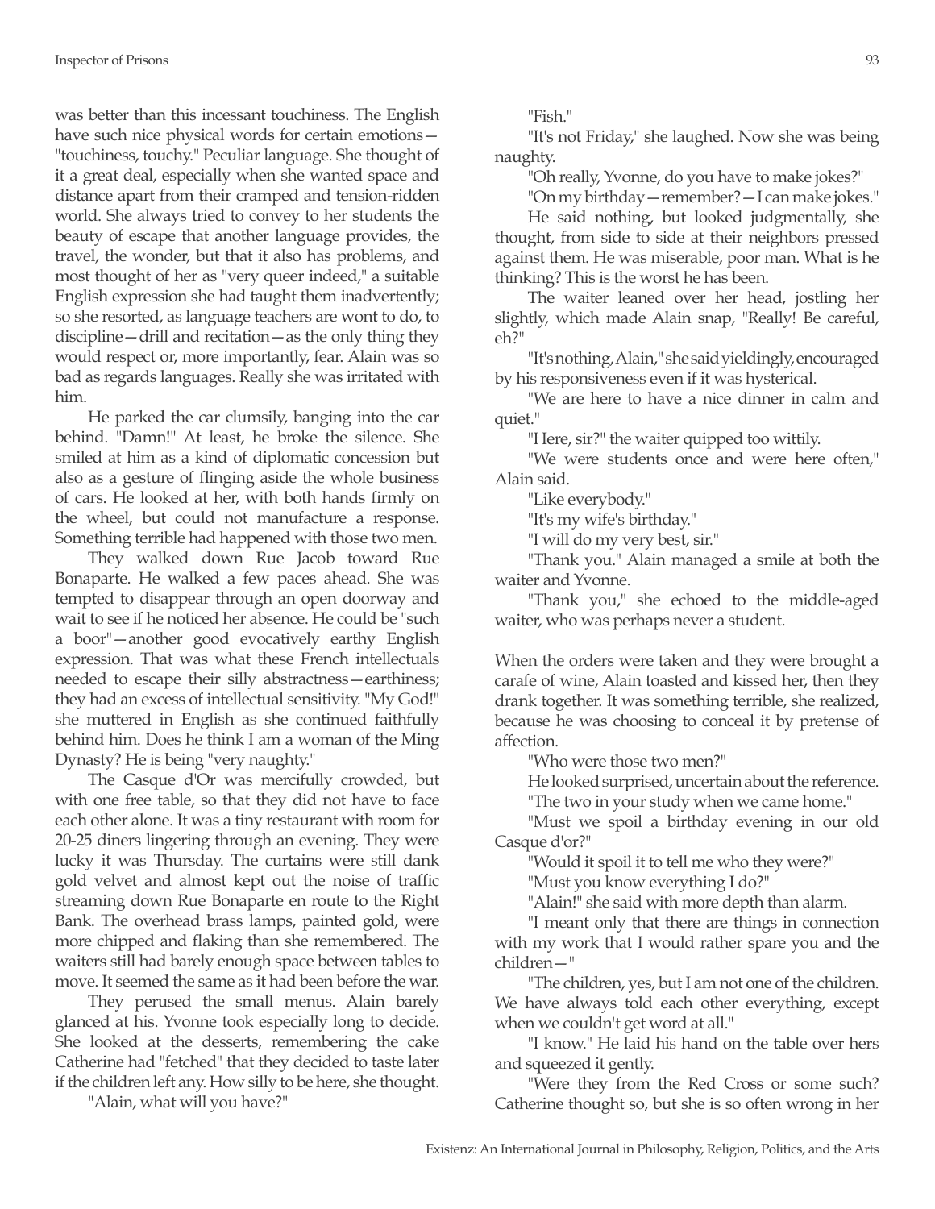was better than this incessant touchiness. The English have such nice physical words for certain emotions—"touchiness, touchy." Peculiar language. She thought of it a great deal, especially when she wanted space and distance apart from their cramped and tension-ridden world. She always tried to convey to her students the beauty of escape that another language provides, the travel, the wonder, but that it also has problems, and most thought of her as "very queer indeed," a suitable English expression she had taught them inadvertently; so she resorted, as language teachers are wont to do, to discipline—drill and recitation—as the only thing they would respect or, more importantly, fear. Alain was so bad as regards languages. Really she was irritated with him.

He parked the car clumsily, banging into the car behind. "Damn!" At least, he broke the silence. She smiled at him as a kind of diplomatic concession but also as a gesture of flinging aside the whole business of cars. He looked at her, with both hands firmly on the wheel, but could not manufacture a response. Something terrible had happened with those two men.

They walked down Rue Jacob toward Rue Bonaparte. He walked a few paces ahead. She was tempted to disappear through an open doorway and wait to see if he noticed her absence. He could be "such a boor"—another good evocatively earthy English expression. That was what these French intellectuals needed to escape their silly abstractness—earthiness; they had an excess of intellectual sensitivity. "My God!" she muttered in English as she continued faithfully behind him. Does he think I am a woman of the Ming Dynasty? He is being "very naughty."

The Casque d'Or was mercifully crowded, but with one free table, so that they did not have to face each other alone. It was a tiny restaurant with room for 20-25 diners lingering through an evening. They were lucky it was Thursday. The curtains were still dank gold velvet and almost kept out the noise of traffic streaming down Rue Bonaparte en route to the Right Bank. The overhead brass lamps, painted gold, were more chipped and flaking than she remembered. The waiters still had barely enough space between tables to move. It seemed the same as it had been before the war.

They perused the small menus. Alain barely glanced at his. Yvonne took especially long to decide. She looked at the desserts, remembering the cake Catherine had "fetched" that they decided to taste later if the children left any. How silly to be here, she thought.

"Alain, what will you have?"

"Fish."

"It's not Friday," she laughed. Now she was being naughty.

"Oh really, Yvonne, do you have to make jokes?"

"On my birthday—remember?—I can make jokes."

He said nothing, but looked judgmentally, she thought, from side to side at their neighbors pressed against them. He was miserable, poor man. What is he thinking? This is the worst he has been.

The waiter leaned over her head, jostling her slightly, which made Alain snap, "Really! Be careful, eh?"

"It's nothing, Alain," she said yieldingly, encouraged by his responsiveness even if it was hysterical.

"We are here to have a nice dinner in calm and quiet."

"Here, sir?" the waiter quipped too wittily.

"We were students once and were here often," Alain said.

"Like everybody."

"It's my wife's birthday."

"I will do my very best, sir."

"Thank you." Alain managed a smile at both the waiter and Yvonne.

"Thank you," she echoed to the middle-aged waiter, who was perhaps never a student.

When the orders were taken and they were brought a carafe of wine, Alain toasted and kissed her, then they drank together. It was something terrible, she realized, because he was choosing to conceal it by pretense of affection.

"Who were those two men?"

He looked surprised, uncertain about the reference.

"The two in your study when we came home."

"Must we spoil a birthday evening in our old Casque d'or?"

"Would it spoil it to tell me who they were?"

"Must you know everything I do?"

"Alain!" she said with more depth than alarm.

"I meant only that there are things in connection with my work that I would rather spare you and the children—"

"The children, yes, but I am not one of the children. We have always told each other everything, except when we couldn't get word at all."

"I know." He laid his hand on the table over hers and squeezed it gently.

"Were they from the Red Cross or some such? Catherine thought so, but she is so often wrong in her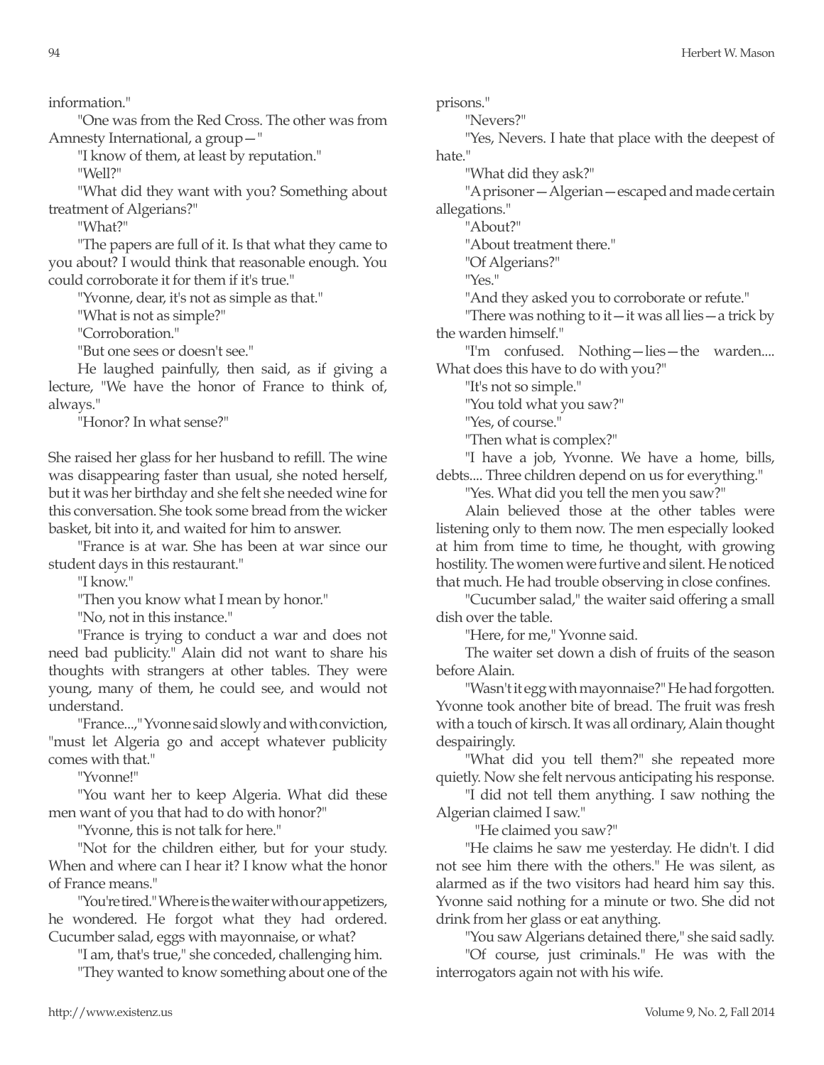information."

"One was from the Red Cross. The other was from Amnesty International, a group—"

"I know of them, at least by reputation."

"Well?"

"What did they want with you? Something about treatment of Algerians?"

"What?"

"The papers are full of it. Is that what they came to you about? I would think that reasonable enough. You could corroborate it for them if it's true."

"Yvonne, dear, it's not as simple as that."

"What is not as simple?"

"Corroboration."

"But one sees or doesn't see."

He laughed painfully, then said, as if giving a lecture, "We have the honor of France to think of, always."

"Honor? In what sense?"

She raised her glass for her husband to refill. The wine was disappearing faster than usual, she noted herself, but it was her birthday and she felt she needed wine for this conversation. She took some bread from the wicker basket, bit into it, and waited for him to answer.

"France is at war. She has been at war since our student days in this restaurant."

"I know."

"Then you know what I mean by honor."

"No, not in this instance."

"France is trying to conduct a war and does not need bad publicity." Alain did not want to share his thoughts with strangers at other tables. They were young, many of them, he could see, and would not understand.

"France...," Yvonne said slowly and with conviction, "must let Algeria go and accept whatever publicity comes with that."

"Yvonne!"

"You want her to keep Algeria. What did these men want of you that had to do with honor?"

"Yvonne, this is not talk for here."

"Not for the children either, but for your study. When and where can I hear it? I know what the honor of France means."

"You're tired." Where is the waiter with our appetizers, he wondered. He forgot what they had ordered. Cucumber salad, eggs with mayonnaise, or what?

"I am, that's true," she conceded, challenging him.

"They wanted to know something about one of the prisons."

"Nevers?"

"Yes, Nevers. I hate that place with the deepest of hate."

"What did they ask?"

"A prisoner—Algerian—escaped and made certain allegations."

"About?"

"About treatment there."

"Of Algerians?"

"Yes."

"And they asked you to corroborate or refute."

"There was nothing to it—it was all lies—a trick by the warden himself."

"I'm confused. Nothing—lies—the warden.... What does this have to do with you?"

"It's not so simple."

"You told what you saw?"

"Yes, of course."

"Then what is complex?"

"I have a job, Yvonne. We have a home, bills, debts.... Three children depend on us for everything."

"Yes. What did you tell the men you saw?"

Alain believed those at the other tables were listening only to them now. The men especially looked at him from time to time, he thought, with growing hostility. The women were furtive and silent. He noticed that much. He had trouble observing in close confines.

"Cucumber salad," the waiter said offering a small dish over the table.

"Here, for me," Yvonne said.

The waiter set down a dish of fruits of the season before Alain.

"Wasn't it egg with mayonnaise?" He had forgotten. Yvonne took another bite of bread. The fruit was fresh with a touch of kirsch. It was all ordinary, Alain thought despairingly.

"What did you tell them?" she repeated more quietly. Now she felt nervous anticipating his response.

"I did not tell them anything. I saw nothing the Algerian claimed I saw."

"He claimed you saw?"

"He claims he saw me yesterday. He didn't. I did not see him there with the others." He was silent, as alarmed as if the two visitors had heard him say this. Yvonne said nothing for a minute or two. She did not drink from her glass or eat anything.

"You saw Algerians detained there," she said sadly.

"Of course, just criminals." He was with the interrogators again not with his wife.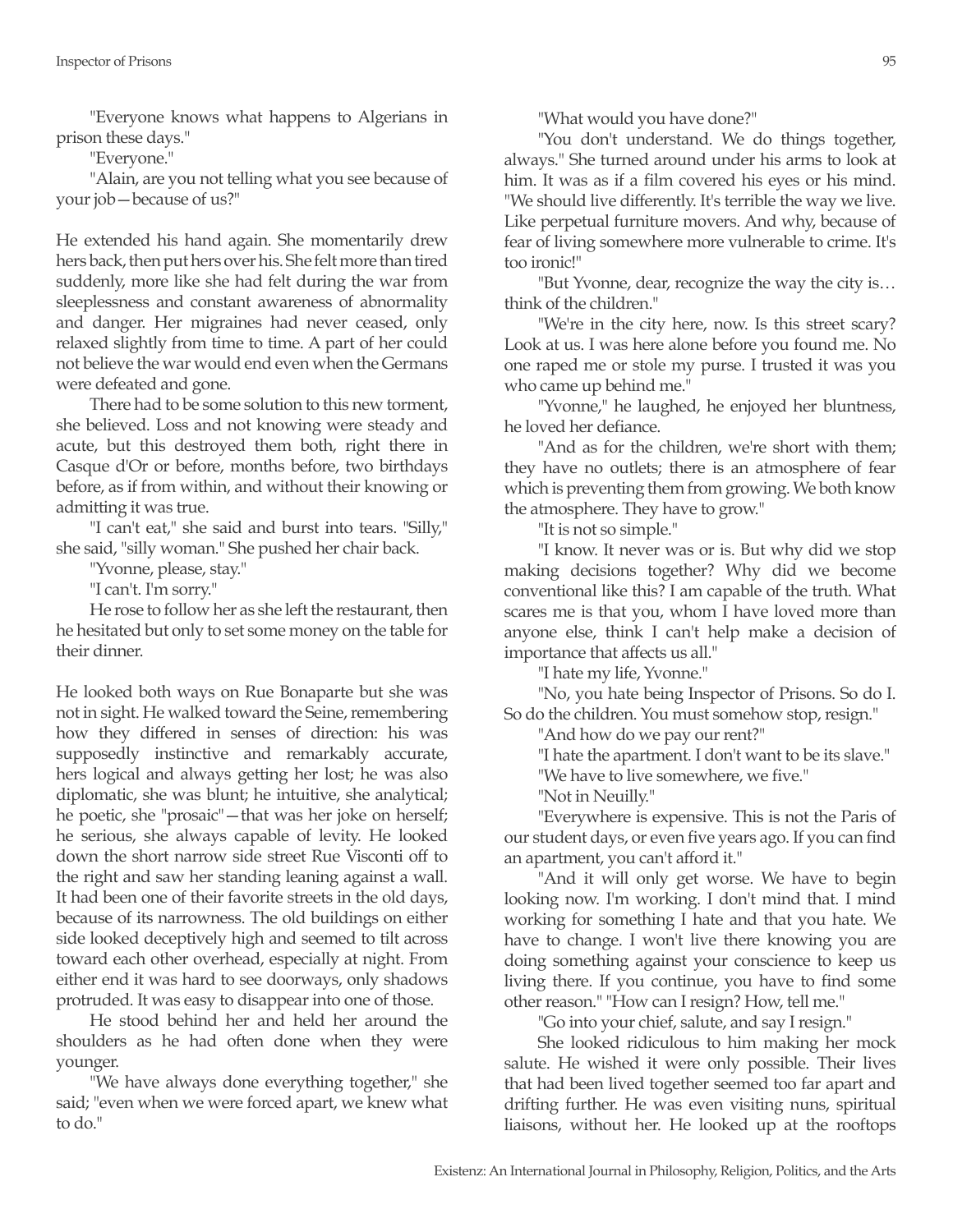"Everyone knows what happens to Algerians in prison these days."

"Everyone."

"Alain, are you not telling what you see because of your job—because of us?"

He extended his hand again. She momentarily drew hers back, then put hers over his. She felt more than tired suddenly, more like she had felt during the war from sleeplessness and constant awareness of abnormality and danger. Her migraines had never ceased, only relaxed slightly from time to time. A part of her could not believe the war would end even when the Germans were defeated and gone.

There had to be some solution to this new torment, she believed. Loss and not knowing were steady and acute, but this destroyed them both, right there in Casque d'Or or before, months before, two birthdays before, as if from within, and without their knowing or admitting it was true.

"I can't eat," she said and burst into tears. "Silly," she said, "silly woman." She pushed her chair back.

"Yvonne, please, stay."

"I can't. I'm sorry."

He rose to follow her as she left the restaurant, then he hesitated but only to set some money on the table for their dinner.

He looked both ways on Rue Bonaparte but she was not in sight. He walked toward the Seine, remembering how they differed in senses of direction: his was supposedly instinctive and remarkably accurate, hers logical and always getting her lost; he was also diplomatic, she was blunt; he intuitive, she analytical; he poetic, she "prosaic"—that was her joke on herself; he serious, she always capable of levity. He looked down the short narrow side street Rue Visconti off to the right and saw her standing leaning against a wall. It had been one of their favorite streets in the old days, because of its narrowness. The old buildings on either side looked deceptively high and seemed to tilt across toward each other overhead, especially at night. From either end it was hard to see doorways, only shadows protruded. It was easy to disappear into one of those.

He stood behind her and held her around the shoulders as he had often done when they were younger.

"We have always done everything together," she said; "even when we were forced apart, we knew what to do."

"What would you have done?"

"You don't understand. We do things together, always." She turned around under his arms to look at him. It was as if a film covered his eyes or his mind. "We should live differently. It's terrible the way we live. Like perpetual furniture movers. And why, because of fear of living somewhere more vulnerable to crime. It's too ironic!"

"But Yvonne, dear, recognize the way the city is… think of the children."

"We're in the city here, now. Is this street scary? Look at us. I was here alone before you found me. No one raped me or stole my purse. I trusted it was you who came up behind me."

"Yvonne," he laughed, he enjoyed her bluntness, he loved her defiance.

"And as for the children, we're short with them; they have no outlets; there is an atmosphere of fear which is preventing them from growing. We both know the atmosphere. They have to grow."

"It is not so simple."

"I know. It never was or is. But why did we stop making decisions together? Why did we become conventional like this? I am capable of the truth. What scares me is that you, whom I have loved more than anyone else, think I can't help make a decision of importance that affects us all."

"I hate my life, Yvonne."

"No, you hate being Inspector of Prisons. So do I. So do the children. You must somehow stop, resign."

"And how do we pay our rent?"

"I hate the apartment. I don't want to be its slave."

"We have to live somewhere, we five."

"Not in Neuilly."

"Everywhere is expensive. This is not the Paris of our student days, or even five years ago. If you can find an apartment, you can't afford it."

"And it will only get worse. We have to begin looking now. I'm working. I don't mind that. I mind working for something I hate and that you hate. We have to change. I won't live there knowing you are doing something against your conscience to keep us living there. If you continue, you have to find some other reason." "How can I resign? How, tell me."

"Go into your chief, salute, and say I resign."

She looked ridiculous to him making her mock salute. He wished it were only possible. Their lives that had been lived together seemed too far apart and drifting further. He was even visiting nuns, spiritual liaisons, without her. He looked up at the rooftops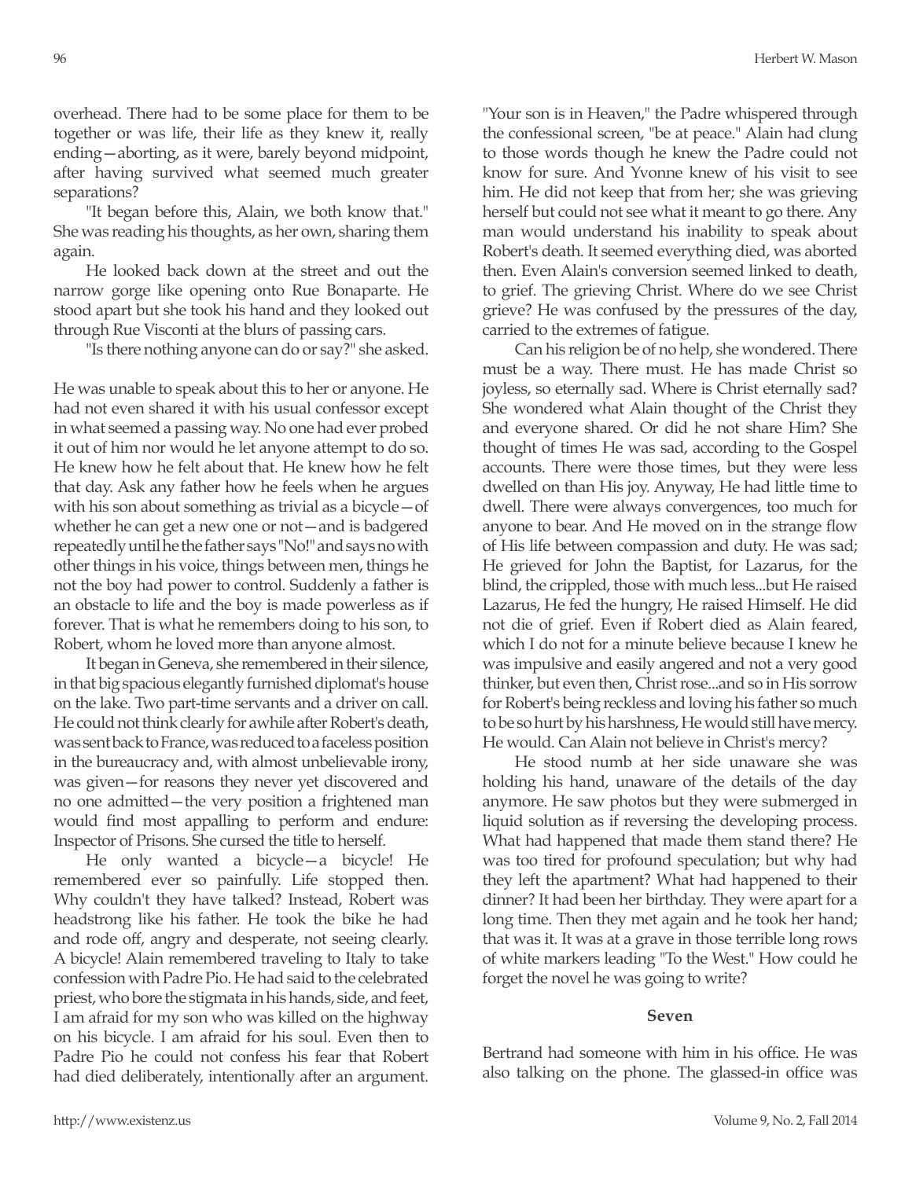overhead. There had to be some place for them to be together or was life, their life as they knew it, really ending—aborting, as it were, barely beyond midpoint, after having survived what seemed much greater separations?

"It began before this, Alain, we both know that." She was reading his thoughts, as her own, sharing them again.

He looked back down at the street and out the narrow gorge like opening onto Rue Bonaparte. He stood apart but she took his hand and they looked out through Rue Visconti at the blurs of passing cars.

"Is there nothing anyone can do or say?" she asked.

He was unable to speak about this to her or anyone. He had not even shared it with his usual confessor except in what seemed a passing way. No one had ever probed it out of him nor would he let anyone attempt to do so. He knew how he felt about that. He knew how he felt that day. Ask any father how he feels when he argues with his son about something as trivial as a bicycle—of whether he can get a new one or not—and is badgered repeatedly until he the father says "No!" and says no with other things in his voice, things between men, things he not the boy had power to control. Suddenly a father is an obstacle to life and the boy is made powerless as if forever. That is what he remembers doing to his son, to Robert, whom he loved more than anyone almost.

It began in Geneva, she remembered in their silence, in that big spacious elegantly furnished diplomat's house on the lake. Two part-time servants and a driver on call. He could not think clearly for awhile after Robert's death, was sent back to France, was reduced to a faceless position in the bureaucracy and, with almost unbelievable irony, was given—for reasons they never yet discovered and no one admitted—the very position a frightened man would find most appalling to perform and endure: Inspector of Prisons. She cursed the title to herself.

He only wanted a bicycle—a bicycle! He remembered ever so painfully. Life stopped then. Why couldn't they have talked? Instead, Robert was headstrong like his father. He took the bike he had and rode off, angry and desperate, not seeing clearly. A bicycle! Alain remembered traveling to Italy to take confession with Padre Pio. He had said to the celebrated priest, who bore the stigmata in his hands, side, and feet, I am afraid for my son who was killed on the highway on his bicycle. I am afraid for his soul. Even then to Padre Pio he could not confess his fear that Robert had died deliberately, intentionally after an argument. "Your son is in Heaven," the Padre whispered through the confessional screen, "be at peace." Alain had clung to those words though he knew the Padre could not know for sure. And Yvonne knew of his visit to see him. He did not keep that from her; she was grieving herself but could not see what it meant to go there. Any man would understand his inability to speak about Robert's death. It seemed everything died, was aborted then. Even Alain's conversion seemed linked to death, to grief. The grieving Christ. Where do we see Christ grieve? He was confused by the pressures of the day, carried to the extremes of fatigue.

Can his religion be of no help, she wondered. There must be a way. There must. He has made Christ so joyless, so eternally sad. Where is Christ eternally sad? She wondered what Alain thought of the Christ they and everyone shared. Or did he not share Him? She thought of times He was sad, according to the Gospel accounts. There were those times, but they were less dwelled on than His joy. Anyway, He had little time to dwell. There were always convergences, too much for anyone to bear. And He moved on in the strange flow of His life between compassion and duty. He was sad; He grieved for John the Baptist, for Lazarus, for the blind, the crippled, those with much less...but He raised Lazarus, He fed the hungry, He raised Himself. He did not die of grief. Even if Robert died as Alain feared, which I do not for a minute believe because I knew he was impulsive and easily angered and not a very good thinker, but even then, Christ rose...and so in His sorrow for Robert's being reckless and loving his father so much to be so hurt by his harshness, He would still have mercy. He would. Can Alain not believe in Christ's mercy?

He stood numb at her side unaware she was holding his hand, unaware of the details of the day anymore. He saw photos but they were submerged in liquid solution as if reversing the developing process. What had happened that made them stand there? He was too tired for profound speculation; but why had they left the apartment? What had happened to their dinner? It had been her birthday. They were apart for a long time. Then they met again and he took her hand; that was it. It was at a grave in those terrible long rows of white markers leading "To the West." How could he forget the novel he was going to write?

## Seven

Bertrand had someone with him in his office. He was also talking on the phone. The glassed-in office was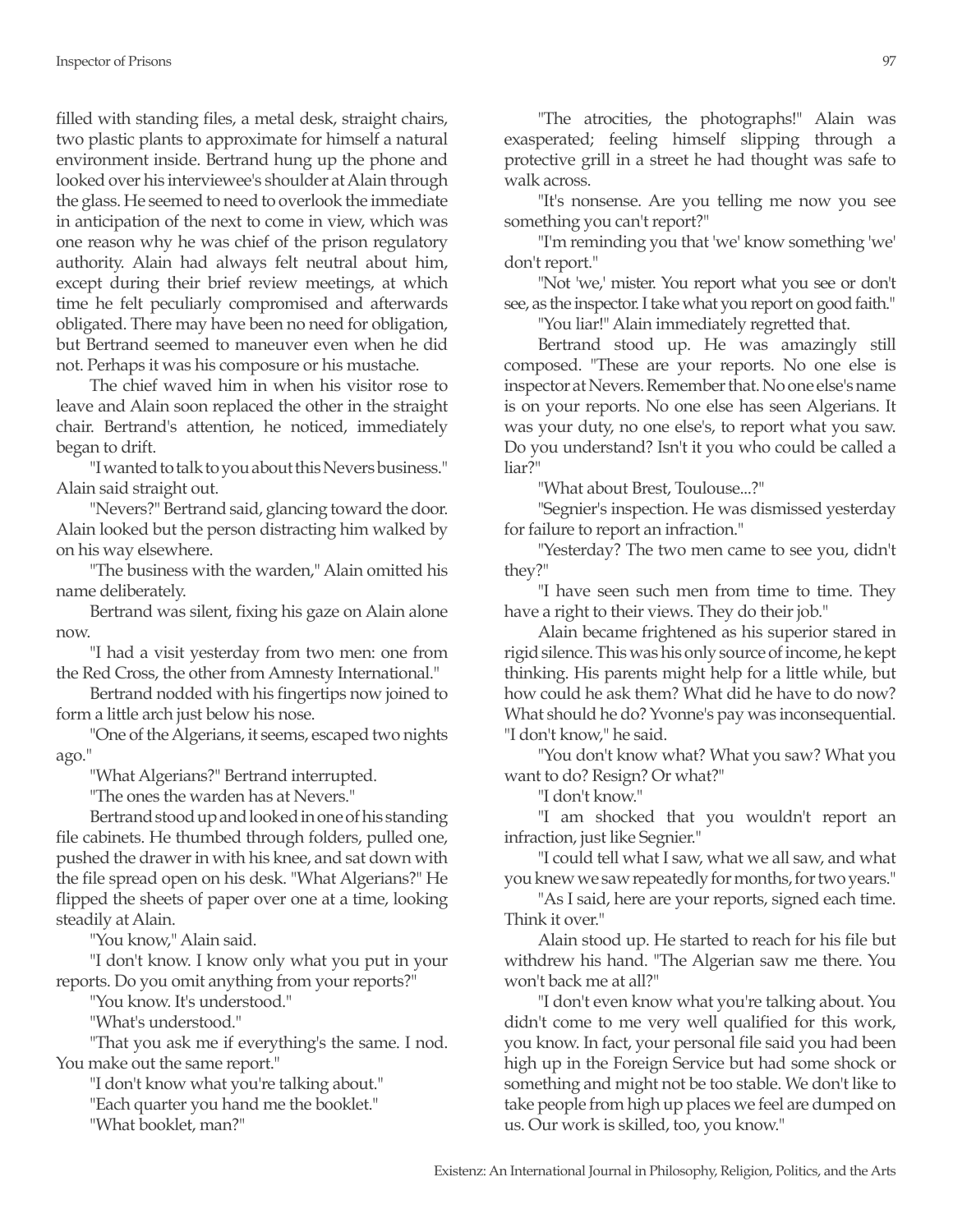filled with standing files, a metal desk, straight chairs, two plastic plants to approximate for himself a natural environment inside. Bertrand hung up the phone and looked over his interviewee's shoulder at Alain through the glass. He seemed to need to overlook the immediate in anticipation of the next to come in view, which was one reason why he was chief of the prison regulatory authority. Alain had always felt neutral about him, except during their brief review meetings, at which time he felt peculiarly compromised and afterwards obligated. There may have been no need for obligation, but Bertrand seemed to maneuver even when he did not. Perhaps it was his composure or his mustache.

The chief waved him in when his visitor rose to leave and Alain soon replaced the other in the straight chair. Bertrand's attention, he noticed, immediately began to drift.

"I wanted to talk to you about this Nevers business." Alain said straight out.

"Nevers?" Bertrand said, glancing toward the door. Alain looked but the person distracting him walked by on his way elsewhere.

"The business with the warden," Alain omitted his name deliberately.

Bertrand was silent, fixing his gaze on Alain alone now.

"I had a visit yesterday from two men: one from the Red Cross, the other from Amnesty International."

Bertrand nodded with his fingertips now joined to form a little arch just below his nose.

"One of the Algerians, it seems, escaped two nights ago."

"What Algerians?" Bertrand interrupted.

"The ones the warden has at Nevers."

Bertrand stood up and looked in one of his standing file cabinets. He thumbed through folders, pulled one, pushed the drawer in with his knee, and sat down with the file spread open on his desk. "What Algerians?" He flipped the sheets of paper over one at a time, looking steadily at Alain.

"You know," Alain said.

"I don't know. I know only what you put in your reports. Do you omit anything from your reports?"

"You know. It's understood."

"What's understood."

"That you ask me if everything's the same. I nod. You make out the same report."

"I don't know what you're talking about."

"Each quarter you hand me the booklet."

"What booklet, man?"

"The atrocities, the photographs!" Alain was exasperated; feeling himself slipping through a protective grill in a street he had thought was safe to walk across.

"It's nonsense. Are you telling me now you see something you can't report?"

"I'm reminding you that 'we' know something 'we' don't report."

"Not 'we,' mister. You report what you see or don't see, as the inspector. I take what you report on good faith."

"You liar!" Alain immediately regretted that.

Bertrand stood up. He was amazingly still composed. "These are your reports. No one else is inspector at Nevers. Remember that. No one else's name is on your reports. No one else has seen Algerians. It was your duty, no one else's, to report what you saw. Do you understand? Isn't it you who could be called a liar?"

"What about Brest, Toulouse...?"

"Segnier's inspection. He was dismissed yesterday for failure to report an infraction."

"Yesterday? The two men came to see you, didn't they?"

"I have seen such men from time to time. They have a right to their views. They do their job."

Alain became frightened as his superior stared in rigid silence. This was his only source of income, he kept thinking. His parents might help for a little while, but how could he ask them? What did he have to do now? What should he do? Yvonne's pay was inconsequential. "I don't know," he said.

"You don't know what? What you saw? What you want to do? Resign? Or what?"

"I don't know."

"I am shocked that you wouldn't report an infraction, just like Segnier."

"I could tell what I saw, what we all saw, and what you knew we saw repeatedly for months, for two years."

"As I said, here are your reports, signed each time. Think it over."

Alain stood up. He started to reach for his file but withdrew his hand. "The Algerian saw me there. You won't back me at all?"

"I don't even know what you're talking about. You didn't come to me very well qualified for this work, you know. In fact, your personal file said you had been high up in the Foreign Service but had some shock or something and might not be too stable. We don't like to take people from high up places we feel are dumped on us. Our work is skilled, too, you know."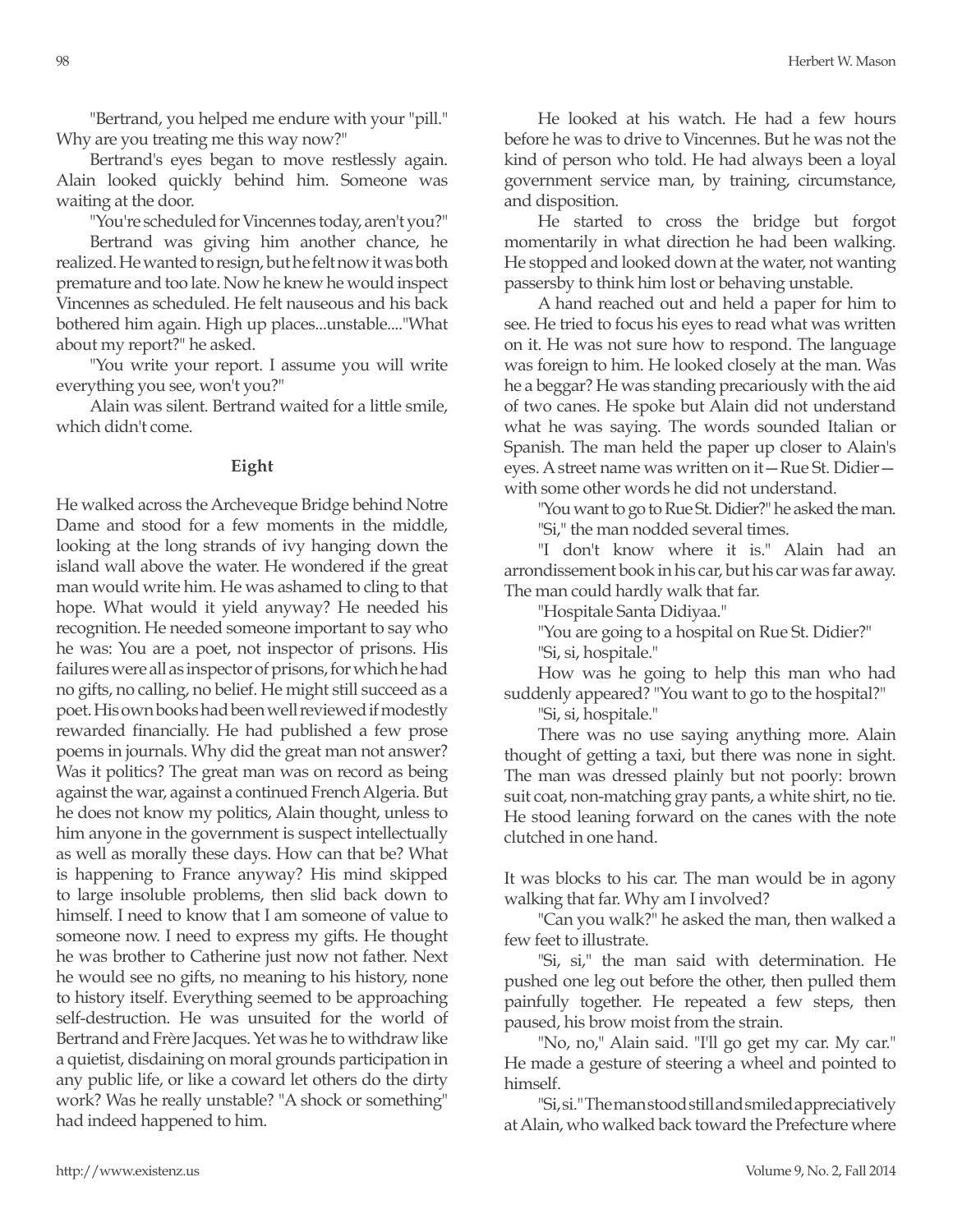"Bertrand, you helped me endure with your "pill." Why are you treating me this way now?"

Bertrand's eyes began to move restlessly again. Alain looked quickly behind him. Someone was waiting at the door.

"You're scheduled for Vincennes today, aren't you?"

Bertrand was giving him another chance, he realized. He wanted to resign, but he felt now it was both premature and too late. Now he knew he would inspect Vincennes as scheduled. He felt nauseous and his back bothered him again. High up places...unstable...."What about my report?" he asked.

"You write your report. I assume you will write everything you see, won't you?"

Alain was silent. Bertrand waited for a little smile, which didn't come.

### Eight

He walked across the Archeveque Bridge behind Notre Dame and stood for a few moments in the middle, looking at the long strands of ivy hanging down the island wall above the water. He wondered if the great man would write him. He was ashamed to cling to that hope. What would it yield anyway? He needed his recognition. He needed someone important to say who he was: You are a poet, not inspector of prisons. His failures were all as inspector of prisons, for which he had no gifts, no calling, no belief. He might still succeed as a poet. His own books had been well reviewed if modestly rewarded financially. He had published a few prose poems in journals. Why did the great man not answer? Was it politics? The great man was on record as being against the war, against a continued French Algeria. But he does not know my politics, Alain thought, unless to him anyone in the government is suspect intellectually as well as morally these days. How can that be? What is happening to France anyway? His mind skipped to large insoluble problems, then slid back down to himself. I need to know that I am someone of value to someone now. I need to express my gifts. He thought he was brother to Catherine just now not father. Next he would see no gifts, no meaning to his history, none to history itself. Everything seemed to be approaching self-destruction. He was unsuited for the world of Bertrand and Frère Jacques. Yet was he to withdraw like a quietist, disdaining on moral grounds participation in any public life, or like a coward let others do the dirty work? Was he really unstable? "A shock or something" had indeed happened to him.

He looked at his watch. He had a few hours before he was to drive to Vincennes. But he was not the kind of person who told. He had always been a loyal government service man, by training, circumstance, and disposition.

He started to cross the bridge but forgot momentarily in what direction he had been walking. He stopped and looked down at the water, not wanting passersby to think him lost or behaving unstable.

A hand reached out and held a paper for him to see. He tried to focus his eyes to read what was written on it. He was not sure how to respond. The language was foreign to him. He looked closely at the man. Was he a beggar? He was standing precariously with the aid of two canes. He spoke but Alain did not understand what he was saying. The words sounded Italian or Spanish. The man held the paper up closer to Alain's eyes. A street name was written on it—Rue St. Didier—with some other words he did not understand.

"You want to go to Rue St. Didier?" he asked the man.

"Si," the man nodded several times.

"I don't know where it is." Alain had an arrondissement book in his car, but his car was far away. The man could hardly walk that far.

"Hospitale Santa Didiyaa."

"You are going to a hospital on Rue St. Didier?"

"Si, si, hospitale."

How was he going to help this man who had suddenly appeared? "You want to go to the hospital?"

"Si, si, hospitale."

There was no use saying anything more. Alain thought of getting a taxi, but there was none in sight. The man was dressed plainly but not poorly: brown suit coat, non-matching gray pants, a white shirt, no tie. He stood leaning forward on the canes with the note clutched in one hand.

It was blocks to his car. The man would be in agony walking that far. Why am I involved?

"Can you walk?" he asked the man, then walked a few feet to illustrate.

"Si, si," the man said with determination. He pushed one leg out before the other, then pulled them painfully together. He repeated a few steps, then paused, his brow moist from the strain.

"No, no," Alain said. "I'll go get my car. My car." He made a gesture of steering a wheel and pointed to himself.

"Si, si." The man stood still and smiled appreciatively at Alain, who walked back toward the Prefecture where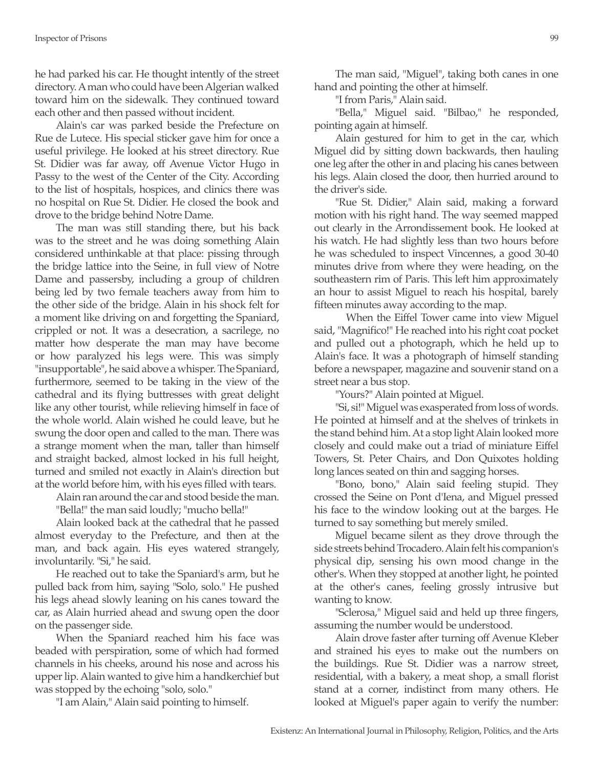he had parked his car. He thought intently of the street directory. A man who could have been Algerian walked toward him on the sidewalk. They continued toward each other and then passed without incident.

Alain's car was parked beside the Prefecture on Rue de Lutece. His special sticker gave him for once a useful privilege. He looked at his street directory. Rue St. Didier was far away, off Avenue Victor Hugo in Passy to the west of the Center of the City. According to the list of hospitals, hospices, and clinics there was no hospital on Rue St. Didier. He closed the book and drove to the bridge behind Notre Dame.

The man was still standing there, but his back was to the street and he was doing something Alain considered unthinkable at that place: pissing through the bridge lattice into the Seine, in full view of Notre Dame and passersby, including a group of children being led by two female teachers away from him to the other side of the bridge. Alain in his shock felt for a moment like driving on and forgetting the Spaniard, crippled or not. It was a desecration, a sacrilege, no matter how desperate the man may have become or how paralyzed his legs were. This was simply "insupportable", he said above a whisper. The Spaniard, furthermore, seemed to be taking in the view of the cathedral and its flying buttresses with great delight like any other tourist, while relieving himself in face of the whole world. Alain wished he could leave, but he swung the door open and called to the man. There was a strange moment when the man, taller than himself and straight backed, almost locked in his full height, turned and smiled not exactly in Alain's direction but at the world before him, with his eyes filled with tears.

Alain ran around the car and stood beside the man.

"Bella!" the man said loudly; "mucho bella!"

Alain looked back at the cathedral that he passed almost everyday to the Prefecture, and then at the man, and back again. His eyes watered strangely, involuntarily. "Si," he said.

He reached out to take the Spaniard's arm, but he pulled back from him, saying "Solo, solo." He pushed his legs ahead slowly leaning on his canes toward the car, as Alain hurried ahead and swung open the door on the passenger side.

When the Spaniard reached him his face was beaded with perspiration, some of which had formed channels in his cheeks, around his nose and across his upper lip. Alain wanted to give him a handkerchief but was stopped by the echoing "solo, solo."

"I am Alain," Alain said pointing to himself.

The man said, "Miguel", taking both canes in one hand and pointing the other at himself.

"I from Paris," Alain said.

"Bella," Miguel said. "Bilbao," he responded, pointing again at himself.

Alain gestured for him to get in the car, which Miguel did by sitting down backwards, then hauling one leg after the other in and placing his canes between his legs. Alain closed the door, then hurried around to the driver's side.

"Rue St. Didier," Alain said, making a forward motion with his right hand. The way seemed mapped out clearly in the Arrondissement book. He looked at his watch. He had slightly less than two hours before he was scheduled to inspect Vincennes, a good 30-40 minutes drive from where they were heading, on the southeastern rim of Paris. This left him approximately an hour to assist Miguel to reach his hospital, barely fifteen minutes away according to the map.

When the Eiffel Tower came into view Miguel said, "Magnifico!" He reached into his right coat pocket and pulled out a photograph, which he held up to Alain's face. It was a photograph of himself standing before a newspaper, magazine and souvenir stand on a street near a bus stop.

"Yours?" Alain pointed at Miguel.

"Si, si!" Miguel was exasperated from loss of words. He pointed at himself and at the shelves of trinkets in the stand behind him. At a stop light Alain looked more closely and could make out a triad of miniature Eiffel Towers, St. Peter Chairs, and Don Quixotes holding long lances seated on thin and sagging horses.

"Bono, bono," Alain said feeling stupid. They crossed the Seine on Pont d'Iena, and Miguel pressed his face to the window looking out at the barges. He turned to say something but merely smiled.

Miguel became silent as they drove through the side streets behind Trocadero. Alain felt his companion's physical dip, sensing his own mood change in the other's. When they stopped at another light, he pointed at the other's canes, feeling grossly intrusive but wanting to know.

"Sclerosa," Miguel said and held up three fingers, assuming the number would be understood.

Alain drove faster after turning off Avenue Kleber and strained his eyes to make out the numbers on the buildings. Rue St. Didier was a narrow street, residential, with a bakery, a meat shop, a small florist stand at a corner, indistinct from many others. He looked at Miguel's paper again to verify the number: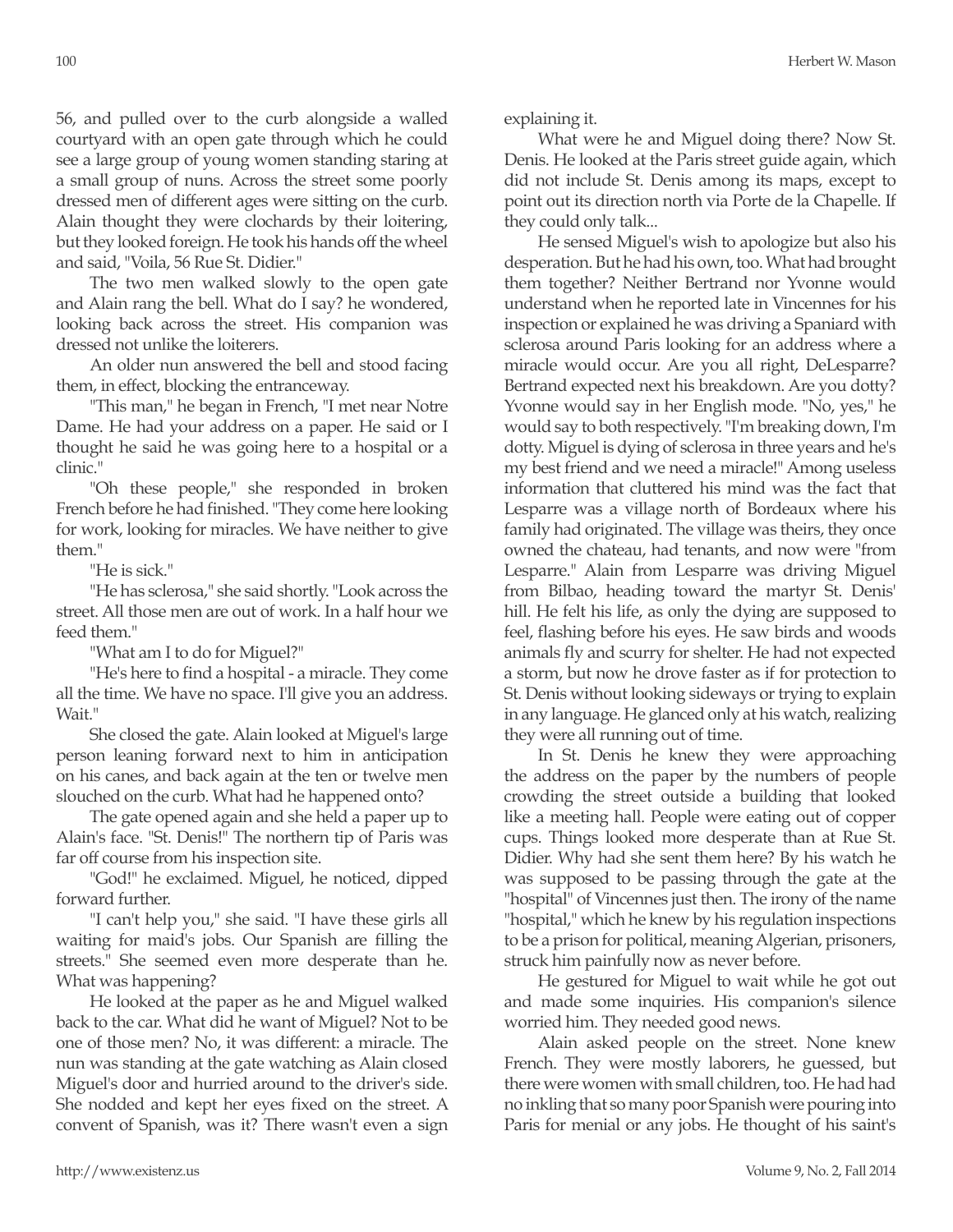56, and pulled over to the curb alongside a walled courtyard with an open gate through which he could see a large group of young women standing staring at a small group of nuns. Across the street some poorly dressed men of different ages were sitting on the curb. Alain thought they were clochards by their loitering, but they looked foreign. He took his hands off the wheel and said, "Voila, 56 Rue St. Didier."

The two men walked slowly to the open gate and Alain rang the bell. What do I say? he wondered, looking back across the street. His companion was dressed not unlike the loiterers.

An older nun answered the bell and stood facing them, in effect, blocking the entranceway.

"This man," he began in French, "I met near Notre Dame. He had your address on a paper. He said or I thought he said he was going here to a hospital or a clinic."

"Oh these people," she responded in broken French before he had finished. "They come here looking for work, looking for miracles. We have neither to give them."

"He is sick."

"He has sclerosa," she said shortly. "Look across the street. All those men are out of work. In a half hour we feed them."

"What am I to do for Miguel?"

"He's here to find a hospital - a miracle. They come all the time. We have no space. I'll give you an address. Wait."

She closed the gate. Alain looked at Miguel's large person leaning forward next to him in anticipation on his canes, and back again at the ten or twelve men slouched on the curb. What had he happened onto?

The gate opened again and she held a paper up to Alain's face. "St. Denis!" The northern tip of Paris was far off course from his inspection site.

"God!" he exclaimed. Miguel, he noticed, dipped forward further.

"I can't help you," she said. "I have these girls all waiting for maid's jobs. Our Spanish are filling the streets." She seemed even more desperate than he. What was happening?

He looked at the paper as he and Miguel walked back to the car. What did he want of Miguel? Not to be one of those men? No, it was different: a miracle. The nun was standing at the gate watching as Alain closed Miguel's door and hurried around to the driver's side. She nodded and kept her eyes fixed on the street. A convent of Spanish, was it? There wasn't even a sign explaining it.

What were he and Miguel doing there? Now St. Denis. He looked at the Paris street guide again, which did not include St. Denis among its maps, except to point out its direction north via Porte de la Chapelle. If they could only talk...

He sensed Miguel's wish to apologize but also his desperation. But he had his own, too. What had brought them together? Neither Bertrand nor Yvonne would understand when he reported late in Vincennes for his inspection or explained he was driving a Spaniard with sclerosa around Paris looking for an address where a miracle would occur. Are you all right, DeLesparre? Bertrand expected next his breakdown. Are you dotty? Yvonne would say in her English mode. "No, yes," he would say to both respectively. "I'm breaking down, I'm dotty. Miguel is dying of sclerosa in three years and he's my best friend and we need a miracle!" Among useless information that cluttered his mind was the fact that Lesparre was a village north of Bordeaux where his family had originated. The village was theirs, they once owned the chateau, had tenants, and now were "from Lesparre." Alain from Lesparre was driving Miguel from Bilbao, heading toward the martyr St. Denis' hill. He felt his life, as only the dying are supposed to feel, flashing before his eyes. He saw birds and woods animals fly and scurry for shelter. He had not expected a storm, but now he drove faster as if for protection to St. Denis without looking sideways or trying to explain in any language. He glanced only at his watch, realizing they were all running out of time.

In St. Denis he knew they were approaching the address on the paper by the numbers of people crowding the street outside a building that looked like a meeting hall. People were eating out of copper cups. Things looked more desperate than at Rue St. Didier. Why had she sent them here? By his watch he was supposed to be passing through the gate at the "hospital" of Vincennes just then. The irony of the name "hospital," which he knew by his regulation inspections to be a prison for political, meaning Algerian, prisoners, struck him painfully now as never before.

He gestured for Miguel to wait while he got out and made some inquiries. His companion's silence worried him. They needed good news.

Alain asked people on the street. None knew French. They were mostly laborers, he guessed, but there were women with small children, too. He had had no inkling that so many poor Spanish were pouring into Paris for menial or any jobs. He thought of his saint's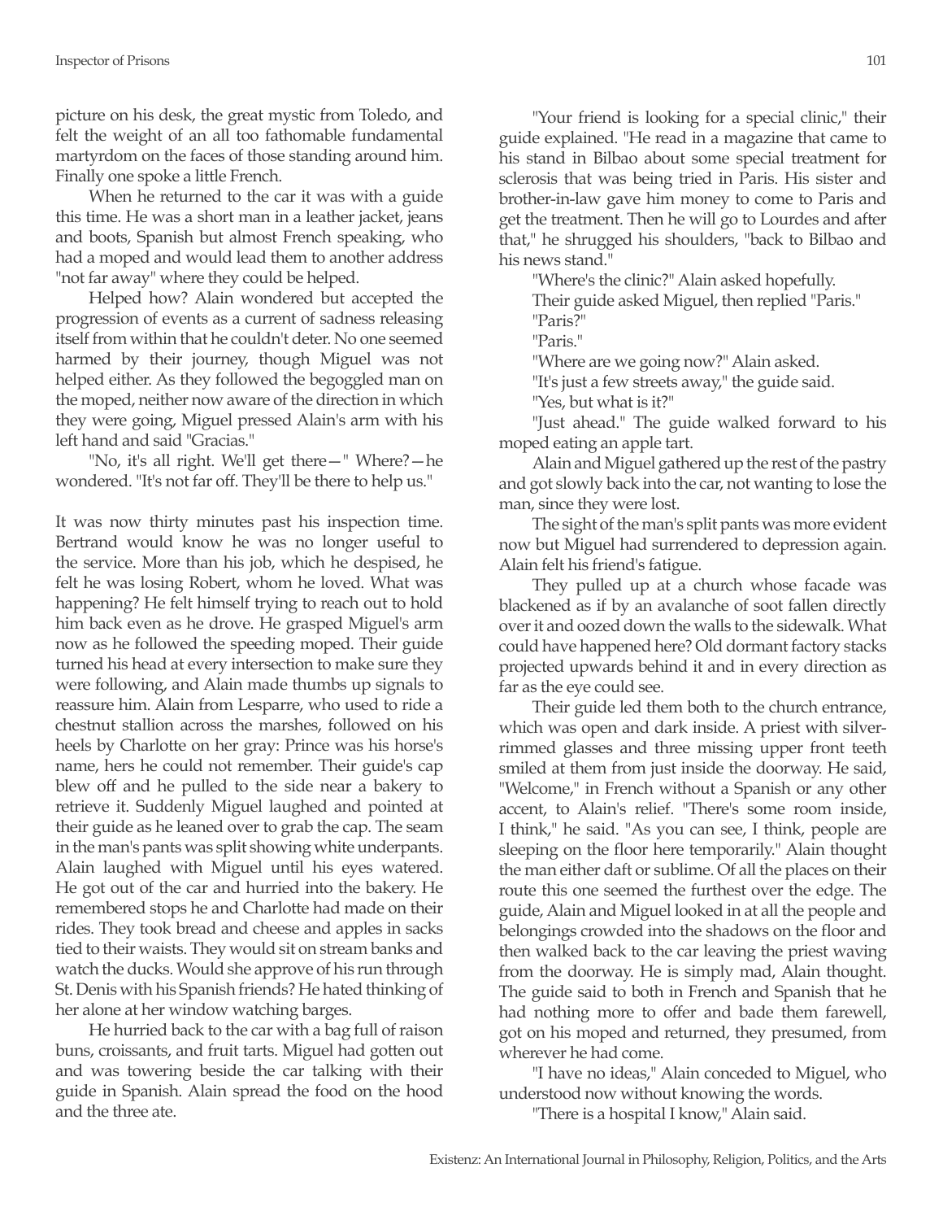picture on his desk, the great mystic from Toledo, and felt the weight of an all too fathomable fundamental martyrdom on the faces of those standing around him. Finally one spoke a little French.

When he returned to the car it was with a guide this time. He was a short man in a leather jacket, jeans and boots, Spanish but almost French speaking, who had a moped and would lead them to another address "not far away" where they could be helped.

Helped how? Alain wondered but accepted the progression of events as a current of sadness releasing itself from within that he couldn't deter. No one seemed harmed by their journey, though Miguel was not helped either. As they followed the begoggled man on the moped, neither now aware of the direction in which they were going, Miguel pressed Alain's arm with his left hand and said "Gracias."

"No, it's all right. We'll get there—" Where?—he wondered. "It's not far off. They'll be there to help us."

It was now thirty minutes past his inspection time. Bertrand would know he was no longer useful to the service. More than his job, which he despised, he felt he was losing Robert, whom he loved. What was happening? He felt himself trying to reach out to hold him back even as he drove. He grasped Miguel's arm now as he followed the speeding moped. Their guide turned his head at every intersection to make sure they were following, and Alain made thumbs up signals to reassure him. Alain from Lesparre, who used to ride a chestnut stallion across the marshes, followed on his heels by Charlotte on her gray: Prince was his horse's name, hers he could not remember. Their guide's cap blew off and he pulled to the side near a bakery to retrieve it. Suddenly Miguel laughed and pointed at their guide as he leaned over to grab the cap. The seam in the man's pants was split showing white underpants. Alain laughed with Miguel until his eyes watered. He got out of the car and hurried into the bakery. He remembered stops he and Charlotte had made on their rides. They took bread and cheese and apples in sacks tied to their waists. They would sit on stream banks and watch the ducks. Would she approve of his run through St. Denis with his Spanish friends? He hated thinking of her alone at her window watching barges.

He hurried back to the car with a bag full of raison buns, croissants, and fruit tarts. Miguel had gotten out and was towering beside the car talking with their guide in Spanish. Alain spread the food on the hood and the three ate.

"Your friend is looking for a special clinic," their guide explained. "He read in a magazine that came to his stand in Bilbao about some special treatment for sclerosis that was being tried in Paris. His sister and brother-in-law gave him money to come to Paris and get the treatment. Then he will go to Lourdes and after that," he shrugged his shoulders, "back to Bilbao and his news stand."

"Where's the clinic?" Alain asked hopefully.

Their guide asked Miguel, then replied "Paris."

"Paris?"

"Paris."

"Where are we going now?" Alain asked.

"It's just a few streets away," the guide said.

"Yes, but what is it?"

"Just ahead." The guide walked forward to his moped eating an apple tart.

Alain and Miguel gathered up the rest of the pastry and got slowly back into the car, not wanting to lose the man, since they were lost.

The sight of the man's split pants was more evident now but Miguel had surrendered to depression again. Alain felt his friend's fatigue.

They pulled up at a church whose facade was blackened as if by an avalanche of soot fallen directly over it and oozed down the walls to the sidewalk. What could have happened here? Old dormant factory stacks projected upwards behind it and in every direction as far as the eye could see.

Their guide led them both to the church entrance, which was open and dark inside. A priest with silver-rimmed glasses and three missing upper front teeth smiled at them from just inside the doorway. He said, "Welcome," in French without a Spanish or any other accent, to Alain's relief. "There's some room inside, I think," he said. "As you can see, I think, people are sleeping on the floor here temporarily." Alain thought the man either daft or sublime. Of all the places on their route this one seemed the furthest over the edge. The guide, Alain and Miguel looked in at all the people and belongings crowded into the shadows on the floor and then walked back to the car leaving the priest waving from the doorway. He is simply mad, Alain thought. The guide said to both in French and Spanish that he had nothing more to offer and bade them farewell, got on his moped and returned, they presumed, from wherever he had come.

"I have no ideas," Alain conceded to Miguel, who understood now without knowing the words.

"There is a hospital I know," Alain said.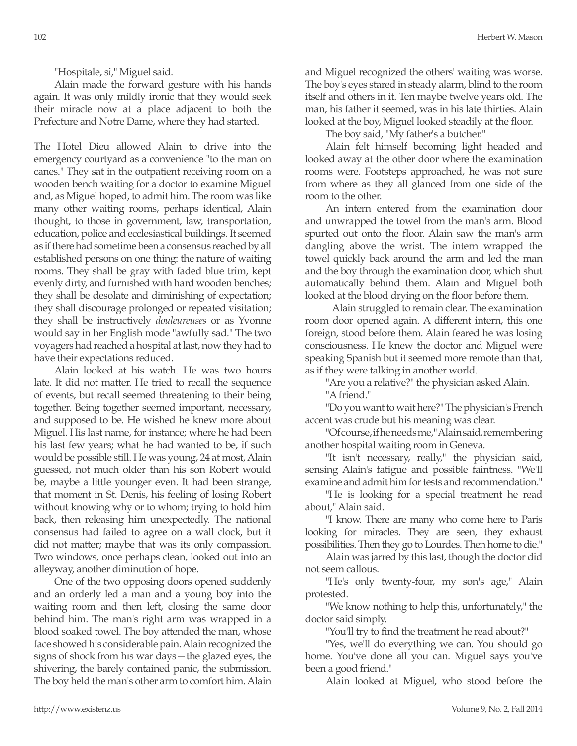"Hospitale, si," Miguel said.

Alain made the forward gesture with his hands again. It was only mildly ironic that they would seek their miracle now at a place adjacent to both the Prefecture and Notre Dame, where they had started.

The Hotel Dieu allowed Alain to drive into the emergency courtyard as a convenience "to the man on canes." They sat in the outpatient receiving room on a wooden bench waiting for a doctor to examine Miguel and, as Miguel hoped, to admit him. The room was like many other waiting rooms, perhaps identical, Alain thought, to those in government, law, transportation, education, police and ecclesiastical buildings. It seemed as if there had sometime been a consensus reached by all established persons on one thing: the nature of waiting rooms. They shall be gray with faded blue trim, kept evenly dirty, and furnished with hard wooden benches; they shall be desolate and diminishing of expectation; they shall discourage prolonged or repeated visitation; they shall be instructively *douleureuses* or as Yvonne would say in her English mode "awfully sad." The two voyagers had reached a hospital at last, now they had to have their expectations reduced.

Alain looked at his watch. He was two hours late. It did not matter. He tried to recall the sequence of events, but recall seemed threatening to their being together. Being together seemed important, necessary, and supposed to be. He wished he knew more about Miguel. His last name, for instance; where he had been his last few years; what he had wanted to be, if such would be possible still. He was young, 24 at most, Alain guessed, not much older than his son Robert would be, maybe a little younger even. It had been strange, that moment in St. Denis, his feeling of losing Robert without knowing why or to whom; trying to hold him back, then releasing him unexpectedly. The national consensus had failed to agree on a wall clock, but it did not matter; maybe that was its only compassion. Two windows, once perhaps clean, looked out into an alleyway, another diminution of hope.

One of the two opposing doors opened suddenly and an orderly led a man and a young boy into the waiting room and then left, closing the same door behind him. The man's right arm was wrapped in a blood soaked towel. The boy attended the man, whose face showed his considerable pain. Alain recognized the signs of shock from his war days—the glazed eyes, the shivering, the barely contained panic, the submission. The boy held the man's other arm to comfort him. Alain and Miguel recognized the others' waiting was worse. The boy's eyes stared in steady alarm, blind to the room itself and others in it. Ten maybe twelve years old. The man, his father it seemed, was in his late thirties. Alain looked at the boy, Miguel looked steadily at the floor.

The boy said, "My father's a butcher."

Alain felt himself becoming light headed and looked away at the other door where the examination rooms were. Footsteps approached, he was not sure from where as they all glanced from one side of the room to the other.

An intern entered from the examination door and unwrapped the towel from the man's arm. Blood spurted out onto the floor. Alain saw the man's arm dangling above the wrist. The intern wrapped the towel quickly back around the arm and led the man and the boy through the examination door, which shut automatically behind them. Alain and Miguel both looked at the blood drying on the floor before them.

Alain struggled to remain clear. The examination room door opened again. A different intern, this one foreign, stood before them. Alain feared he was losing consciousness. He knew the doctor and Miguel were speaking Spanish but it seemed more remote than that, as if they were talking in another world.

"Are you a relative?" the physician asked Alain.

"A friend."

"Do you want to wait here?" The physician's French accent was crude but his meaning was clear.

"Of course, if he needs me," Alain said, remembering another hospital waiting room in Geneva.

"It isn't necessary, really," the physician said, sensing Alain's fatigue and possible faintness. "We'll examine and admit him for tests and recommendation."

"He is looking for a special treatment he read about," Alain said.

"I know. There are many who come here to Paris looking for miracles. They are seen, they exhaust possibilities. Then they go to Lourdes. Then home to die."

Alain was jarred by this last, though the doctor did not seem callous.

"He's only twenty-four, my son's age," Alain protested.

"We know nothing to help this, unfortunately," the doctor said simply.

"You'll try to find the treatment he read about?"

"Yes, we'll do everything we can. You should go home. You've done all you can. Miguel says you've been a good friend."

Alain looked at Miguel, who stood before the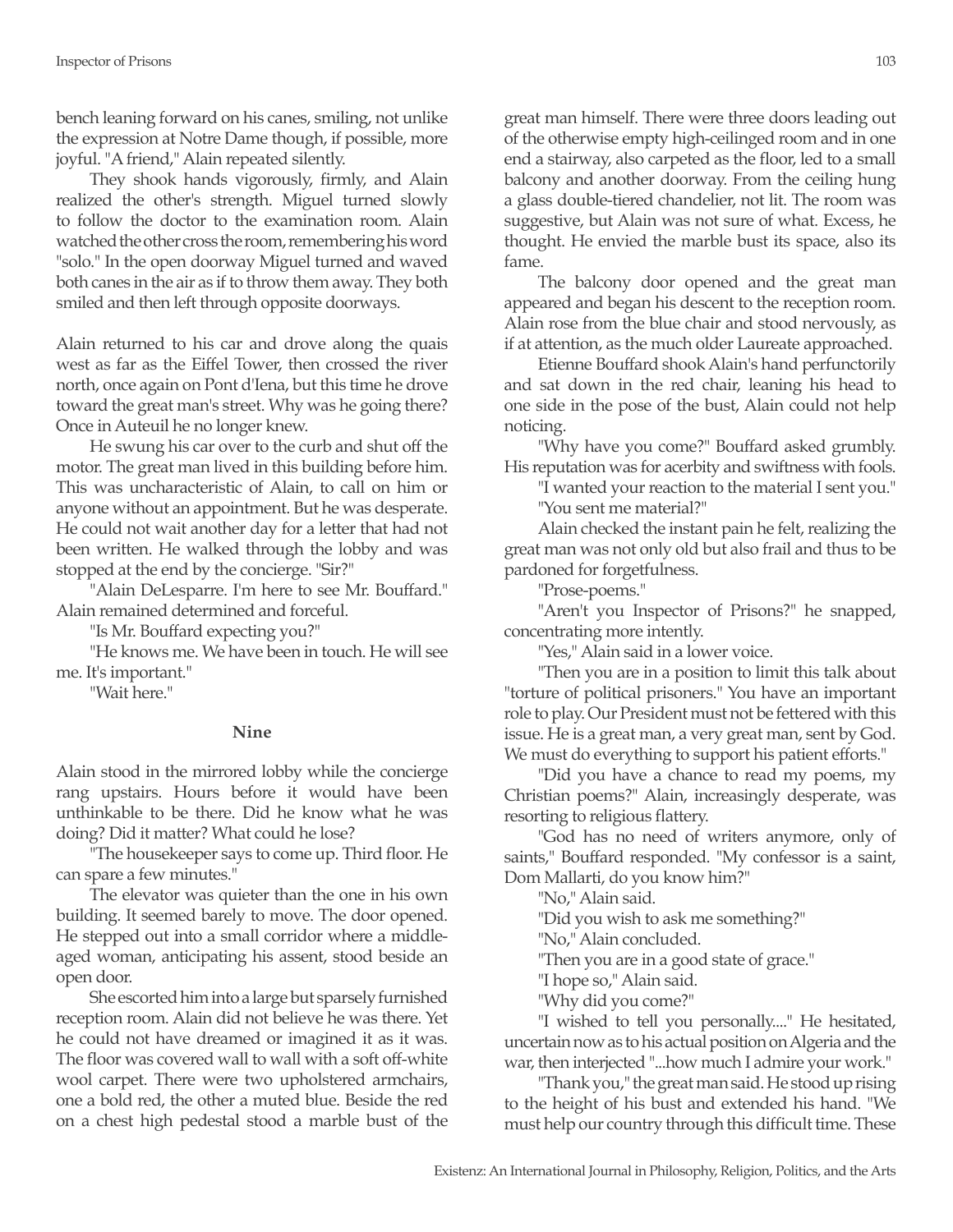bench leaning forward on his canes, smiling, not unlike the expression at Notre Dame though, if possible, more joyful. "A friend," Alain repeated silently.

They shook hands vigorously, firmly, and Alain realized the other's strength. Miguel turned slowly to follow the doctor to the examination room. Alain watched the other cross the room, remembering his word "solo." In the open doorway Miguel turned and waved both canes in the air as if to throw them away. They both smiled and then left through opposite doorways.

Alain returned to his car and drove along the quais west as far as the Eiffel Tower, then crossed the river north, once again on Pont d'Iena, but this time he drove toward the great man's street. Why was he going there? Once in Auteuil he no longer knew.

He swung his car over to the curb and shut off the motor. The great man lived in this building before him. This was uncharacteristic of Alain, to call on him or anyone without an appointment. But he was desperate. He could not wait another day for a letter that had not been written. He walked through the lobby and was stopped at the end by the concierge. "Sir?"

"Alain DeLesparre. I'm here to see Mr. Bouffard." Alain remained determined and forceful.

"Is Mr. Bouffard expecting you?"

"He knows me. We have been in touch. He will see me. It's important."

"Wait here."

### Nine

Alain stood in the mirrored lobby while the concierge rang upstairs. Hours before it would have been unthinkable to be there. Did he know what he was doing? Did it matter? What could he lose?

"The housekeeper says to come up. Third floor. He can spare a few minutes."

The elevator was quieter than the one in his own building. It seemed barely to move. The door opened. He stepped out into a small corridor where a middle-aged woman, anticipating his assent, stood beside an open door.

She escorted him into a large but sparsely furnished reception room. Alain did not believe he was there. Yet he could not have dreamed or imagined it as it was. The floor was covered wall to wall with a soft off-white wool carpet. There were two upholstered armchairs, one a bold red, the other a muted blue. Beside the red on a chest high pedestal stood a marble bust of the great man himself. There were three doors leading out of the otherwise empty high-ceilinged room and in one end a stairway, also carpeted as the floor, led to a small balcony and another doorway. From the ceiling hung a glass double-tiered chandelier, not lit. The room was suggestive, but Alain was not sure of what. Excess, he thought. He envied the marble bust its space, also its fame.

The balcony door opened and the great man appeared and began his descent to the reception room. Alain rose from the blue chair and stood nervously, as if at attention, as the much older Laureate approached.

Etienne Bouffard shook Alain's hand perfunctorily and sat down in the red chair, leaning his head to one side in the pose of the bust, Alain could not help noticing.

"Why have you come?" Bouffard asked grumbly. His reputation was for acerbity and swiftness with fools.

"I wanted your reaction to the material I sent you."

"You sent me material?"

Alain checked the instant pain he felt, realizing the great man was not only old but also frail and thus to be pardoned for forgetfulness.

"Prose-poems."

"Aren't you Inspector of Prisons?" he snapped, concentrating more intently.

"Yes," Alain said in a lower voice.

"Then you are in a position to limit this talk about "torture of political prisoners." You have an important role to play. Our President must not be fettered with this issue. He is a great man, a very great man, sent by God. We must do everything to support his patient efforts."

"Did you have a chance to read my poems, my Christian poems?" Alain, increasingly desperate, was resorting to religious flattery.

"God has no need of writers anymore, only of saints," Bouffard responded. "My confessor is a saint, Dom Mallarti, do you know him?"

"No," Alain said.

"Did you wish to ask me something?"

"No," Alain concluded.

"Then you are in a good state of grace."

"I hope so," Alain said.

"Why did you come?"

"I wished to tell you personally...." He hesitated, uncertain now as to his actual position on Algeria and the war, then interjected "...how much I admire your work."

"Thank you," the great man said. He stood up rising to the height of his bust and extended his hand. "We must help our country through this difficult time. These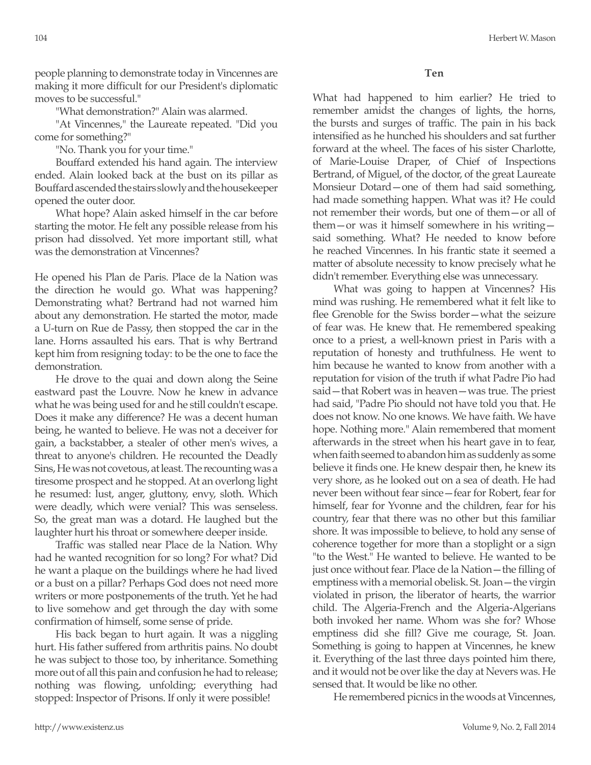people planning to demonstrate today in Vincennes are making it more difficult for our President's diplomatic moves to be successful."

"What demonstration?" Alain was alarmed.

"At Vincennes," the Laureate repeated. "Did you come for something?"

"No. Thank you for your time."

Bouffard extended his hand again. The interview ended. Alain looked back at the bust on its pillar as Bouffard ascended the stairs slowly and the housekeeper opened the outer door.

What hope? Alain asked himself in the car before starting the motor. He felt any possible release from his prison had dissolved. Yet more important still, what was the demonstration at Vincennes?

He opened his Plan de Paris. Place de la Nation was the direction he would go. What was happening? Demonstrating what? Bertrand had not warned him about any demonstration. He started the motor, made a U-turn on Rue de Passy, then stopped the car in the lane. Horns assaulted his ears. That is why Bertrand kept him from resigning today: to be the one to face the demonstration.

He drove to the quai and down along the Seine eastward past the Louvre. Now he knew in advance what he was being used for and he still couldn't escape. Does it make any difference? He was a decent human being, he wanted to believe. He was not a deceiver for gain, a backstabber, a stealer of other men's wives, a threat to anyone's children. He recounted the Deadly Sins, He was not covetous, at least. The recounting was a tiresome prospect and he stopped. At an overlong light he resumed: lust, anger, gluttony, envy, sloth. Which were deadly, which were venial? This was senseless. So, the great man was a dotard. He laughed but the laughter hurt his throat or somewhere deeper inside.

Traffic was stalled near Place de la Nation. Why had he wanted recognition for so long? For what? Did he want a plaque on the buildings where he had lived or a bust on a pillar? Perhaps God does not need more writers or more postponements of the truth. Yet he had to live somehow and get through the day with some confirmation of himself, some sense of pride.

His back began to hurt again. It was a niggling hurt. His father suffered from arthritis pains. No doubt he was subject to those too, by inheritance. Something more out of all this pain and confusion he had to release; nothing was flowing, unfolding; everything had stopped: Inspector of Prisons. If only it were possible!

**Ten**

What had happened to him earlier? He tried to remember amidst the changes of lights, the horns, the bursts and surges of traffic. The pain in his back intensified as he hunched his shoulders and sat further forward at the wheel. The faces of his sister Charlotte, of Marie-Louise Draper, of Chief of Inspections Bertrand, of Miguel, of the doctor, of the great Laureate Monsieur Dotard—one of them had said something, had made something happen. What was it? He could not remember their words, but one of them—or all of them—or was it himself somewhere in his writing—said something. What? He needed to know before he reached Vincennes. In his frantic state it seemed a matter of absolute necessity to know precisely what he didn't remember. Everything else was unnecessary.

What was going to happen at Vincennes? His mind was rushing. He remembered what it felt like to flee Grenoble for the Swiss border—what the seizure of fear was. He knew that. He remembered speaking once to a priest, a well-known priest in Paris with a reputation of honesty and truthfulness. He went to him because he wanted to know from another with a reputation for vision of the truth if what Padre Pio had said—that Robert was in heaven—was true. The priest had said, "Padre Pio should not have told you that. He does not know. No one knows. We have faith. We have hope. Nothing more." Alain remembered that moment afterwards in the street when his heart gave in to fear, when faith seemed to abandon him as suddenly as some believe it finds one. He knew despair then, he knew its very shore, as he looked out on a sea of death. He had never been without fear since—fear for Robert, fear for himself, fear for Yvonne and the children, fear for his country, fear that there was no other but this familiar shore. It was impossible to believe, to hold any sense of coherence together for more than a stoplight or a sign "to the West." He wanted to believe. He wanted to be just once without fear. Place de la Nation—the filling of emptiness with a memorial obelisk. St. Joan—the virgin violated in prison, the liberator of hearts, the warrior child. The Algeria-French and the Algeria-Algerians both invoked her name. Whom was she for? Whose emptiness did she fill? Give me courage, St. Joan. Something is going to happen at Vincennes, he knew it. Everything of the last three days pointed him there, and it would not be over like the day at Nevers was. He sensed that. It would be like no other.

He remembered picnics in the woods at Vincennes,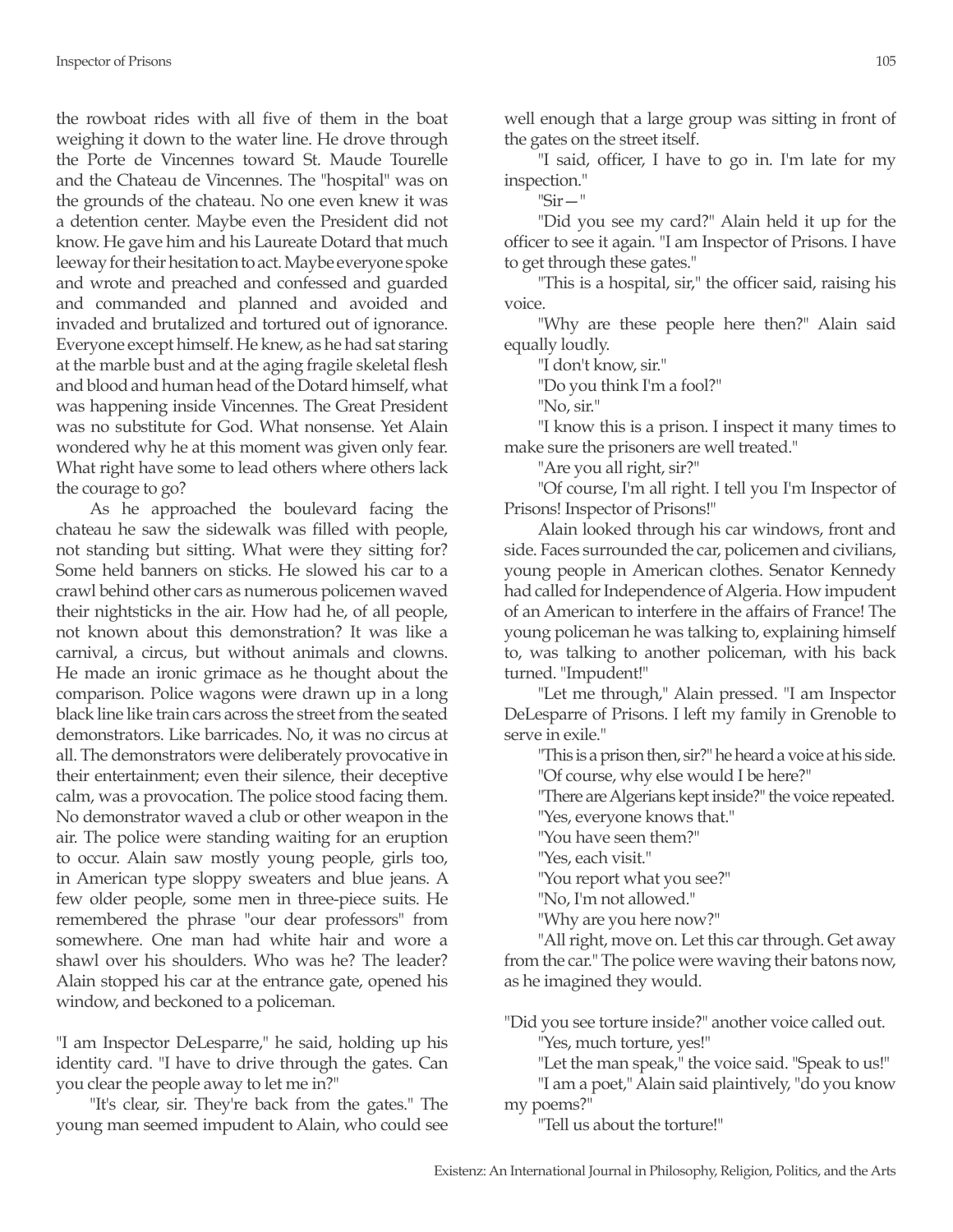the rowboat rides with all five of them in the boat weighing it down to the water line. He drove through the Porte de Vincennes toward St. Maude Tourelle and the Chateau de Vincennes. The "hospital" was on the grounds of the chateau. No one even knew it was a detention center. Maybe even the President did not know. He gave him and his Laureate Dotard that much leeway for their hesitation to act. Maybe everyone spoke and wrote and preached and confessed and guarded and commanded and planned and avoided and invaded and brutalized and tortured out of ignorance. Everyone except himself. He knew, as he had sat staring at the marble bust and at the aging fragile skeletal flesh and blood and human head of the Dotard himself, what was happening inside Vincennes. The Great President was no substitute for God. What nonsense. Yet Alain wondered why he at this moment was given only fear. What right have some to lead others where others lack the courage to go?

As he approached the boulevard facing the chateau he saw the sidewalk was filled with people, not standing but sitting. What were they sitting for? Some held banners on sticks. He slowed his car to a crawl behind other cars as numerous policemen waved their nightsticks in the air. How had he, of all people, not known about this demonstration? It was like a carnival, a circus, but without animals and clowns. He made an ironic grimace as he thought about the comparison. Police wagons were drawn up in a long black line like train cars across the street from the seated demonstrators. Like barricades. No, it was no circus at all. The demonstrators were deliberately provocative in their entertainment; even their silence, their deceptive calm, was a provocation. The police stood facing them. No demonstrator waved a club or other weapon in the air. The police were standing waiting for an eruption to occur. Alain saw mostly young people, girls too, in American type sloppy sweaters and blue jeans. A few older people, some men in three-piece suits. He remembered the phrase "our dear professors" from somewhere. One man had white hair and wore a shawl over his shoulders. Who was he? The leader? Alain stopped his car at the entrance gate, opened his window, and beckoned to a policeman.

"I am Inspector DeLesparre," he said, holding up his identity card. "I have to drive through the gates. Can you clear the people away to let me in?"

"It's clear, sir. They're back from the gates." The young man seemed impudent to Alain, who could see well enough that a large group was sitting in front of the gates on the street itself.

"I said, officer, I have to go in. I'm late for my inspection."

"Sir—"

"Did you see my card?" Alain held it up for the officer to see it again. "I am Inspector of Prisons. I have to get through these gates."

"This is a hospital, sir," the officer said, raising his voice.

"Why are these people here then?" Alain said equally loudly.

"I don't know, sir."

"Do you think I'm a fool?"

"No, sir."

"I know this is a prison. I inspect it many times to make sure the prisoners are well treated."

"Are you all right, sir?"

"Of course, I'm all right. I tell you I'm Inspector of Prisons! Inspector of Prisons!"

Alain looked through his car windows, front and side. Faces surrounded the car, policemen and civilians, young people in American clothes. Senator Kennedy had called for Independence of Algeria. How impudent of an American to interfere in the affairs of France! The young policeman he was talking to, explaining himself to, was talking to another policeman, with his back turned. "Impudent!"

"Let me through," Alain pressed. "I am Inspector DeLesparre of Prisons. I left my family in Grenoble to serve in exile."

"This is a prison then, sir?" he heard a voice at his side.

"Of course, why else would I be here?"

"There are Algerians kept inside?" the voice repeated.

"Yes, everyone knows that."

"You have seen them?"

"Yes, each visit."

"You report what you see?"

"No, I'm not allowed."

"Why are you here now?"

"All right, move on. Let this car through. Get away from the car." The police were waving their batons now, as he imagined they would.

"Did you see torture inside?" another voice called out.

"Yes, much torture, yes!"

"Let the man speak," the voice said. "Speak to us!"

"I am a poet," Alain said plaintively, "do you know my poems?"

"Tell us about the torture!"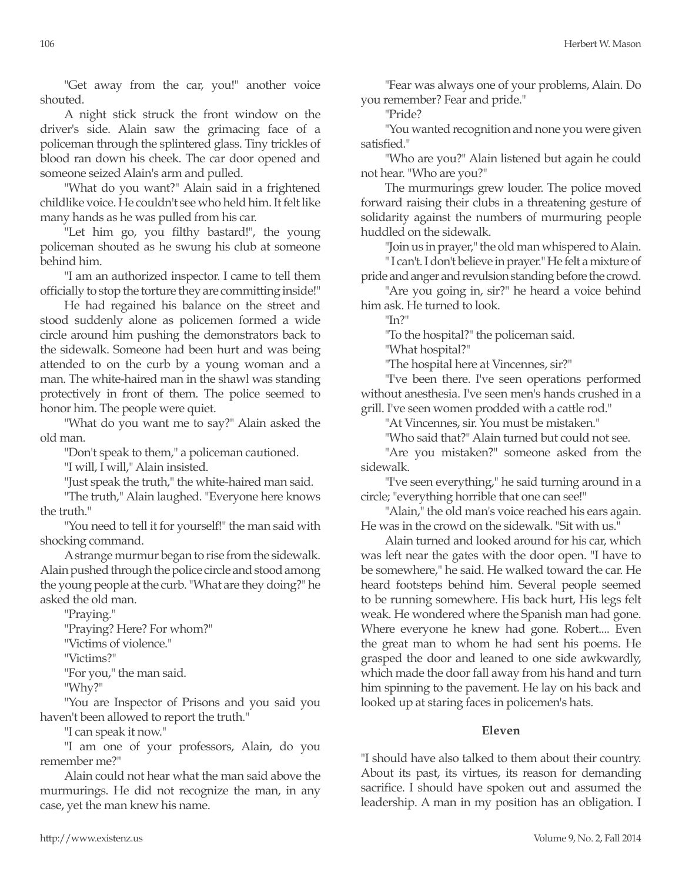"Get away from the car, you!" another voice shouted.

A night stick struck the front window on the driver's side. Alain saw the grimacing face of a policeman through the splintered glass. Tiny trickles of blood ran down his cheek. The car door opened and someone seized Alain's arm and pulled.

"What do you want?" Alain said in a frightened childlike voice. He couldn't see who held him. It felt like many hands as he was pulled from his car.

"Let him go, you filthy bastard!", the young policeman shouted as he swung his club at someone behind him.

"I am an authorized inspector. I came to tell them officially to stop the torture they are committing inside!"

He had regained his balance on the street and stood suddenly alone as policemen formed a wide circle around him pushing the demonstrators back to the sidewalk. Someone had been hurt and was being attended to on the curb by a young woman and a man. The white-haired man in the shawl was standing protectively in front of them. The police seemed to honor him. The people were quiet.

"What do you want me to say?" Alain asked the old man.

"Don't speak to them," a policeman cautioned.

"I will, I will," Alain insisted.

"Just speak the truth," the white-haired man said.

"The truth," Alain laughed. "Everyone here knows the truth."

"You need to tell it for yourself!" the man said with shocking command.

A strange murmur began to rise from the sidewalk. Alain pushed through the police circle and stood among the young people at the curb. "What are they doing?" he asked the old man.

"Praying."

"Praying? Here? For whom?"

"Victims of violence."

"Victims?"

"For you," the man said.

"Why?"

"You are Inspector of Prisons and you said you haven't been allowed to report the truth."

"I can speak it now."

"I am one of your professors, Alain, do you remember me?"

Alain could not hear what the man said above the murmurings. He did not recognize the man, in any case, yet the man knew his name.

"Fear was always one of your problems, Alain. Do you remember? Fear and pride."

"Pride?

"You wanted recognition and none you were given satisfied."

"Who are you?" Alain listened but again he could not hear. "Who are you?"

The murmurings grew louder. The police moved forward raising their clubs in a threatening gesture of solidarity against the numbers of murmuring people huddled on the sidewalk.

"Join us in prayer," the old man whispered to Alain.

" I can't. I don't believe in prayer." He felt a mixture of pride and anger and revulsion standing before the crowd.

"Are you going in, sir?" he heard a voice behind him ask. He turned to look.

"In?"

"To the hospital?" the policeman said.

"What hospital?"

"The hospital here at Vincennes, sir?"

"I've been there. I've seen operations performed without anesthesia. I've seen men's hands crushed in a grill. I've seen women prodded with a cattle rod."

"At Vincennes, sir. You must be mistaken."

"Who said that?" Alain turned but could not see.

"Are you mistaken?" someone asked from the sidewalk.

"I've seen everything," he said turning around in a circle; "everything horrible that one can see!"

"Alain," the old man's voice reached his ears again. He was in the crowd on the sidewalk. "Sit with us."

Alain turned and looked around for his car, which was left near the gates with the door open. "I have to be somewhere," he said. He walked toward the car. He heard footsteps behind him. Several people seemed to be running somewhere. His back hurt, His legs felt weak. He wondered where the Spanish man had gone. Where everyone he knew had gone. Robert.... Even the great man to whom he had sent his poems. He grasped the door and leaned to one side awkwardly, which made the door fall away from his hand and turn him spinning to the pavement. He lay on his back and looked up at staring faces in policemen's hats.

### Eleven

"I should have also talked to them about their country. About its past, its virtues, its reason for demanding sacrifice. I should have spoken out and assumed the leadership. A man in my position has an obligation. I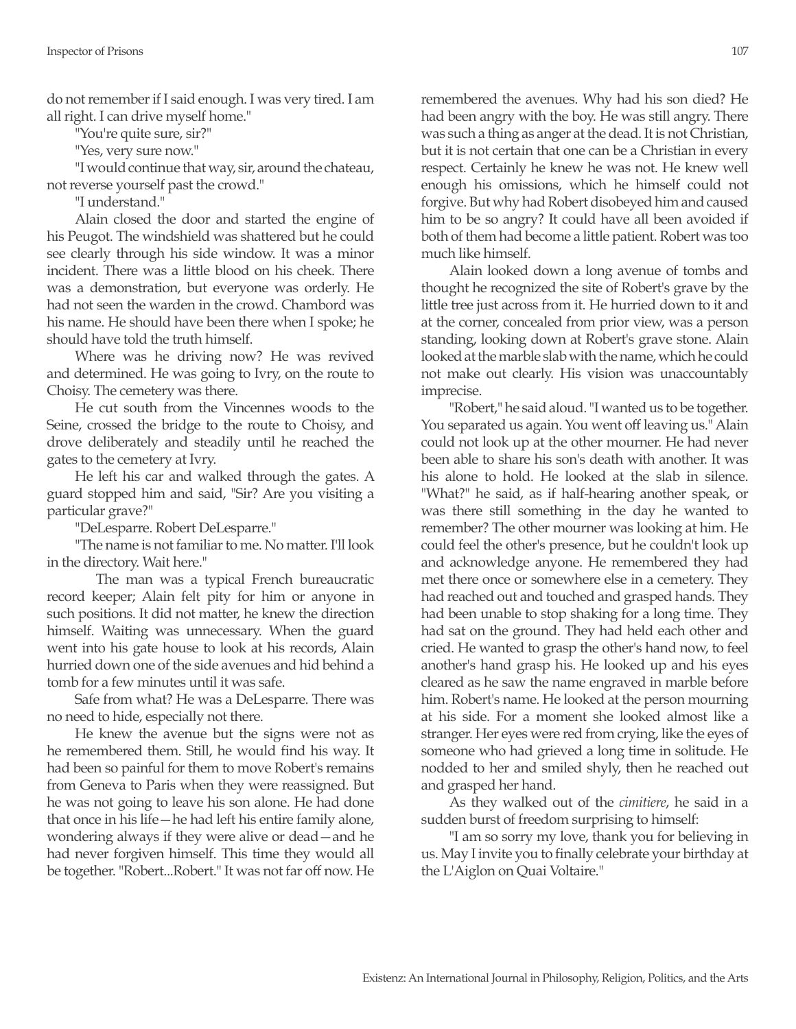do not remember if I said enough. I was very tired. I am all right. I can drive myself home."

"You're quite sure, sir?"

"Yes, very sure now."

"I would continue that way, sir, around the chateau, not reverse yourself past the crowd."

"I understand."

Alain closed the door and started the engine of his Peugot. The windshield was shattered but he could see clearly through his side window. It was a minor incident. There was a little blood on his cheek. There was a demonstration, but everyone was orderly. He had not seen the warden in the crowd. Chambord was his name. He should have been there when I spoke; he should have told the truth himself.

Where was he driving now? He was revived and determined. He was going to Ivry, on the route to Choisy. The cemetery was there.

He cut south from the Vincennes woods to the Seine, crossed the bridge to the route to Choisy, and drove deliberately and steadily until he reached the gates to the cemetery at Ivry.

He left his car and walked through the gates. A guard stopped him and said, "Sir? Are you visiting a particular grave?"

"DeLesparre. Robert DeLesparre."

"The name is not familiar to me. No matter. I'll look in the directory. Wait here."

The man was a typical French bureaucratic record keeper; Alain felt pity for him or anyone in such positions. It did not matter, he knew the direction himself. Waiting was unnecessary. When the guard went into his gate house to look at his records, Alain hurried down one of the side avenues and hid behind a tomb for a few minutes until it was safe.

Safe from what? He was a DeLesparre. There was no need to hide, especially not there.

He knew the avenue but the signs were not as he remembered them. Still, he would find his way. It had been so painful for them to move Robert's remains from Geneva to Paris when they were reassigned. But he was not going to leave his son alone. He had done that once in his life—he had left his entire family alone, wondering always if they were alive or dead—and he had never forgiven himself. This time they would all be together. "Robert...Robert." It was not far off now. He remembered the avenues. Why had his son died? He had been angry with the boy. He was still angry. There was such a thing as anger at the dead. It is not Christian, but it is not certain that one can be a Christian in every respect. Certainly he knew he was not. He knew well enough his omissions, which he himself could not forgive. But why had Robert disobeyed him and caused him to be so angry? It could have all been avoided if both of them had become a little patient. Robert was too much like himself.

Alain looked down a long avenue of tombs and thought he recognized the site of Robert's grave by the little tree just across from it. He hurried down to it and at the corner, concealed from prior view, was a person standing, looking down at Robert's grave stone. Alain looked at the marble slab with the name, which he could not make out clearly. His vision was unaccountably imprecise.

"Robert," he said aloud. "I wanted us to be together. You separated us again. You went off leaving us." Alain could not look up at the other mourner. He had never been able to share his son's death with another. It was his alone to hold. He looked at the slab in silence. "What?" he said, as if half-hearing another speak, or was there still something in the day he wanted to remember? The other mourner was looking at him. He could feel the other's presence, but he couldn't look up and acknowledge anyone. He remembered they had met there once or somewhere else in a cemetery. They had reached out and touched and grasped hands. They had been unable to stop shaking for a long time. They had sat on the ground. They had held each other and cried. He wanted to grasp the other's hand now, to feel another's hand grasp his. He looked up and his eyes cleared as he saw the name engraved in marble before him. Robert's name. He looked at the person mourning at his side. For a moment she looked almost like a stranger. Her eyes were red from crying, like the eyes of someone who had grieved a long time in solitude. He nodded to her and smiled shyly, then he reached out and grasped her hand.

As they walked out of the *cimitiere*, he said in a sudden burst of freedom surprising to himself:

"I am so sorry my love, thank you for believing in us. May I invite you to finally celebrate your birthday at the L'Aiglon on Quai Voltaire."